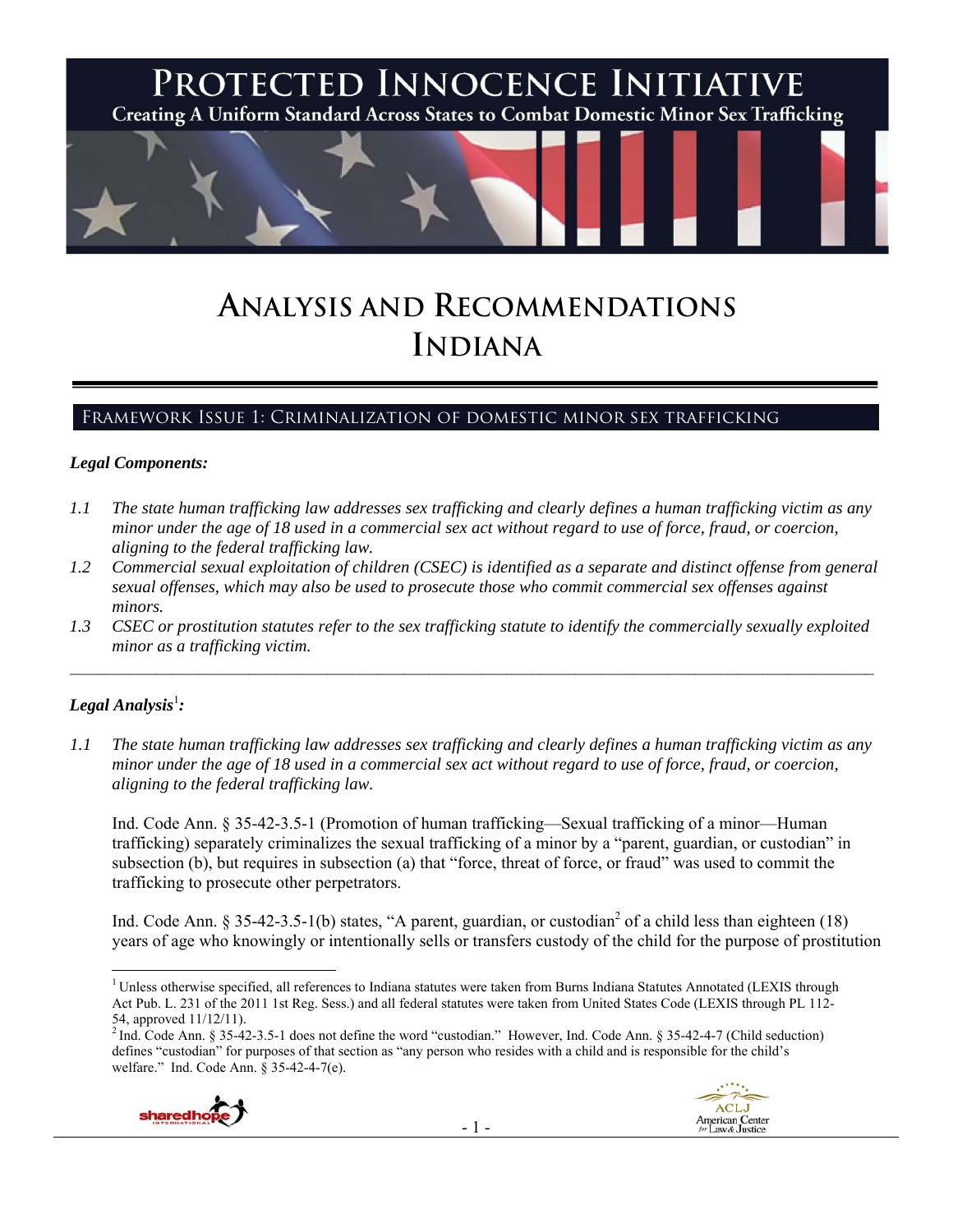# PROTECTED INNOCENCE INITIATIVE

Creating A Uniform Standard Across States to Combat Domestic Minor Sex Trafficking

# ANALYSIS AND RECOMMENDATIONS
# INDIANA

## FRAMEWORK ISSUE 1: CRIMINALIZATION OF DOMESTIC MINOR SEX TRAFFICKING

### *Legal Components:*

*1.1 The state human trafficking law addresses sex trafficking and clearly defines a human trafficking victim as any minor under the age of 18 used in a commercial sex act without regard to use of force, fraud, or coercion, aligning to the federal trafficking law.*

*1.2 Commercial sexual exploitation of children (CSEC) is identified as a separate and distinct offense from general sexual offenses, which may also be used to prosecute those who commit commercial sex offenses against minors.*

*1.3 CSEC or prostitution statutes refer to the sex trafficking statute to identify the commercially sexually exploited minor as a trafficking victim.*

---

### *Legal Analysis*[1]*:*

*1.1 The state human trafficking law addresses sex trafficking and clearly defines a human trafficking victim as any minor under the age of 18 used in a commercial sex act without regard to use of force, fraud, or coercion, aligning to the federal trafficking law.*

Ind. Code Ann. § 35-42-3.5-1 (Promotion of human trafficking—Sexual trafficking of a minor—Human trafficking) separately criminalizes the sexual trafficking of a minor by a "parent, guardian, or custodian" in subsection (b), but requires in subsection (a) that "force, threat of force, or fraud" was used to commit the trafficking to prosecute other perpetrators.

Ind. Code Ann. § 35-42-3.5-1(b) states, "A parent, guardian, or custodian[2] of a child less than eighteen (18) years of age who knowingly or intentionally sells or transfers custody of the child for the purpose of prostitution

---

[1] Unless otherwise specified, all references to Indiana statutes were taken from Burns Indiana Statutes Annotated (LEXIS through Act Pub. L. 231 of the 2011 1st Reg. Sess.) and all federal statutes were taken from United States Code (LEXIS through PL 112-54, approved 11/12/11).

[2] Ind. Code Ann. § 35-42-3.5-1 does not define the word "custodian." However, Ind. Code Ann. § 35-42-4-7 (Child seduction) defines "custodian" for purposes of that section as "any person who resides with a child and is responsible for the child's welfare." Ind. Code Ann. § 35-42-4-7(e).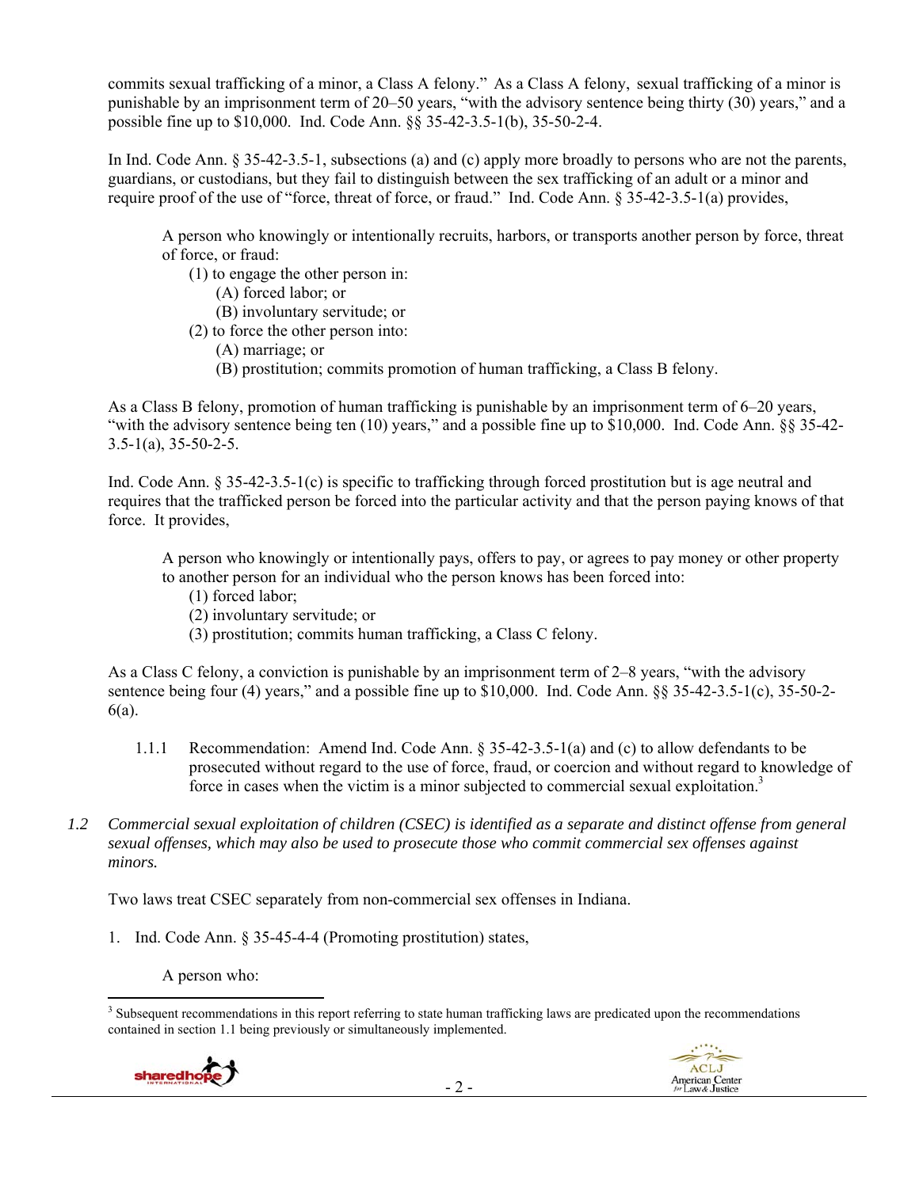commits sexual trafficking of a minor, a Class A felony." As a Class A felony, sexual trafficking of a minor is punishable by an imprisonment term of 20–50 years, "with the advisory sentence being thirty (30) years," and a possible fine up to $10,000. Ind. Code Ann. §§ 35-42-3.5-1(b), 35-50-2-4.

In Ind. Code Ann. § 35-42-3.5-1, subsections (a) and (c) apply more broadly to persons who are not the parents, guardians, or custodians, but they fail to distinguish between the sex trafficking of an adult or a minor and require proof of the use of "force, threat of force, or fraud." Ind. Code Ann. § 35-42-3.5-1(a) provides,

> A person who knowingly or intentionally recruits, harbors, or transports another person by force, threat of force, or fraud:
> (1) to engage the other person in:
> (A) forced labor; or
> (B) involuntary servitude; or
> (2) to force the other person into:
> (A) marriage; or
> (B) prostitution; commits promotion of human trafficking, a Class B felony.

As a Class B felony, promotion of human trafficking is punishable by an imprisonment term of 6–20 years, "with the advisory sentence being ten (10) years," and a possible fine up to $10,000. Ind. Code Ann. §§ 35-42-3.5-1(a), 35-50-2-5.

Ind. Code Ann. § 35-42-3.5-1(c) is specific to trafficking through forced prostitution but is age neutral and requires that the trafficked person be forced into the particular activity and that the person paying knows of that force. It provides,

> A person who knowingly or intentionally pays, offers to pay, or agrees to pay money or other property to another person for an individual who the person knows has been forced into:
> (1) forced labor;
> (2) involuntary servitude; or
> (3) prostitution; commits human trafficking, a Class C felony.

As a Class C felony, a conviction is punishable by an imprisonment term of 2–8 years, "with the advisory sentence being four (4) years," and a possible fine up to $10,000. Ind. Code Ann. §§ 35-42-3.5-1(c), 35-50-2-6(a).

1.1.1 Recommendation: Amend Ind. Code Ann. § 35-42-3.5-1(a) and (c) to allow defendants to be prosecuted without regard to the use of force, fraud, or coercion and without regard to knowledge of force in cases when the victim is a minor subjected to commercial sexual exploitation.[3]

*1.2 Commercial sexual exploitation of children (CSEC) is identified as a separate and distinct offense from general sexual offenses, which may also be used to prosecute those who commit commercial sex offenses against minors.*

Two laws treat CSEC separately from non-commercial sex offenses in Indiana.

1. Ind. Code Ann. § 35-45-4-4 (Promoting prostitution) states,

> A person who:

[3] Subsequent recommendations in this report referring to state human trafficking laws are predicated upon the recommendations contained in section 1.1 being previously or simultaneously implemented.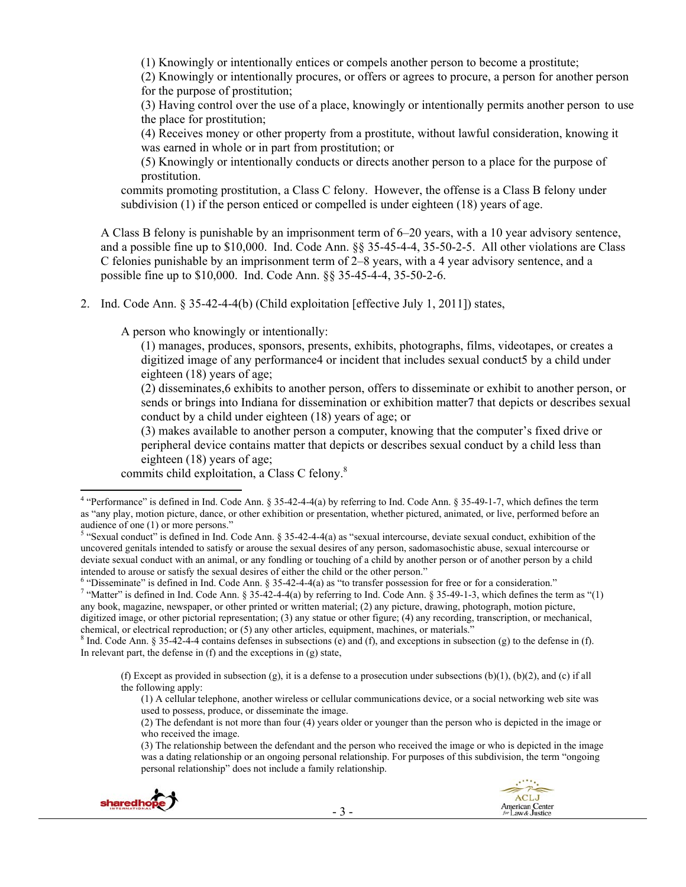(1) Knowingly or intentionally entices or compels another person to become a prostitute;

(2) Knowingly or intentionally procures, or offers or agrees to procure, a person for another person for the purpose of prostitution;

(3) Having control over the use of a place, knowingly or intentionally permits another person to use the place for prostitution;

(4) Receives money or other property from a prostitute, without lawful consideration, knowing it was earned in whole or in part from prostitution; or

(5) Knowingly or intentionally conducts or directs another person to a place for the purpose of prostitution.

commits promoting prostitution, a Class C felony. However, the offense is a Class B felony under subdivision (1) if the person enticed or compelled is under eighteen (18) years of age.

A Class B felony is punishable by an imprisonment term of 6–20 years, with a 10 year advisory sentence, and a possible fine up to $10,000. Ind. Code Ann. §§ 35-45-4-4, 35-50-2-5. All other violations are Class C felonies punishable by an imprisonment term of 2–8 years, with a 4 year advisory sentence, and a possible fine up to $10,000. Ind. Code Ann. §§ 35-45-4-4, 35-50-2-6.

2. Ind. Code Ann. § 35-42-4-4(b) (Child exploitation [effective July 1, 2011]) states,

A person who knowingly or intentionally:

(1) manages, produces, sponsors, presents, exhibits, photographs, films, videotapes, or creates a digitized image of any performance4 or incident that includes sexual conduct5 by a child under eighteen (18) years of age;

(2) disseminates,6 exhibits to another person, offers to disseminate or exhibit to another person, or sends or brings into Indiana for dissemination or exhibition matter7 that depicts or describes sexual conduct by a child under eighteen (18) years of age; or

(3) makes available to another person a computer, knowing that the computer's fixed drive or peripheral device contains matter that depicts or describes sexual conduct by a child less than eighteen (18) years of age;

commits child exploitation, a Class C felony.[8]

---

[4] "Performance" is defined in Ind. Code Ann. § 35-42-4-4(a) by referring to Ind. Code Ann. § 35-49-1-7, which defines the term as "any play, motion picture, dance, or other exhibition or presentation, whether pictured, animated, or live, performed before an audience of one (1) or more persons."

[5] "Sexual conduct" is defined in Ind. Code Ann. § 35-42-4-4(a) as "sexual intercourse, deviate sexual conduct, exhibition of the uncovered genitals intended to satisfy or arouse the sexual desires of any person, sadomasochistic abuse, sexual intercourse or deviate sexual conduct with an animal, or any fondling or touching of a child by another person or of another person by a child intended to arouse or satisfy the sexual desires of either the child or the other person."

[6] "Disseminate" is defined in Ind. Code Ann. § 35-42-4-4(a) as "to transfer possession for free or for a consideration."

[7] "Matter" is defined in Ind. Code Ann. § 35-42-4-4(a) by referring to Ind. Code Ann. § 35-49-1-3, which defines the term as "(1) any book, magazine, newspaper, or other printed or written material; (2) any picture, drawing, photograph, motion picture, digitized image, or other pictorial representation; (3) any statue or other figure; (4) any recording, transcription, or mechanical, chemical, or electrical reproduction; or (5) any other articles, equipment, machines, or materials."

[8] Ind. Code Ann. § 35-42-4-4 contains defenses in subsections (e) and (f), and exceptions in subsection (g) to the defense in (f). In relevant part, the defense in (f) and the exceptions in (g) state,

(f) Except as provided in subsection (g), it is a defense to a prosecution under subsections (b)(1), (b)(2), and (c) if all the following apply:

(1) A cellular telephone, another wireless or cellular communications device, or a social networking web site was used to possess, produce, or disseminate the image.

(2) The defendant is not more than four (4) years older or younger than the person who is depicted in the image or who received the image.

(3) The relationship between the defendant and the person who received the image or who is depicted in the image was a dating relationship or an ongoing personal relationship. For purposes of this subdivision, the term "ongoing personal relationship" does not include a family relationship.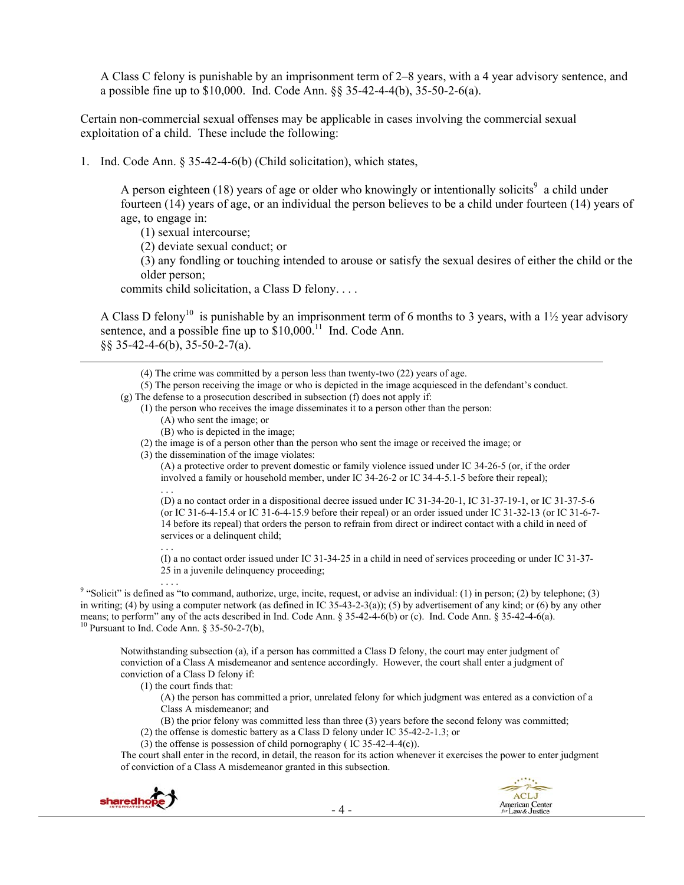A Class C felony is punishable by an imprisonment term of 2–8 years, with a 4 year advisory sentence, and a possible fine up to $10,000. Ind. Code Ann. §§ 35-42-4-4(b), 35-50-2-6(a).

Certain non-commercial sexual offenses may be applicable in cases involving the commercial sexual exploitation of a child. These include the following:

1. Ind. Code Ann. § 35-42-4-6(b) (Child solicitation), which states,

   > A person eighteen (18) years of age or older who knowingly or intentionally solicits[9] a child under fourteen (14) years of age, or an individual the person believes to be a child under fourteen (14) years of age, to engage in:
   >
   > (1) sexual intercourse;
   >
   > (2) deviate sexual conduct; or
   >
   > (3) any fondling or touching intended to arouse or satisfy the sexual desires of either the child or the older person;
   >
   > commits child solicitation, a Class D felony. . . .

   A Class D felony[10] is punishable by an imprisonment term of 6 months to 3 years, with a 1½ year advisory sentence, and a possible fine up to $10,000.[11] Ind. Code Ann. §§ 35-42-4-6(b), 35-50-2-7(a).

---

> (4) The crime was committed by a person less than twenty-two (22) years of age.
>
> (5) The person receiving the image or who is depicted in the image acquiesced in the defendant's conduct.
>
> (g) The defense to a prosecution described in subsection (f) does not apply if:
>
> (1) the person who receives the image disseminates it to a person other than the person:
>
> (A) who sent the image; or
>
> (B) who is depicted in the image;
>
> (2) the image is of a person other than the person who sent the image or received the image; or
>
> (3) the dissemination of the image violates:
>
> (A) a protective order to prevent domestic or family violence issued under IC 34-26-5 (or, if the order involved a family or household member, under IC 34-26-2 or IC 34-4-5.1-5 before their repeal);
>
> . . .
>
> (D) a no contact order in a dispositional decree issued under IC 31-34-20-1, IC 31-37-19-1, or IC 31-37-5-6 (or IC 31-6-4-15.4 or IC 31-6-4-15.9 before their repeal) or an order issued under IC 31-32-13 (or IC 31-6-7-14 before its repeal) that orders the person to refrain from direct or indirect contact with a child in need of services or a delinquent child;
>
> . . .
>
> (I) a no contact order issued under IC 31-34-25 in a child in need of services proceeding or under IC 31-37-25 in a juvenile delinquency proceeding;
>
> . . . .

[9] "Solicit" is defined as "to command, authorize, urge, incite, request, or advise an individual: (1) in person; (2) by telephone; (3) in writing; (4) by using a computer network (as defined in IC 35-43-2-3(a)); (5) by advertisement of any kind; or (6) by any other means; to perform" any of the acts described in Ind. Code Ann. § 35-42-4-6(b) or (c). Ind. Code Ann. § 35-42-4-6(a).

[10] Pursuant to Ind. Code Ann. § 35-50-2-7(b),

> Notwithstanding subsection (a), if a person has committed a Class D felony, the court may enter judgment of conviction of a Class A misdemeanor and sentence accordingly. However, the court shall enter a judgment of conviction of a Class D felony if:
>
> (1) the court finds that:
>
> (A) the person has committed a prior, unrelated felony for which judgment was entered as a conviction of a Class A misdemeanor; and
>
> (B) the prior felony was committed less than three (3) years before the second felony was committed;
>
> (2) the offense is domestic battery as a Class D felony under IC 35-42-2-1.3; or
>
> (3) the offense is possession of child pornography ( IC 35-42-4-4(c)).
>
> The court shall enter in the record, in detail, the reason for its action whenever it exercises the power to enter judgment of conviction of a Class A misdemeanor granted in this subsection.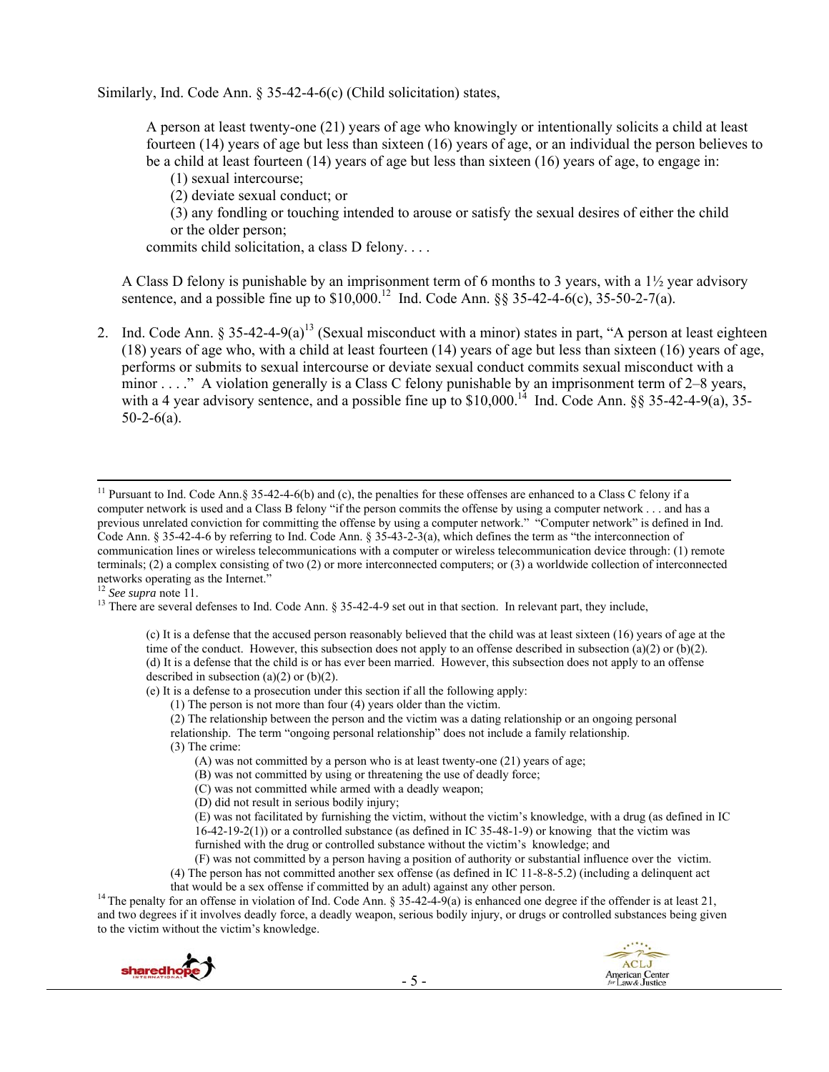Similarly, Ind. Code Ann. § 35-42-4-6(c) (Child solicitation) states,

> A person at least twenty-one (21) years of age who knowingly or intentionally solicits a child at least fourteen (14) years of age but less than sixteen (16) years of age, or an individual the person believes to be a child at least fourteen (14) years of age but less than sixteen (16) years of age, to engage in:
>
> (1) sexual intercourse;
>
> (2) deviate sexual conduct; or
>
> (3) any fondling or touching intended to arouse or satisfy the sexual desires of either the child or the older person;
>
> commits child solicitation, a class D felony. . . .

A Class D felony is punishable by an imprisonment term of 6 months to 3 years, with a 1½ year advisory sentence, and a possible fine up to $10,000.[12] Ind. Code Ann. §§ 35-42-4-6(c), 35-50-2-7(a).

2. Ind. Code Ann. § 35-42-4-9(a)[13] (Sexual misconduct with a minor) states in part, "A person at least eighteen (18) years of age who, with a child at least fourteen (14) years of age but less than sixteen (16) years of age, performs or submits to sexual intercourse or deviate sexual conduct commits sexual misconduct with a minor . . . ." A violation generally is a Class C felony punishable by an imprisonment term of 2–8 years, with a 4 year advisory sentence, and a possible fine up to $10,000.[14] Ind. Code Ann. §§ 35-42-4-9(a), 35-50-2-6(a).

---

[11] Pursuant to Ind. Code Ann.§ 35-42-4-6(b) and (c), the penalties for these offenses are enhanced to a Class C felony if a computer network is used and a Class B felony "if the person commits the offense by using a computer network . . . and has a previous unrelated conviction for committing the offense by using a computer network." "Computer network" is defined in Ind. Code Ann. § 35-42-4-6 by referring to Ind. Code Ann. § 35-43-2-3(a), which defines the term as "the interconnection of communication lines or wireless telecommunications with a computer or wireless telecommunication device through: (1) remote terminals; (2) a complex consisting of two (2) or more interconnected computers; or (3) a worldwide collection of interconnected networks operating as the Internet."

[12] *See supra* note 11.

[13] There are several defenses to Ind. Code Ann. § 35-42-4-9 set out in that section. In relevant part, they include,

> (c) It is a defense that the accused person reasonably believed that the child was at least sixteen (16) years of age at the time of the conduct. However, this subsection does not apply to an offense described in subsection (a)(2) or (b)(2).
>
> (d) It is a defense that the child is or has ever been married. However, this subsection does not apply to an offense described in subsection (a)(2) or (b)(2).
>
> (e) It is a defense to a prosecution under this section if all the following apply:
>
> (1) The person is not more than four (4) years older than the victim.
>
> (2) The relationship between the person and the victim was a dating relationship or an ongoing personal relationship. The term "ongoing personal relationship" does not include a family relationship.
>
> (3) The crime:
>
> (A) was not committed by a person who is at least twenty-one (21) years of age;
>
> (B) was not committed by using or threatening the use of deadly force;
>
> (C) was not committed while armed with a deadly weapon;
>
> (D) did not result in serious bodily injury;
>
> (E) was not facilitated by furnishing the victim, without the victim's knowledge, with a drug (as defined in IC 16-42-19-2(1)) or a controlled substance (as defined in IC 35-48-1-9) or knowing that the victim was furnished with the drug or controlled substance without the victim's knowledge; and
>
> (F) was not committed by a person having a position of authority or substantial influence over the victim.
>
> (4) The person has not committed another sex offense (as defined in IC 11-8-8-5.2) (including a delinquent act that would be a sex offense if committed by an adult) against any other person.

[14] The penalty for an offense in violation of Ind. Code Ann. § 35-42-4-9(a) is enhanced one degree if the offender is at least 21, and two degrees if it involves deadly force, a deadly weapon, serious bodily injury, or drugs or controlled substances being given to the victim without the victim's knowledge.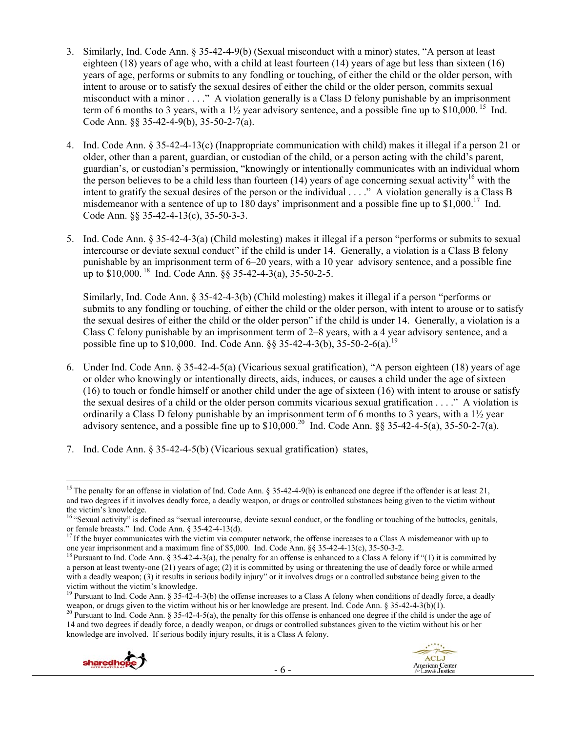3. Similarly, Ind. Code Ann. § 35-42-4-9(b) (Sexual misconduct with a minor) states, "A person at least eighteen (18) years of age who, with a child at least fourteen (14) years of age but less than sixteen (16) years of age, performs or submits to any fondling or touching, of either the child or the older person, with intent to arouse or to satisfy the sexual desires of either the child or the older person, commits sexual misconduct with a minor . . . ." A violation generally is a Class D felony punishable by an imprisonment term of 6 months to 3 years, with a 1½ year advisory sentence, and a possible fine up to $10,000.[15] Ind. Code Ann. §§ 35-42-4-9(b), 35-50-2-7(a).

4. Ind. Code Ann. § 35-42-4-13(c) (Inappropriate communication with child) makes it illegal if a person 21 or older, other than a parent, guardian, or custodian of the child, or a person acting with the child's parent, guardian's, or custodian's permission, "knowingly or intentionally communicates with an individual whom the person believes to be a child less than fourteen (14) years of age concerning sexual activity[16] with the intent to gratify the sexual desires of the person or the individual . . . ." A violation generally is a Class B misdemeanor with a sentence of up to 180 days' imprisonment and a possible fine up to $1,000.[17] Ind. Code Ann. §§ 35-42-4-13(c), 35-50-3-3.

5. Ind. Code Ann. § 35-42-4-3(a) (Child molesting) makes it illegal if a person "performs or submits to sexual intercourse or deviate sexual conduct" if the child is under 14. Generally, a violation is a Class B felony punishable by an imprisonment term of 6–20 years, with a 10 year advisory sentence, and a possible fine up to $10,000.[18] Ind. Code Ann. §§ 35-42-4-3(a), 35-50-2-5.

   Similarly, Ind. Code Ann. § 35-42-4-3(b) (Child molesting) makes it illegal if a person "performs or submits to any fondling or touching, of either the child or the older person, with intent to arouse or to satisfy the sexual desires of either the child or the older person" if the child is under 14. Generally, a violation is a Class C felony punishable by an imprisonment term of 2–8 years, with a 4 year advisory sentence, and a possible fine up to $10,000. Ind. Code Ann. §§ 35-42-4-3(b), 35-50-2-6(a).[19]

6. Under Ind. Code Ann. § 35-42-4-5(a) (Vicarious sexual gratification), "A person eighteen (18) years of age or older who knowingly or intentionally directs, aids, induces, or causes a child under the age of sixteen (16) to touch or fondle himself or another child under the age of sixteen (16) with intent to arouse or satisfy the sexual desires of a child or the older person commits vicarious sexual gratification . . . ." A violation is ordinarily a Class D felony punishable by an imprisonment term of 6 months to 3 years, with a 1½ year advisory sentence, and a possible fine up to $10,000.[20] Ind. Code Ann. §§ 35-42-4-5(a), 35-50-2-7(a).

7. Ind. Code Ann. § 35-42-4-5(b) (Vicarious sexual gratification) states,

---

[15] The penalty for an offense in violation of Ind. Code Ann. § 35-42-4-9(b) is enhanced one degree if the offender is at least 21, and two degrees if it involves deadly force, a deadly weapon, or drugs or controlled substances being given to the victim without the victim's knowledge.

[16] "Sexual activity" is defined as "sexual intercourse, deviate sexual conduct, or the fondling or touching of the buttocks, genitals, or female breasts." Ind. Code Ann. § 35-42-4-13(d).

[17] If the buyer communicates with the victim via computer network, the offense increases to a Class A misdemeanor with up to one year imprisonment and a maximum fine of $5,000. Ind. Code Ann. §§ 35-42-4-13(c), 35-50-3-2.

[18] Pursuant to Ind. Code Ann. § 35-42-4-3(a), the penalty for an offense is enhanced to a Class A felony if "(1) it is committed by a person at least twenty-one (21) years of age; (2) it is committed by using or threatening the use of deadly force or while armed with a deadly weapon; (3) it results in serious bodily injury" or it involves drugs or a controlled substance being given to the victim without the victim's knowledge.

[19] Pursuant to Ind. Code Ann. § 35-42-4-3(b) the offense increases to a Class A felony when conditions of deadly force, a deadly weapon, or drugs given to the victim without his or her knowledge are present. Ind. Code Ann. § 35-42-4-3(b)(1).

[20] Pursuant to Ind. Code Ann. § 35-42-4-5(a), the penalty for this offense is enhanced one degree if the child is under the age of 14 and two degrees if deadly force, a deadly weapon, or drugs or controlled substances given to the victim without his or her knowledge are involved. If serious bodily injury results, it is a Class A felony.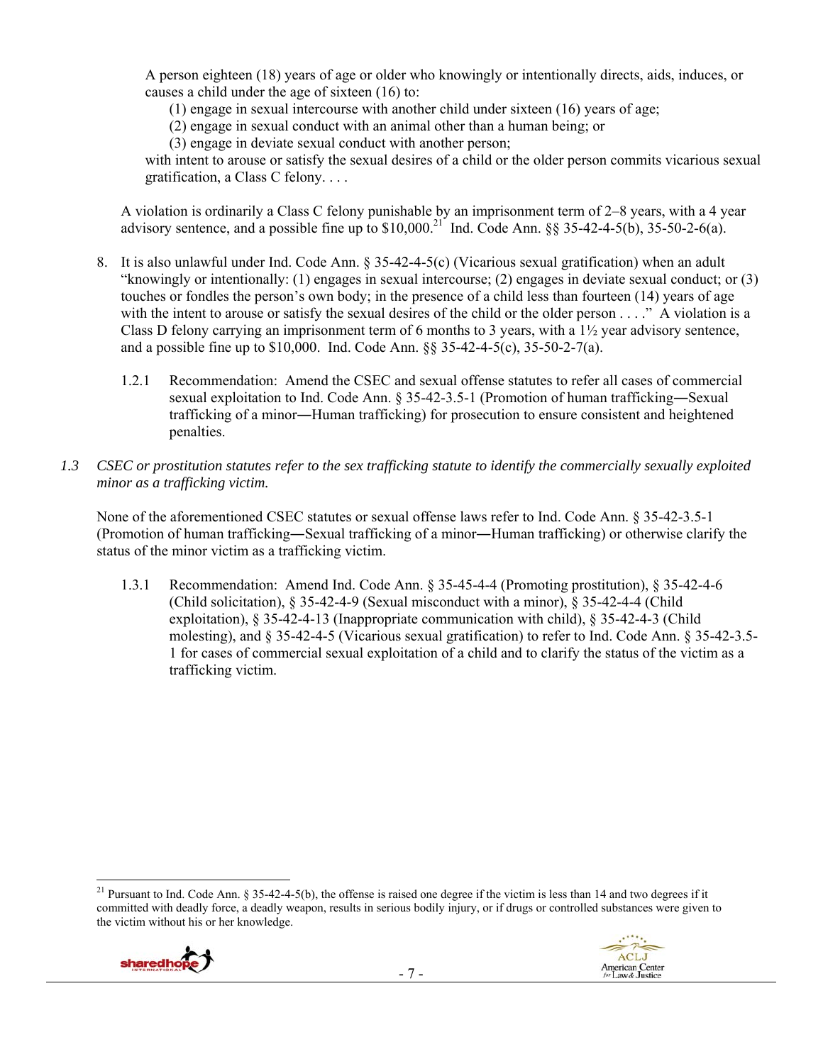> A person eighteen (18) years of age or older who knowingly or intentionally directs, aids, induces, or causes a child under the age of sixteen (16) to:
>
> (1) engage in sexual intercourse with another child under sixteen (16) years of age;
>
> (2) engage in sexual conduct with an animal other than a human being; or
>
> (3) engage in deviate sexual conduct with another person;
>
> with intent to arouse or satisfy the sexual desires of a child or the older person commits vicarious sexual gratification, a Class C felony. . . .

A violation is ordinarily a Class C felony punishable by an imprisonment term of 2–8 years, with a 4 year advisory sentence, and a possible fine up to $10,000.[21] Ind. Code Ann. §§ 35-42-4-5(b), 35-50-2-6(a).

8. It is also unlawful under Ind. Code Ann. § 35-42-4-5(c) (Vicarious sexual gratification) when an adult "knowingly or intentionally: (1) engages in sexual intercourse; (2) engages in deviate sexual conduct; or (3) touches or fondles the person's own body; in the presence of a child less than fourteen (14) years of age with the intent to arouse or satisfy the sexual desires of the child or the older person . . . ." A violation is a Class D felony carrying an imprisonment term of 6 months to 3 years, with a 1½ year advisory sentence, and a possible fine up to $10,000. Ind. Code Ann. §§ 35-42-4-5(c), 35-50-2-7(a).

1.2.1 Recommendation: Amend the CSEC and sexual offense statutes to refer all cases of commercial sexual exploitation to Ind. Code Ann. § 35-42-3.5-1 (Promotion of human trafficking―Sexual trafficking of a minor―Human trafficking) for prosecution to ensure consistent and heightened penalties.

*1.3 CSEC or prostitution statutes refer to the sex trafficking statute to identify the commercially sexually exploited minor as a trafficking victim.*

None of the aforementioned CSEC statutes or sexual offense laws refer to Ind. Code Ann. § 35-42-3.5-1 (Promotion of human trafficking―Sexual trafficking of a minor―Human trafficking) or otherwise clarify the status of the minor victim as a trafficking victim.

1.3.1 Recommendation: Amend Ind. Code Ann. § 35-45-4-4 (Promoting prostitution), § 35-42-4-6 (Child solicitation), § 35-42-4-9 (Sexual misconduct with a minor), § 35-42-4-4 (Child exploitation), § 35-42-4-13 (Inappropriate communication with child), § 35-42-4-3 (Child molesting), and § 35-42-4-5 (Vicarious sexual gratification) to refer to Ind. Code Ann. § 35-42-3.5-1 for cases of commercial sexual exploitation of a child and to clarify the status of the victim as a trafficking victim.

---

[21] Pursuant to Ind. Code Ann. § 35-42-4-5(b), the offense is raised one degree if the victim is less than 14 and two degrees if it committed with deadly force, a deadly weapon, results in serious bodily injury, or if drugs or controlled substances were given to the victim without his or her knowledge.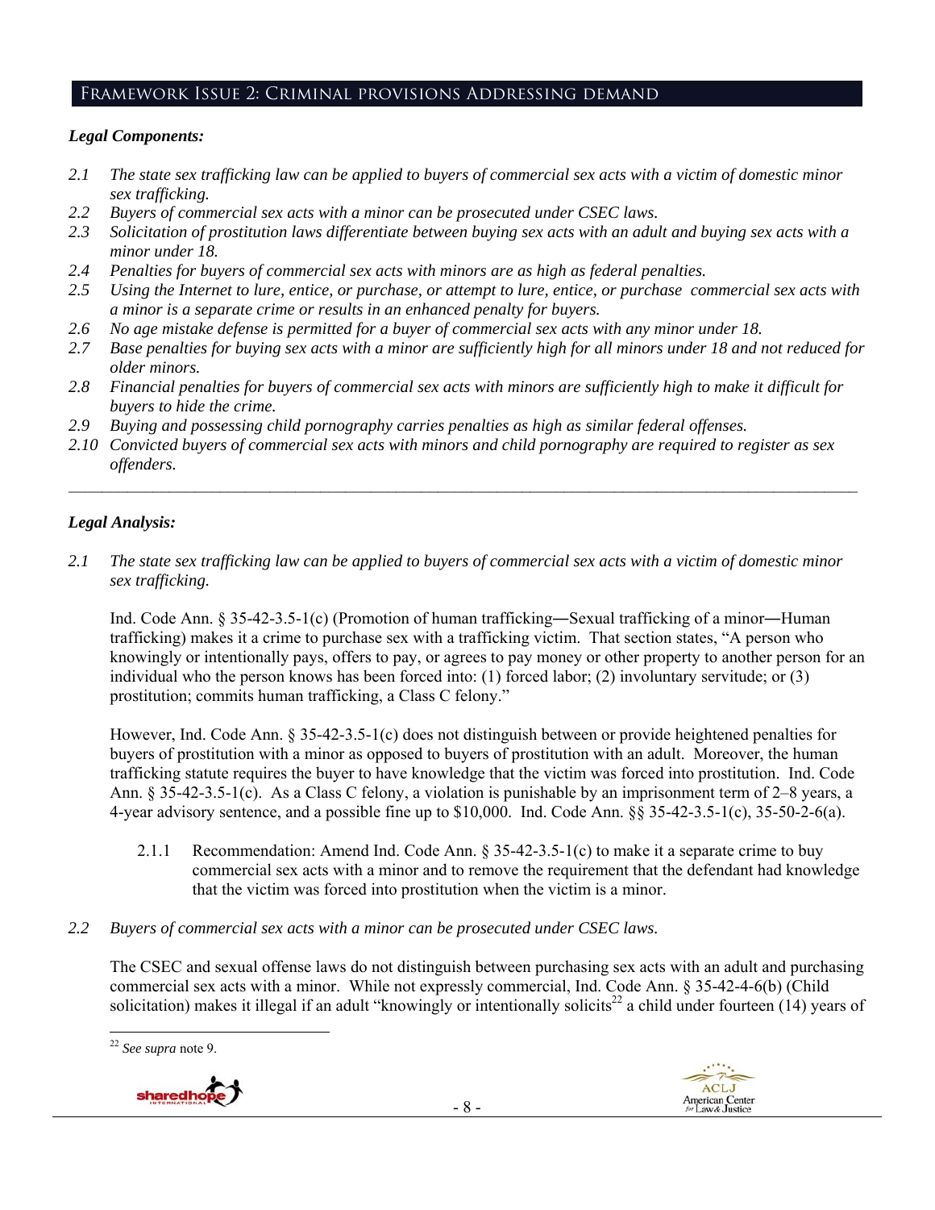## Framework Issue 2: Criminal provisions Addressing demand

***Legal Components:***

*2.1 The state sex trafficking law can be applied to buyers of commercial sex acts with a victim of domestic minor sex trafficking.*
*2.2 Buyers of commercial sex acts with a minor can be prosecuted under CSEC laws.*
*2.3 Solicitation of prostitution laws differentiate between buying sex acts with an adult and buying sex acts with a minor under 18.*
*2.4 Penalties for buyers of commercial sex acts with minors are as high as federal penalties.*
*2.5 Using the Internet to lure, entice, or purchase, or attempt to lure, entice, or purchase commercial sex acts with a minor is a separate crime or results in an enhanced penalty for buyers.*
*2.6 No age mistake defense is permitted for a buyer of commercial sex acts with any minor under 18.*
*2.7 Base penalties for buying sex acts with a minor are sufficiently high for all minors under 18 and not reduced for older minors.*
*2.8 Financial penalties for buyers of commercial sex acts with minors are sufficiently high to make it difficult for buyers to hide the crime.*
*2.9 Buying and possessing child pornography carries penalties as high as similar federal offenses.*
*2.10 Convicted buyers of commercial sex acts with minors and child pornography are required to register as sex offenders.*

---

***Legal Analysis:***

*2.1 The state sex trafficking law can be applied to buyers of commercial sex acts with a victim of domestic minor sex trafficking.*

Ind. Code Ann. § 35-42-3.5-1(c) (Promotion of human trafficking―Sexual trafficking of a minor―Human trafficking) makes it a crime to purchase sex with a trafficking victim. That section states, "A person who knowingly or intentionally pays, offers to pay, or agrees to pay money or other property to another person for an individual who the person knows has been forced into: (1) forced labor; (2) involuntary servitude; or (3) prostitution; commits human trafficking, a Class C felony."

However, Ind. Code Ann. § 35-42-3.5-1(c) does not distinguish between or provide heightened penalties for buyers of prostitution with a minor as opposed to buyers of prostitution with an adult. Moreover, the human trafficking statute requires the buyer to have knowledge that the victim was forced into prostitution. Ind. Code Ann. § 35-42-3.5-1(c). As a Class C felony, a violation is punishable by an imprisonment term of 2–8 years, a 4-year advisory sentence, and a possible fine up to $10,000. Ind. Code Ann. §§ 35-42-3.5-1(c), 35-50-2-6(a).

2.1.1 Recommendation: Amend Ind. Code Ann. § 35-42-3.5-1(c) to make it a separate crime to buy commercial sex acts with a minor and to remove the requirement that the defendant had knowledge that the victim was forced into prostitution when the victim is a minor.

*2.2 Buyers of commercial sex acts with a minor can be prosecuted under CSEC laws.*

The CSEC and sexual offense laws do not distinguish between purchasing sex acts with an adult and purchasing commercial sex acts with a minor. While not expressly commercial, Ind. Code Ann. § 35-42-4-6(b) (Child solicitation) makes it illegal if an adult "knowingly or intentionally solicits[22] a child under fourteen (14) years of

---

[22] *See supra* note 9.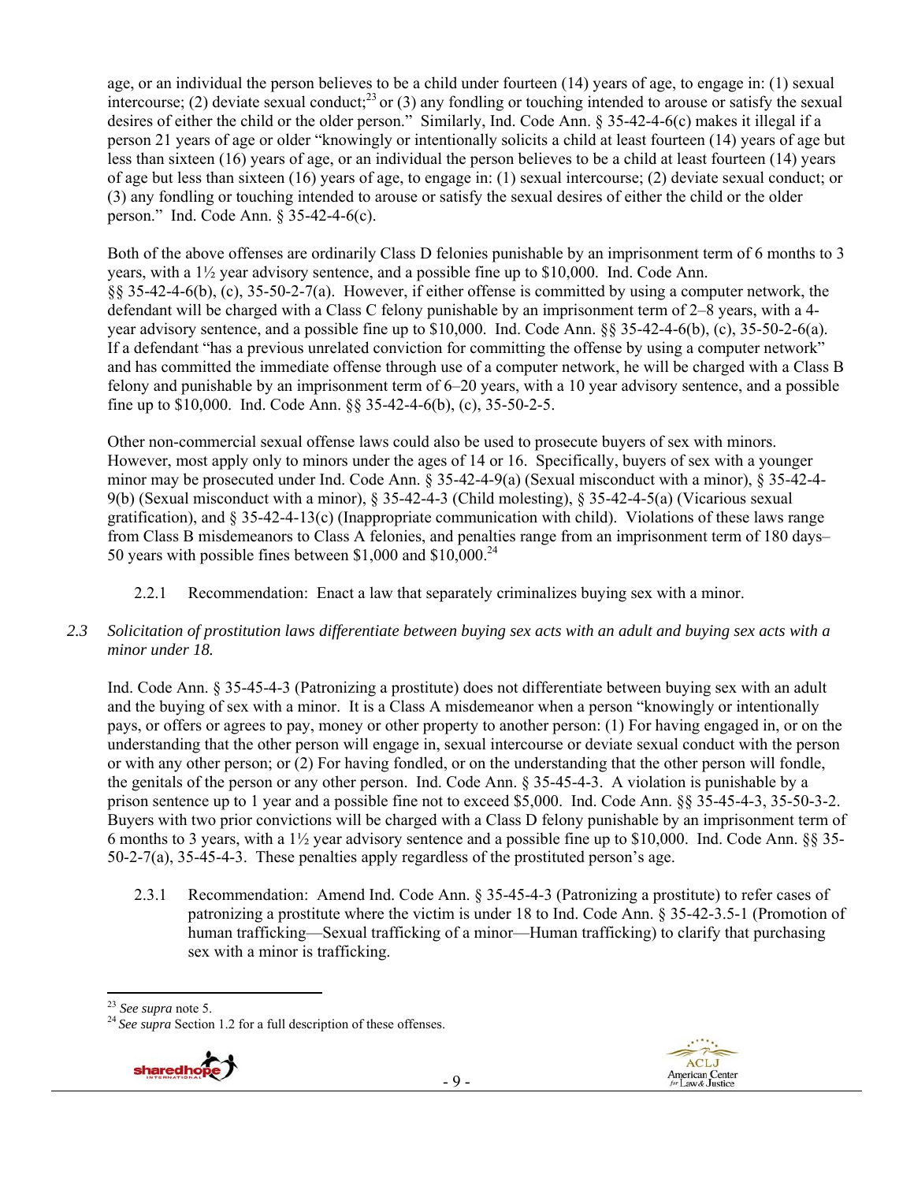age, or an individual the person believes to be a child under fourteen (14) years of age, to engage in: (1) sexual intercourse; (2) deviate sexual conduct;[23] or (3) any fondling or touching intended to arouse or satisfy the sexual desires of either the child or the older person." Similarly, Ind. Code Ann. § 35-42-4-6(c) makes it illegal if a person 21 years of age or older "knowingly or intentionally solicits a child at least fourteen (14) years of age but less than sixteen (16) years of age, or an individual the person believes to be a child at least fourteen (14) years of age but less than sixteen (16) years of age, to engage in: (1) sexual intercourse; (2) deviate sexual conduct; or (3) any fondling or touching intended to arouse or satisfy the sexual desires of either the child or the older person." Ind. Code Ann. § 35-42-4-6(c).

Both of the above offenses are ordinarily Class D felonies punishable by an imprisonment term of 6 months to 3 years, with a 1½ year advisory sentence, and a possible fine up to $10,000. Ind. Code Ann. §§ 35-42-4-6(b), (c), 35-50-2-7(a). However, if either offense is committed by using a computer network, the defendant will be charged with a Class C felony punishable by an imprisonment term of 2–8 years, with a 4-year advisory sentence, and a possible fine up to $10,000. Ind. Code Ann. §§ 35-42-4-6(b), (c), 35-50-2-6(a). If a defendant "has a previous unrelated conviction for committing the offense by using a computer network" and has committed the immediate offense through use of a computer network, he will be charged with a Class B felony and punishable by an imprisonment term of 6–20 years, with a 10 year advisory sentence, and a possible fine up to $10,000. Ind. Code Ann. §§ 35-42-4-6(b), (c), 35-50-2-5.

Other non-commercial sexual offense laws could also be used to prosecute buyers of sex with minors. However, most apply only to minors under the ages of 14 or 16. Specifically, buyers of sex with a younger minor may be prosecuted under Ind. Code Ann. § 35-42-4-9(a) (Sexual misconduct with a minor), § 35-42-4-9(b) (Sexual misconduct with a minor), § 35-42-4-3 (Child molesting), § 35-42-4-5(a) (Vicarious sexual gratification), and § 35-42-4-13(c) (Inappropriate communication with child). Violations of these laws range from Class B misdemeanors to Class A felonies, and penalties range from an imprisonment term of 180 days–50 years with possible fines between $1,000 and $10,000.[24]

2.2.1 Recommendation: Enact a law that separately criminalizes buying sex with a minor.

*2.3 Solicitation of prostitution laws differentiate between buying sex acts with an adult and buying sex acts with a minor under 18.*

Ind. Code Ann. § 35-45-4-3 (Patronizing a prostitute) does not differentiate between buying sex with an adult and the buying of sex with a minor. It is a Class A misdemeanor when a person "knowingly or intentionally pays, or offers or agrees to pay, money or other property to another person: (1) For having engaged in, or on the understanding that the other person will engage in, sexual intercourse or deviate sexual conduct with the person or with any other person; or (2) For having fondled, or on the understanding that the other person will fondle, the genitals of the person or any other person. Ind. Code Ann. § 35-45-4-3. A violation is punishable by a prison sentence up to 1 year and a possible fine not to exceed $5,000. Ind. Code Ann. §§ 35-45-4-3, 35-50-3-2. Buyers with two prior convictions will be charged with a Class D felony punishable by an imprisonment term of 6 months to 3 years, with a 1½ year advisory sentence and a possible fine up to $10,000. Ind. Code Ann. §§ 35-50-2-7(a), 35-45-4-3. These penalties apply regardless of the prostituted person's age.

2.3.1 Recommendation: Amend Ind. Code Ann. § 35-45-4-3 (Patronizing a prostitute) to refer cases of patronizing a prostitute where the victim is under 18 to Ind. Code Ann. § 35-42-3.5-1 (Promotion of human trafficking—Sexual trafficking of a minor—Human trafficking) to clarify that purchasing sex with a minor is trafficking.

---

[23] *See supra* note 5.

[24] *See supra* Section 1.2 for a full description of these offenses.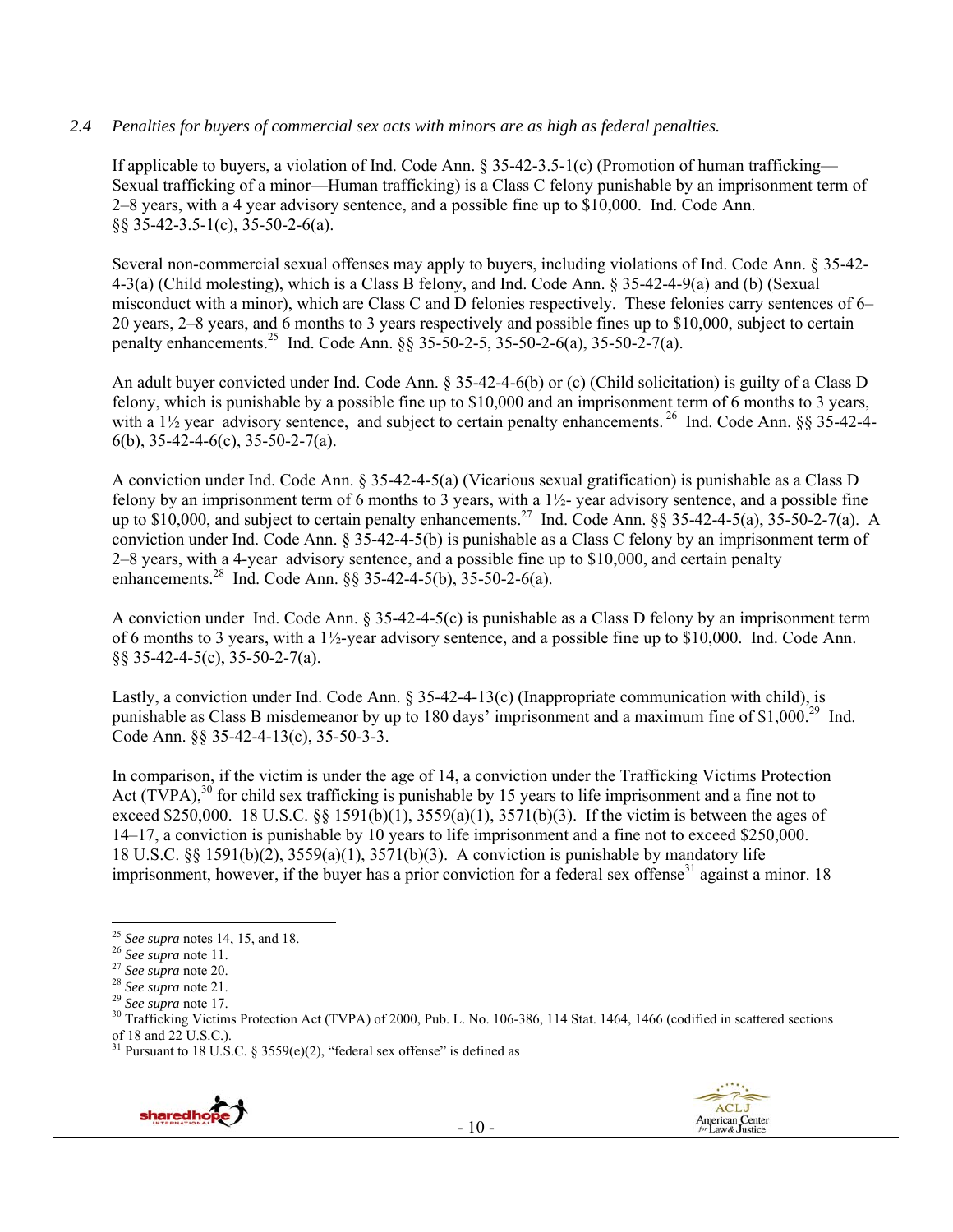*2.4 Penalties for buyers of commercial sex acts with minors are as high as federal penalties.*

If applicable to buyers, a violation of Ind. Code Ann. § 35-42-3.5-1(c) (Promotion of human trafficking—Sexual trafficking of a minor—Human trafficking) is a Class C felony punishable by an imprisonment term of 2–8 years, with a 4 year advisory sentence, and a possible fine up to $10,000. Ind. Code Ann. §§ 35-42-3.5-1(c), 35-50-2-6(a).

Several non-commercial sexual offenses may apply to buyers, including violations of Ind. Code Ann. § 35-42-4-3(a) (Child molesting), which is a Class B felony, and Ind. Code Ann. § 35-42-4-9(a) and (b) (Sexual misconduct with a minor), which are Class C and D felonies respectively. These felonies carry sentences of 6–20 years, 2–8 years, and 6 months to 3 years respectively and possible fines up to $10,000, subject to certain penalty enhancements.[25] Ind. Code Ann. §§ 35-50-2-5, 35-50-2-6(a), 35-50-2-7(a).

An adult buyer convicted under Ind. Code Ann. § 35-42-4-6(b) or (c) (Child solicitation) is guilty of a Class D felony, which is punishable by a possible fine up to $10,000 and an imprisonment term of 6 months to 3 years, with a 1½ year advisory sentence, and subject to certain penalty enhancements.[26] Ind. Code Ann. §§ 35-42-4-6(b), 35-42-4-6(c), 35-50-2-7(a).

A conviction under Ind. Code Ann. § 35-42-4-5(a) (Vicarious sexual gratification) is punishable as a Class D felony by an imprisonment term of 6 months to 3 years, with a 1½- year advisory sentence, and a possible fine up to $10,000, and subject to certain penalty enhancements.[27] Ind. Code Ann. §§ 35-42-4-5(a), 35-50-2-7(a). A conviction under Ind. Code Ann. § 35-42-4-5(b) is punishable as a Class C felony by an imprisonment term of 2–8 years, with a 4-year advisory sentence, and a possible fine up to $10,000, and certain penalty enhancements.[28] Ind. Code Ann. §§ 35-42-4-5(b), 35-50-2-6(a).

A conviction under Ind. Code Ann. § 35-42-4-5(c) is punishable as a Class D felony by an imprisonment term of 6 months to 3 years, with a 1½-year advisory sentence, and a possible fine up to $10,000. Ind. Code Ann. §§ 35-42-4-5(c), 35-50-2-7(a).

Lastly, a conviction under Ind. Code Ann. § 35-42-4-13(c) (Inappropriate communication with child), is punishable as Class B misdemeanor by up to 180 days' imprisonment and a maximum fine of $1,000.[29] Ind. Code Ann. §§ 35-42-4-13(c), 35-50-3-3.

In comparison, if the victim is under the age of 14, a conviction under the Trafficking Victims Protection Act (TVPA),[30] for child sex trafficking is punishable by 15 years to life imprisonment and a fine not to exceed $250,000. 18 U.S.C. §§ 1591(b)(1), 3559(a)(1), 3571(b)(3). If the victim is between the ages of 14–17, a conviction is punishable by 10 years to life imprisonment and a fine not to exceed $250,000. 18 U.S.C. §§ 1591(b)(2), 3559(a)(1), 3571(b)(3). A conviction is punishable by mandatory life imprisonment, however, if the buyer has a prior conviction for a federal sex offense[31] against a minor. 18

---

[25] *See supra* notes 14, 15, and 18.

[26] *See supra* note 11.

[27] *See supra* note 20.

[28] *See supra* note 21.

[29] *See supra* note 17.

[30] Trafficking Victims Protection Act (TVPA) of 2000, Pub. L. No. 106-386, 114 Stat. 1464, 1466 (codified in scattered sections of 18 and 22 U.S.C.).

[31] Pursuant to 18 U.S.C. § 3559(e)(2), "federal sex offense" is defined as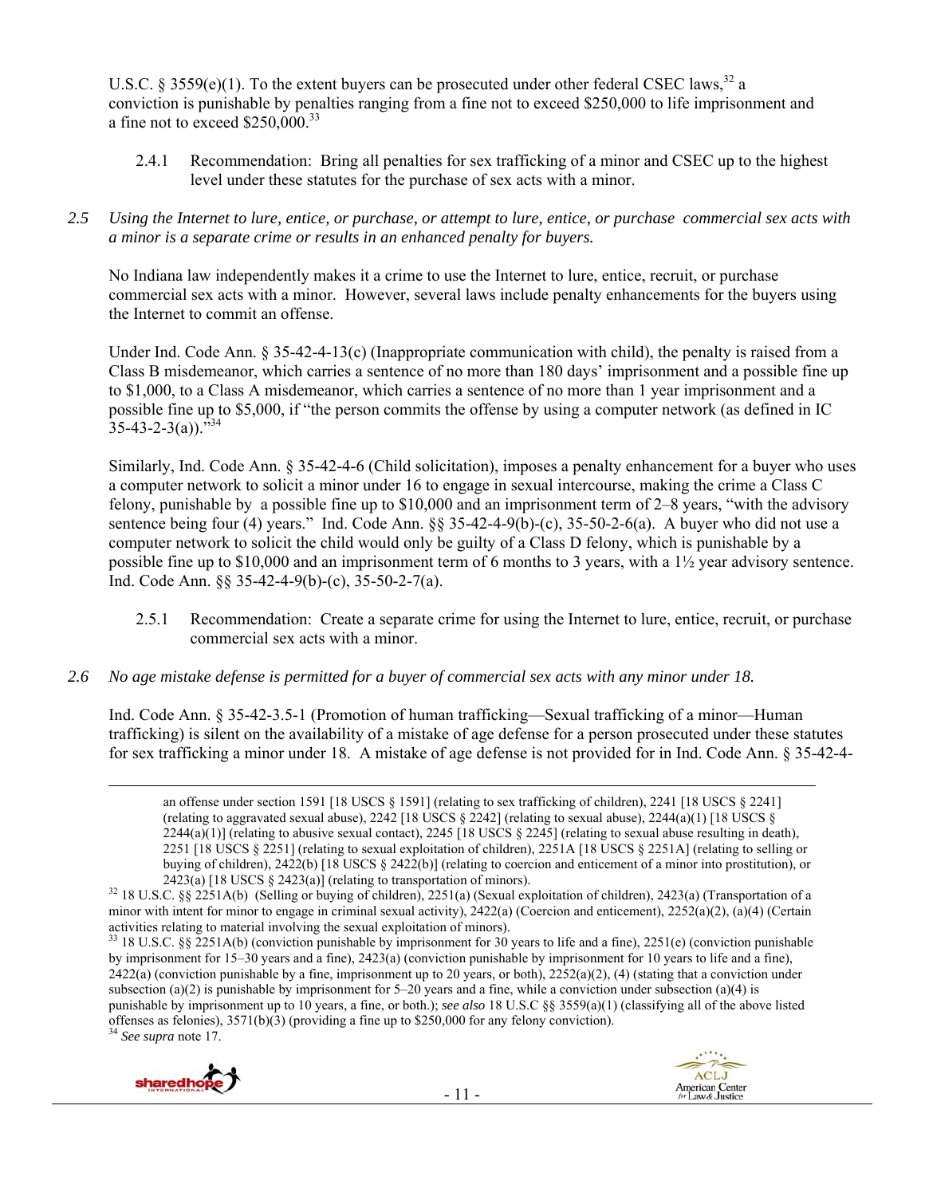U.S.C. § 3559(e)(1). To the extent buyers can be prosecuted under other federal CSEC laws,[32] a conviction is punishable by penalties ranging from a fine not to exceed $250,000 to life imprisonment and a fine not to exceed $250,000.[33]

2.4.1 Recommendation: Bring all penalties for sex trafficking of a minor and CSEC up to the highest level under these statutes for the purchase of sex acts with a minor.

*2.5 Using the Internet to lure, entice, or purchase, or attempt to lure, entice, or purchase commercial sex acts with a minor is a separate crime or results in an enhanced penalty for buyers.*

No Indiana law independently makes it a crime to use the Internet to lure, entice, recruit, or purchase commercial sex acts with a minor. However, several laws include penalty enhancements for the buyers using the Internet to commit an offense.

Under Ind. Code Ann. § 35-42-4-13(c) (Inappropriate communication with child), the penalty is raised from a Class B misdemeanor, which carries a sentence of no more than 180 days' imprisonment and a possible fine up to $1,000, to a Class A misdemeanor, which carries a sentence of no more than 1 year imprisonment and a possible fine up to $5,000, if "the person commits the offense by using a computer network (as defined in IC 35-43-2-3(a))."[34]

Similarly, Ind. Code Ann. § 35-42-4-6 (Child solicitation), imposes a penalty enhancement for a buyer who uses a computer network to solicit a minor under 16 to engage in sexual intercourse, making the crime a Class C felony, punishable by a possible fine up to $10,000 and an imprisonment term of 2–8 years, "with the advisory sentence being four (4) years." Ind. Code Ann. §§ 35-42-4-9(b)-(c), 35-50-2-6(a). A buyer who did not use a computer network to solicit the child would only be guilty of a Class D felony, which is punishable by a possible fine up to $10,000 and an imprisonment term of 6 months to 3 years, with a 1½ year advisory sentence. Ind. Code Ann. §§ 35-42-4-9(b)-(c), 35-50-2-7(a).

2.5.1 Recommendation: Create a separate crime for using the Internet to lure, entice, recruit, or purchase commercial sex acts with a minor.

*2.6 No age mistake defense is permitted for a buyer of commercial sex acts with any minor under 18.*

Ind. Code Ann. § 35-42-3.5-1 (Promotion of human trafficking—Sexual trafficking of a minor—Human trafficking) is silent on the availability of a mistake of age defense for a person prosecuted under these statutes for sex trafficking a minor under 18. A mistake of age defense is not provided for in Ind. Code Ann. § 35-42-4-

---

an offense under section 1591 [18 USCS § 1591] (relating to sex trafficking of children), 2241 [18 USCS § 2241] (relating to aggravated sexual abuse), 2242 [18 USCS § 2242] (relating to sexual abuse), 2244(a)(1) [18 USCS § 2244(a)(1)] (relating to abusive sexual contact), 2245 [18 USCS § 2245] (relating to sexual abuse resulting in death), 2251 [18 USCS § 2251] (relating to sexual exploitation of children), 2251A [18 USCS § 2251A] (relating to selling or buying of children), 2422(b) [18 USCS § 2422(b)] (relating to coercion and enticement of a minor into prostitution), or 2423(a) [18 USCS § 2423(a)] (relating to transportation of minors).

[32] 18 U.S.C. §§ 2251A(b) (Selling or buying of children), 2251(a) (Sexual exploitation of children), 2423(a) (Transportation of a minor with intent for minor to engage in criminal sexual activity), 2422(a) (Coercion and enticement), 2252(a)(2), (a)(4) (Certain activities relating to material involving the sexual exploitation of minors).

[33] 18 U.S.C. §§ 2251A(b) (conviction punishable by imprisonment for 30 years to life and a fine), 2251(e) (conviction punishable by imprisonment for 15–30 years and a fine), 2423(a) (conviction punishable by imprisonment for 10 years to life and a fine), 2422(a) (conviction punishable by a fine, imprisonment up to 20 years, or both), 2252(a)(2), (4) (stating that a conviction under subsection (a)(2) is punishable by imprisonment for 5–20 years and a fine, while a conviction under subsection (a)(4) is punishable by imprisonment up to 10 years, a fine, or both.); *see also* 18 U.S.C §§ 3559(a)(1) (classifying all of the above listed offenses as felonies), 3571(b)(3) (providing a fine up to $250,000 for any felony conviction).

[34] *See supra* note 17.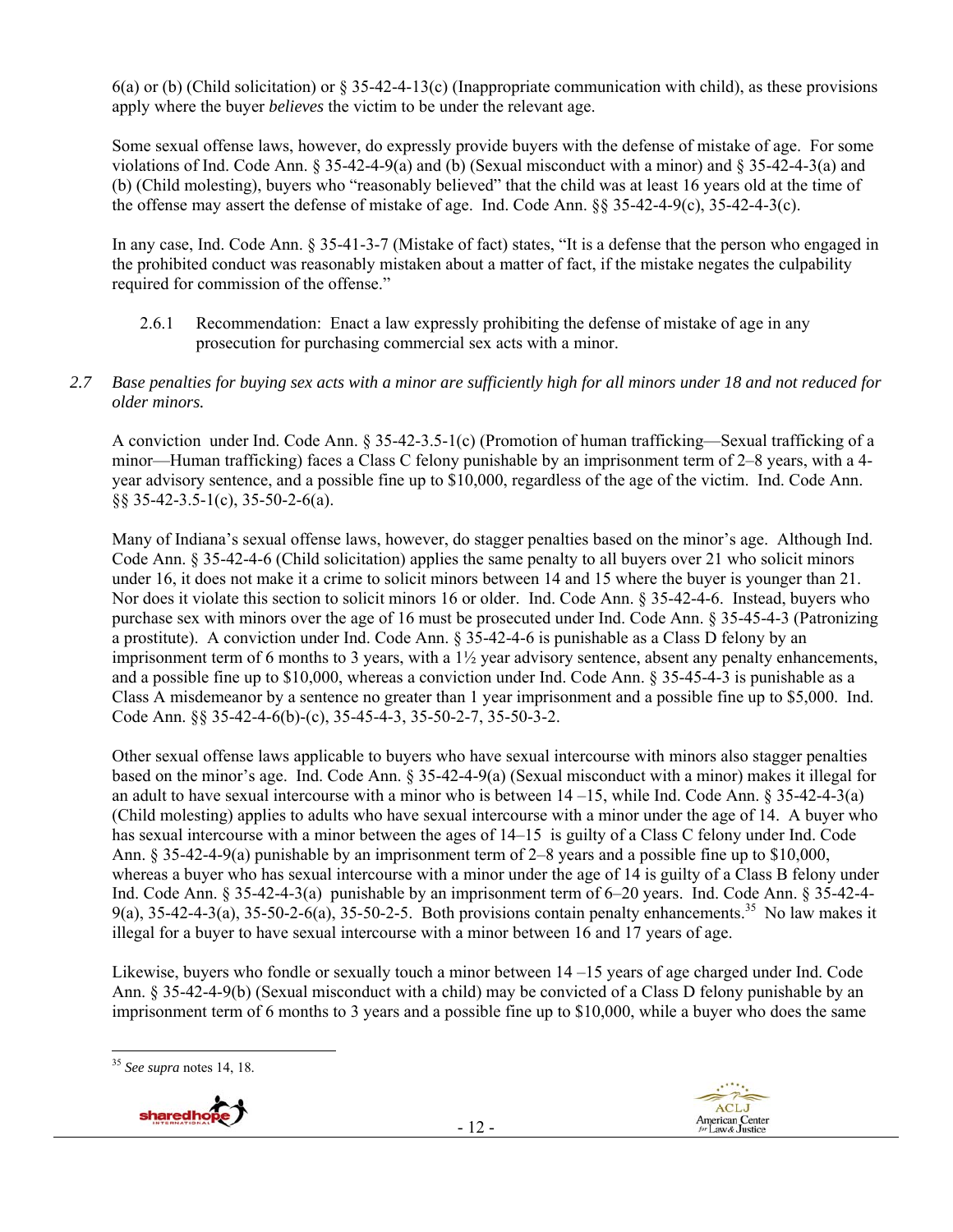6(a) or (b) (Child solicitation) or § 35-42-4-13(c) (Inappropriate communication with child), as these provisions apply where the buyer *believes* the victim to be under the relevant age.

Some sexual offense laws, however, do expressly provide buyers with the defense of mistake of age. For some violations of Ind. Code Ann. § 35-42-4-9(a) and (b) (Sexual misconduct with a minor) and § 35-42-4-3(a) and (b) (Child molesting), buyers who "reasonably believed" that the child was at least 16 years old at the time of the offense may assert the defense of mistake of age. Ind. Code Ann. §§ 35-42-4-9(c), 35-42-4-3(c).

In any case, Ind. Code Ann. § 35-41-3-7 (Mistake of fact) states, "It is a defense that the person who engaged in the prohibited conduct was reasonably mistaken about a matter of fact, if the mistake negates the culpability required for commission of the offense."

2.6.1 Recommendation: Enact a law expressly prohibiting the defense of mistake of age in any prosecution for purchasing commercial sex acts with a minor.

*2.7 Base penalties for buying sex acts with a minor are sufficiently high for all minors under 18 and not reduced for older minors.*

A conviction under Ind. Code Ann. § 35-42-3.5-1(c) (Promotion of human trafficking—Sexual trafficking of a minor—Human trafficking) faces a Class C felony punishable by an imprisonment term of 2–8 years, with a 4-year advisory sentence, and a possible fine up to $10,000, regardless of the age of the victim. Ind. Code Ann. §§ 35-42-3.5-1(c), 35-50-2-6(a).

Many of Indiana's sexual offense laws, however, do stagger penalties based on the minor's age. Although Ind. Code Ann. § 35-42-4-6 (Child solicitation) applies the same penalty to all buyers over 21 who solicit minors under 16, it does not make it a crime to solicit minors between 14 and 15 where the buyer is younger than 21. Nor does it violate this section to solicit minors 16 or older. Ind. Code Ann. § 35-42-4-6. Instead, buyers who purchase sex with minors over the age of 16 must be prosecuted under Ind. Code Ann. § 35-45-4-3 (Patronizing a prostitute). A conviction under Ind. Code Ann. § 35-42-4-6 is punishable as a Class D felony by an imprisonment term of 6 months to 3 years, with a 1½ year advisory sentence, absent any penalty enhancements, and a possible fine up to $10,000, whereas a conviction under Ind. Code Ann. § 35-45-4-3 is punishable as a Class A misdemeanor by a sentence no greater than 1 year imprisonment and a possible fine up to $5,000. Ind. Code Ann. §§ 35-42-4-6(b)-(c), 35-45-4-3, 35-50-2-7, 35-50-3-2.

Other sexual offense laws applicable to buyers who have sexual intercourse with minors also stagger penalties based on the minor's age. Ind. Code Ann. § 35-42-4-9(a) (Sexual misconduct with a minor) makes it illegal for an adult to have sexual intercourse with a minor who is between 14 –15, while Ind. Code Ann. § 35-42-4-3(a) (Child molesting) applies to adults who have sexual intercourse with a minor under the age of 14. A buyer who has sexual intercourse with a minor between the ages of 14–15 is guilty of a Class C felony under Ind. Code Ann. § 35-42-4-9(a) punishable by an imprisonment term of 2–8 years and a possible fine up to $10,000, whereas a buyer who has sexual intercourse with a minor under the age of 14 is guilty of a Class B felony under Ind. Code Ann. § 35-42-4-3(a) punishable by an imprisonment term of 6–20 years. Ind. Code Ann. § 35-42-4-9(a), 35-42-4-3(a), 35-50-2-6(a), 35-50-2-5. Both provisions contain penalty enhancements.[35] No law makes it illegal for a buyer to have sexual intercourse with a minor between 16 and 17 years of age.

Likewise, buyers who fondle or sexually touch a minor between 14 –15 years of age charged under Ind. Code Ann. § 35-42-4-9(b) (Sexual misconduct with a child) may be convicted of a Class D felony punishable by an imprisonment term of 6 months to 3 years and a possible fine up to $10,000, while a buyer who does the same

[35] *See supra* notes 14, 18.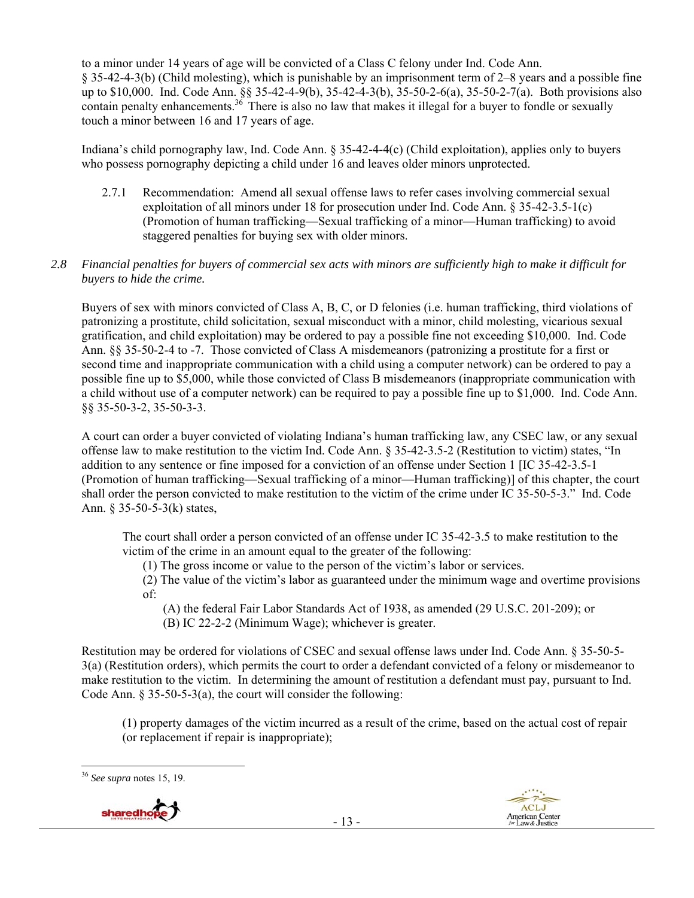to a minor under 14 years of age will be convicted of a Class C felony under Ind. Code Ann. § 35-42-4-3(b) (Child molesting), which is punishable by an imprisonment term of 2–8 years and a possible fine up to $10,000. Ind. Code Ann. §§ 35-42-4-9(b), 35-42-4-3(b), 35-50-2-6(a), 35-50-2-7(a). Both provisions also contain penalty enhancements.[36] There is also no law that makes it illegal for a buyer to fondle or sexually touch a minor between 16 and 17 years of age.

Indiana's child pornography law, Ind. Code Ann. § 35-42-4-4(c) (Child exploitation), applies only to buyers who possess pornography depicting a child under 16 and leaves older minors unprotected.

2.7.1 Recommendation: Amend all sexual offense laws to refer cases involving commercial sexual exploitation of all minors under 18 for prosecution under Ind. Code Ann. § 35-42-3.5-1(c) (Promotion of human trafficking—Sexual trafficking of a minor—Human trafficking) to avoid staggered penalties for buying sex with older minors.

*2.8 Financial penalties for buyers of commercial sex acts with minors are sufficiently high to make it difficult for buyers to hide the crime.*

Buyers of sex with minors convicted of Class A, B, C, or D felonies (i.e. human trafficking, third violations of patronizing a prostitute, child solicitation, sexual misconduct with a minor, child molesting, vicarious sexual gratification, and child exploitation) may be ordered to pay a possible fine not exceeding $10,000. Ind. Code Ann. §§ 35-50-2-4 to -7. Those convicted of Class A misdemeanors (patronizing a prostitute for a first or second time and inappropriate communication with a child using a computer network) can be ordered to pay a possible fine up to $5,000, while those convicted of Class B misdemeanors (inappropriate communication with a child without use of a computer network) can be required to pay a possible fine up to $1,000. Ind. Code Ann. §§ 35-50-3-2, 35-50-3-3.

A court can order a buyer convicted of violating Indiana's human trafficking law, any CSEC law, or any sexual offense law to make restitution to the victim Ind. Code Ann. § 35-42-3.5-2 (Restitution to victim) states, "In addition to any sentence or fine imposed for a conviction of an offense under Section 1 [IC 35-42-3.5-1 (Promotion of human trafficking—Sexual trafficking of a minor—Human trafficking)] of this chapter, the court shall order the person convicted to make restitution to the victim of the crime under IC 35-50-5-3." Ind. Code Ann. § 35-50-5-3(k) states,

> The court shall order a person convicted of an offense under IC 35-42-3.5 to make restitution to the victim of the crime in an amount equal to the greater of the following:
>
> (1) The gross income or value to the person of the victim's labor or services.
>
> (2) The value of the victim's labor as guaranteed under the minimum wage and overtime provisions of:
>
> (A) the federal Fair Labor Standards Act of 1938, as amended (29 U.S.C. 201-209); or
>
> (B) IC 22-2-2 (Minimum Wage); whichever is greater.

Restitution may be ordered for violations of CSEC and sexual offense laws under Ind. Code Ann. § 35-50-5-3(a) (Restitution orders), which permits the court to order a defendant convicted of a felony or misdemeanor to make restitution to the victim. In determining the amount of restitution a defendant must pay, pursuant to Ind. Code Ann. § 35-50-5-3(a), the court will consider the following:

> (1) property damages of the victim incurred as a result of the crime, based on the actual cost of repair (or replacement if repair is inappropriate);

[36] *See supra* notes 15, 19.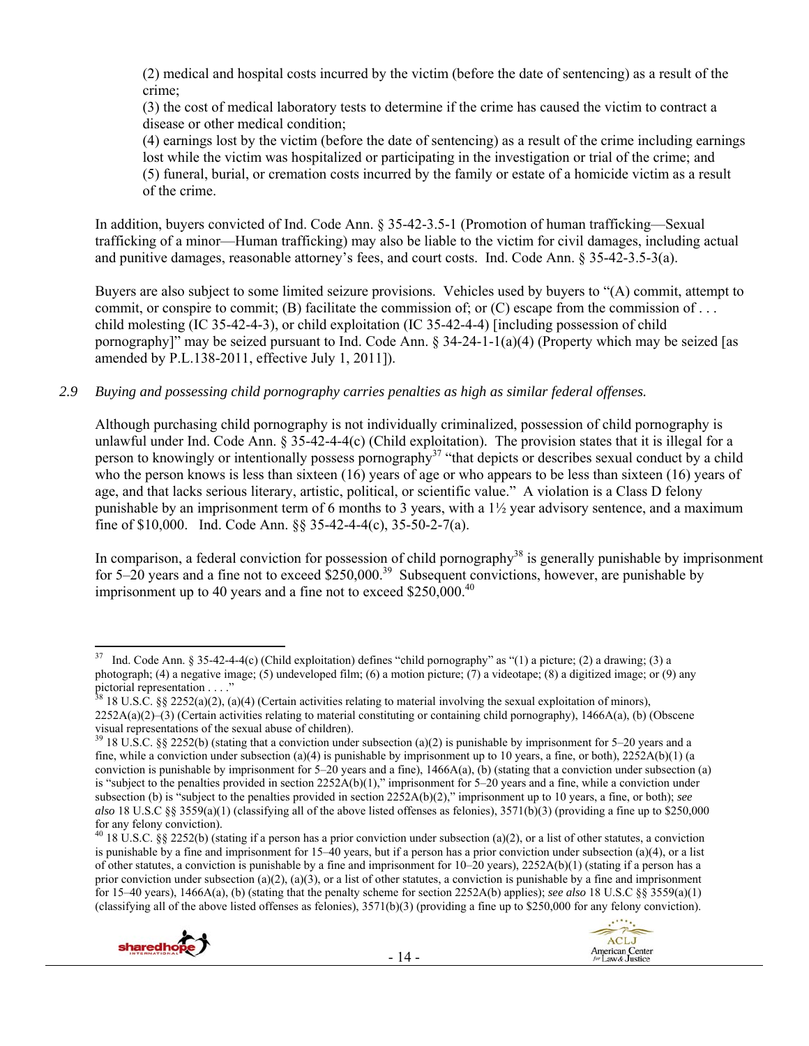(2) medical and hospital costs incurred by the victim (before the date of sentencing) as a result of the crime;
(3) the cost of medical laboratory tests to determine if the crime has caused the victim to contract a disease or other medical condition;
(4) earnings lost by the victim (before the date of sentencing) as a result of the crime including earnings lost while the victim was hospitalized or participating in the investigation or trial of the crime; and
(5) funeral, burial, or cremation costs incurred by the family or estate of a homicide victim as a result of the crime.

In addition, buyers convicted of Ind. Code Ann. § 35-42-3.5-1 (Promotion of human trafficking—Sexual trafficking of a minor—Human trafficking) may also be liable to the victim for civil damages, including actual and punitive damages, reasonable attorney's fees, and court costs. Ind. Code Ann. § 35-42-3.5-3(a).

Buyers are also subject to some limited seizure provisions. Vehicles used by buyers to "(A) commit, attempt to commit, or conspire to commit; (B) facilitate the commission of; or (C) escape from the commission of . . . child molesting (IC 35-42-4-3), or child exploitation (IC 35-42-4-4) [including possession of child pornography]" may be seized pursuant to Ind. Code Ann. § 34-24-1-1(a)(4) (Property which may be seized [as amended by P.L.138-2011, effective July 1, 2011]).

*2.9 Buying and possessing child pornography carries penalties as high as similar federal offenses.*

Although purchasing child pornography is not individually criminalized, possession of child pornography is unlawful under Ind. Code Ann. § 35-42-4-4(c) (Child exploitation). The provision states that it is illegal for a person to knowingly or intentionally possess pornography[37] "that depicts or describes sexual conduct by a child who the person knows is less than sixteen (16) years of age or who appears to be less than sixteen (16) years of age, and that lacks serious literary, artistic, political, or scientific value." A violation is a Class D felony punishable by an imprisonment term of 6 months to 3 years, with a 1½ year advisory sentence, and a maximum fine of $10,000. Ind. Code Ann. §§ 35-42-4-4(c), 35-50-2-7(a).

In comparison, a federal conviction for possession of child pornography[38] is generally punishable by imprisonment for 5–20 years and a fine not to exceed $250,000.[39] Subsequent convictions, however, are punishable by imprisonment up to 40 years and a fine not to exceed $250,000.[40]

---

[37] Ind. Code Ann. § 35-42-4-4(c) (Child exploitation) defines "child pornography" as "(1) a picture; (2) a drawing; (3) a photograph; (4) a negative image; (5) undeveloped film; (6) a motion picture; (7) a videotape; (8) a digitized image; or (9) any pictorial representation . . . ."

[38] 18 U.S.C. §§ 2252(a)(2), (a)(4) (Certain activities relating to material involving the sexual exploitation of minors), 2252A(a)(2)–(3) (Certain activities relating to material constituting or containing child pornography), 1466A(a), (b) (Obscene visual representations of the sexual abuse of children).

[39] 18 U.S.C. §§ 2252(b) (stating that a conviction under subsection (a)(2) is punishable by imprisonment for 5–20 years and a fine, while a conviction under subsection (a)(4) is punishable by imprisonment up to 10 years, a fine, or both), 2252A(b)(1) (a conviction is punishable by imprisonment for 5–20 years and a fine), 1466A(a), (b) (stating that a conviction under subsection (a) is "subject to the penalties provided in section 2252A(b)(1)," imprisonment for 5–20 years and a fine, while a conviction under subsection (b) is "subject to the penalties provided in section 2252A(b)(2)," imprisonment up to 10 years, a fine, or both); *see also* 18 U.S.C §§ 3559(a)(1) (classifying all of the above listed offenses as felonies), 3571(b)(3) (providing a fine up to $250,000 for any felony conviction).

[40] 18 U.S.C. §§ 2252(b) (stating if a person has a prior conviction under subsection (a)(2), or a list of other statutes, a conviction is punishable by a fine and imprisonment for 15–40 years, but if a person has a prior conviction under subsection (a)(4), or a list of other statutes, a conviction is punishable by a fine and imprisonment for 10–20 years), 2252A(b)(1) (stating if a person has a prior conviction under subsection (a)(2), (a)(3), or a list of other statutes, a conviction is punishable by a fine and imprisonment for 15–40 years), 1466A(a), (b) (stating that the penalty scheme for section 2252A(b) applies); *see also* 18 U.S.C §§ 3559(a)(1) (classifying all of the above listed offenses as felonies), 3571(b)(3) (providing a fine up to $250,000 for any felony conviction).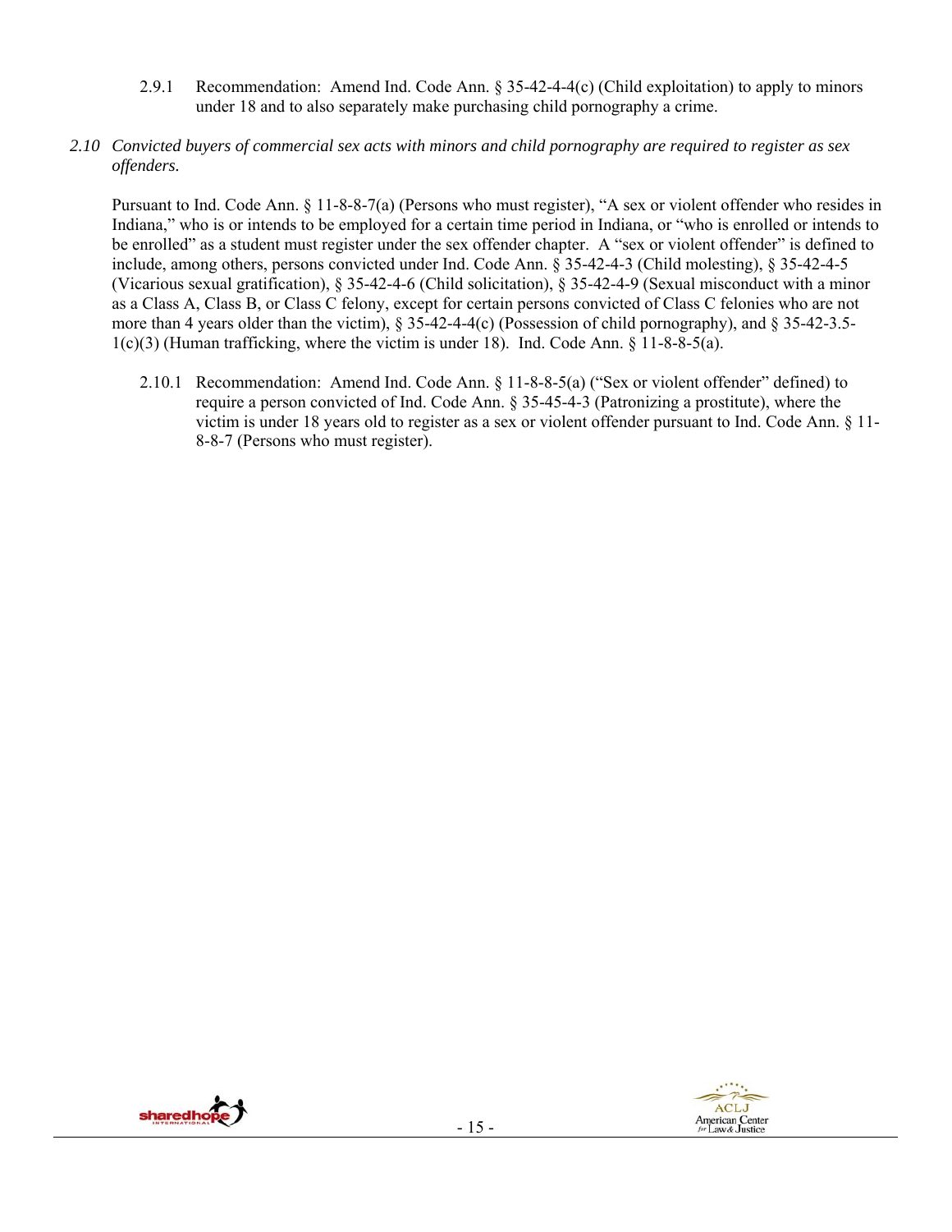2.9.1 Recommendation: Amend Ind. Code Ann. § 35-42-4-4(c) (Child exploitation) to apply to minors under 18 and to also separately make purchasing child pornography a crime.

*2.10 Convicted buyers of commercial sex acts with minors and child pornography are required to register as sex offenders.*

Pursuant to Ind. Code Ann. § 11-8-8-7(a) (Persons who must register), "A sex or violent offender who resides in Indiana," who is or intends to be employed for a certain time period in Indiana, or "who is enrolled or intends to be enrolled" as a student must register under the sex offender chapter. A "sex or violent offender" is defined to include, among others, persons convicted under Ind. Code Ann. § 35-42-4-3 (Child molesting), § 35-42-4-5 (Vicarious sexual gratification), § 35-42-4-6 (Child solicitation), § 35-42-4-9 (Sexual misconduct with a minor as a Class A, Class B, or Class C felony, except for certain persons convicted of Class C felonies who are not more than 4 years older than the victim), § 35-42-4-4(c) (Possession of child pornography), and § 35-42-3.5-1(c)(3) (Human trafficking, where the victim is under 18). Ind. Code Ann. § 11-8-8-5(a).

2.10.1 Recommendation: Amend Ind. Code Ann. § 11-8-8-5(a) ("Sex or violent offender" defined) to require a person convicted of Ind. Code Ann. § 35-45-4-3 (Patronizing a prostitute), where the victim is under 18 years old to register as a sex or violent offender pursuant to Ind. Code Ann. § 11-8-8-7 (Persons who must register).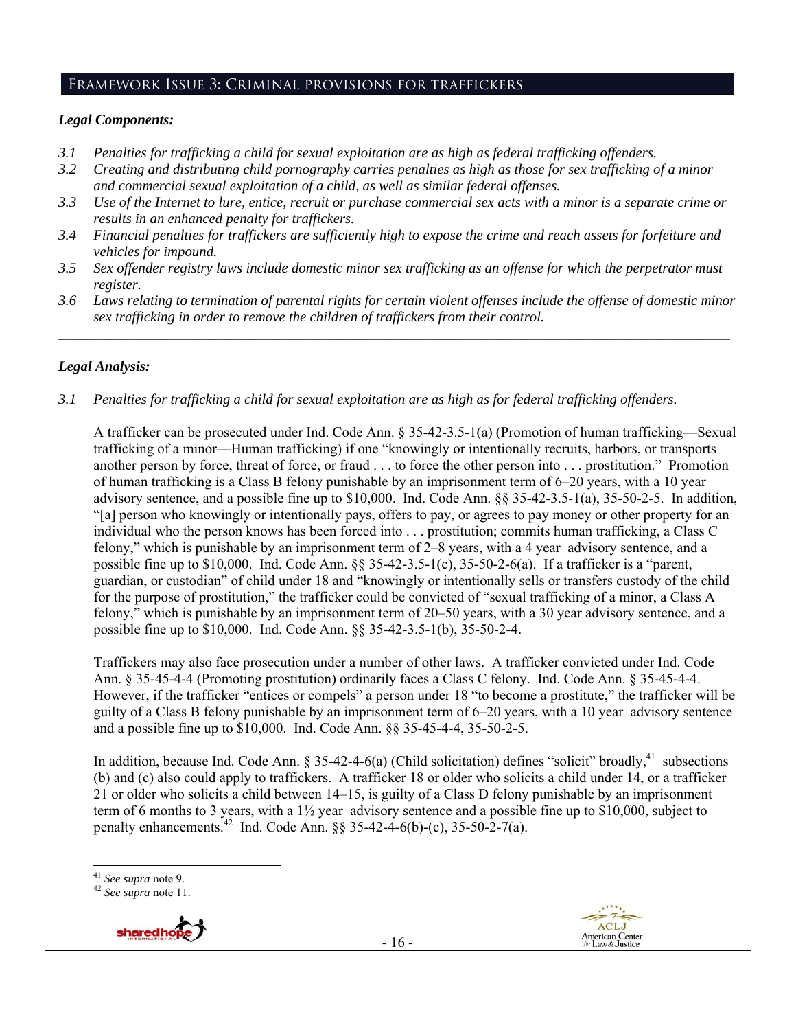## Framework Issue 3: Criminal provisions for traffickers

### *Legal Components:*

- *3.1 Penalties for trafficking a child for sexual exploitation are as high as federal trafficking offenders.*
- *3.2 Creating and distributing child pornography carries penalties as high as those for sex trafficking of a minor and commercial sexual exploitation of a child, as well as similar federal offenses.*
- *3.3 Use of the Internet to lure, entice, recruit or purchase commercial sex acts with a minor is a separate crime or results in an enhanced penalty for traffickers.*
- *3.4 Financial penalties for traffickers are sufficiently high to expose the crime and reach assets for forfeiture and vehicles for impound.*
- *3.5 Sex offender registry laws include domestic minor sex trafficking as an offense for which the perpetrator must register.*
- *3.6 Laws relating to termination of parental rights for certain violent offenses include the offense of domestic minor sex trafficking in order to remove the children of traffickers from their control.*

---

### *Legal Analysis:*

*3.1 Penalties for trafficking a child for sexual exploitation are as high as for federal trafficking offenders.*

A trafficker can be prosecuted under Ind. Code Ann. § 35-42-3.5-1(a) (Promotion of human trafficking—Sexual trafficking of a minor—Human trafficking) if one "knowingly or intentionally recruits, harbors, or transports another person by force, threat of force, or fraud . . . to force the other person into . . . prostitution." Promotion of human trafficking is a Class B felony punishable by an imprisonment term of 6–20 years, with a 10 year advisory sentence, and a possible fine up to $10,000. Ind. Code Ann. §§ 35-42-3.5-1(a), 35-50-2-5. In addition, "[a] person who knowingly or intentionally pays, offers to pay, or agrees to pay money or other property for an individual who the person knows has been forced into . . . prostitution; commits human trafficking, a Class C felony," which is punishable by an imprisonment term of 2–8 years, with a 4 year advisory sentence, and a possible fine up to $10,000. Ind. Code Ann. §§ 35-42-3.5-1(c), 35-50-2-6(a). If a trafficker is a "parent, guardian, or custodian" of child under 18 and "knowingly or intentionally sells or transfers custody of the child for the purpose of prostitution," the trafficker could be convicted of "sexual trafficking of a minor, a Class A felony," which is punishable by an imprisonment term of 20–50 years, with a 30 year advisory sentence, and a possible fine up to $10,000. Ind. Code Ann. §§ 35-42-3.5-1(b), 35-50-2-4.

Traffickers may also face prosecution under a number of other laws. A trafficker convicted under Ind. Code Ann. § 35-45-4-4 (Promoting prostitution) ordinarily faces a Class C felony. Ind. Code Ann. § 35-45-4-4. However, if the trafficker "entices or compels" a person under 18 "to become a prostitute," the trafficker will be guilty of a Class B felony punishable by an imprisonment term of 6–20 years, with a 10 year advisory sentence and a possible fine up to $10,000. Ind. Code Ann. §§ 35-45-4-4, 35-50-2-5.

In addition, because Ind. Code Ann. § 35-42-4-6(a) (Child solicitation) defines "solicit" broadly,[41] subsections (b) and (c) also could apply to traffickers. A trafficker 18 or older who solicits a child under 14, or a trafficker 21 or older who solicits a child between 14–15, is guilty of a Class D felony punishable by an imprisonment term of 6 months to 3 years, with a 1½ year advisory sentence and a possible fine up to $10,000, subject to penalty enhancements.[42] Ind. Code Ann. §§ 35-42-4-6(b)-(c), 35-50-2-7(a).

---

[41] *See supra* note 9.

[42] *See supra* note 11.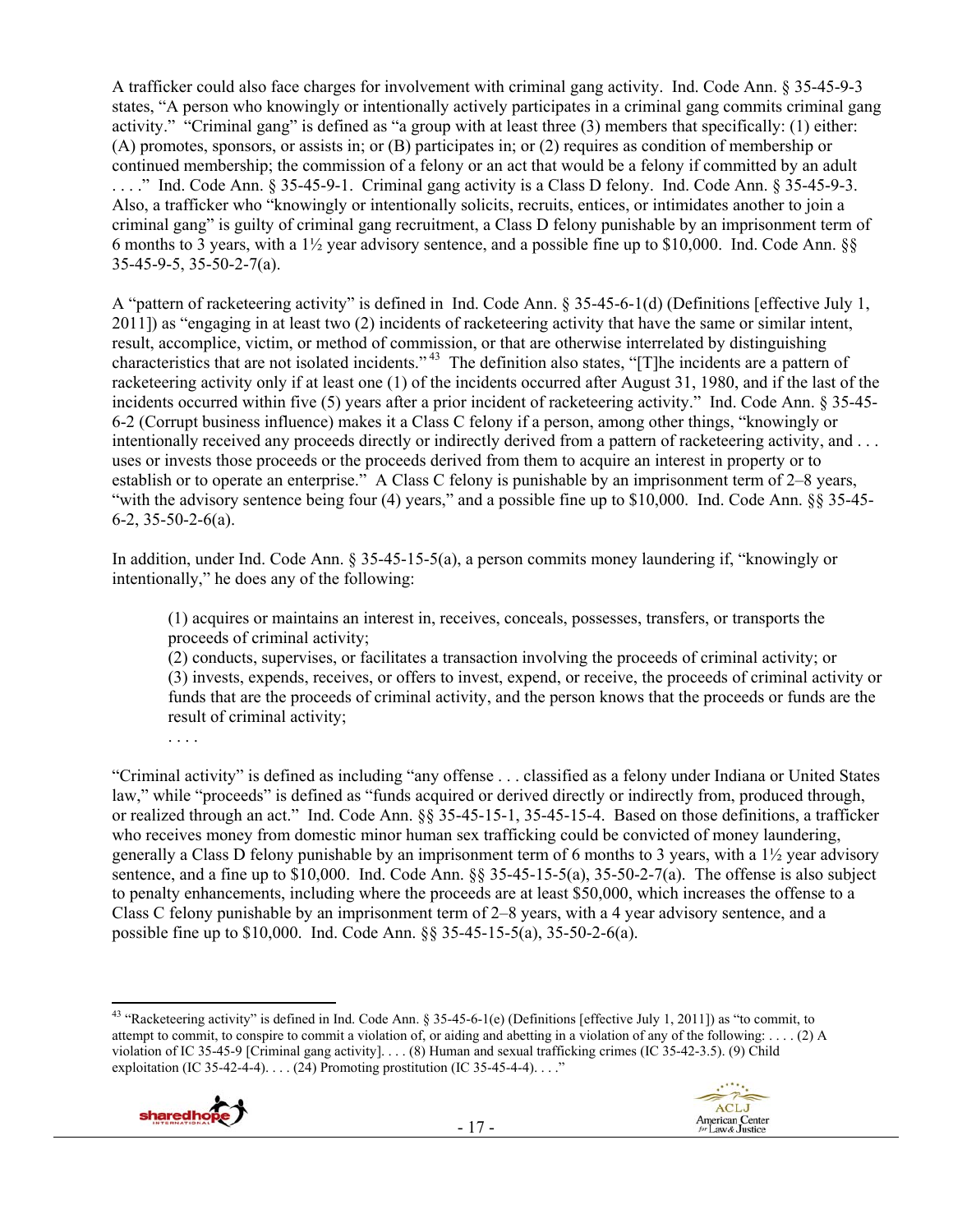A trafficker could also face charges for involvement with criminal gang activity. Ind. Code Ann. § 35-45-9-3 states, "A person who knowingly or intentionally actively participates in a criminal gang commits criminal gang activity." "Criminal gang" is defined as "a group with at least three (3) members that specifically: (1) either: (A) promotes, sponsors, or assists in; or (B) participates in; or (2) requires as condition of membership or continued membership; the commission of a felony or an act that would be a felony if committed by an adult . . . ." Ind. Code Ann. § 35-45-9-1. Criminal gang activity is a Class D felony. Ind. Code Ann. § 35-45-9-3. Also, a trafficker who "knowingly or intentionally solicits, recruits, entices, or intimidates another to join a criminal gang" is guilty of criminal gang recruitment, a Class D felony punishable by an imprisonment term of 6 months to 3 years, with a 1½ year advisory sentence, and a possible fine up to $10,000. Ind. Code Ann. §§ 35-45-9-5, 35-50-2-7(a).

A "pattern of racketeering activity" is defined in Ind. Code Ann. § 35-45-6-1(d) (Definitions [effective July 1, 2011]) as "engaging in at least two (2) incidents of racketeering activity that have the same or similar intent, result, accomplice, victim, or method of commission, or that are otherwise interrelated by distinguishing characteristics that are not isolated incidents."[43] The definition also states, "[T]he incidents are a pattern of racketeering activity only if at least one (1) of the incidents occurred after August 31, 1980, and if the last of the incidents occurred within five (5) years after a prior incident of racketeering activity." Ind. Code Ann. § 35-45-6-2 (Corrupt business influence) makes it a Class C felony if a person, among other things, "knowingly or intentionally received any proceeds directly or indirectly derived from a pattern of racketeering activity, and . . . uses or invests those proceeds or the proceeds derived from them to acquire an interest in property or to establish or to operate an enterprise." A Class C felony is punishable by an imprisonment term of 2–8 years, "with the advisory sentence being four (4) years," and a possible fine up to $10,000. Ind. Code Ann. §§ 35-45-6-2, 35-50-2-6(a).

In addition, under Ind. Code Ann. § 35-45-15-5(a), a person commits money laundering if, "knowingly or intentionally," he does any of the following:

> (1) acquires or maintains an interest in, receives, conceals, possesses, transfers, or transports the proceeds of criminal activity;
> (2) conducts, supervises, or facilitates a transaction involving the proceeds of criminal activity; or
> (3) invests, expends, receives, or offers to invest, expend, or receive, the proceeds of criminal activity or funds that are the proceeds of criminal activity, and the person knows that the proceeds or funds are the result of criminal activity;
> . . . .

"Criminal activity" is defined as including "any offense . . . classified as a felony under Indiana or United States law," while "proceeds" is defined as "funds acquired or derived directly or indirectly from, produced through, or realized through an act." Ind. Code Ann. §§ 35-45-15-1, 35-45-15-4. Based on those definitions, a trafficker who receives money from domestic minor human sex trafficking could be convicted of money laundering, generally a Class D felony punishable by an imprisonment term of 6 months to 3 years, with a 1½ year advisory sentence, and a fine up to $10,000. Ind. Code Ann. §§ 35-45-15-5(a), 35-50-2-7(a). The offense is also subject to penalty enhancements, including where the proceeds are at least $50,000, which increases the offense to a Class C felony punishable by an imprisonment term of 2–8 years, with a 4 year advisory sentence, and a possible fine up to $10,000. Ind. Code Ann. §§ 35-45-15-5(a), 35-50-2-6(a).

---

[43] "Racketeering activity" is defined in Ind. Code Ann. § 35-45-6-1(e) (Definitions [effective July 1, 2011]) as "to commit, to attempt to commit, to conspire to commit a violation of, or aiding and abetting in a violation of any of the following: . . . . (2) A violation of IC 35-45-9 [Criminal gang activity]. . . . (8) Human and sexual trafficking crimes (IC 35-42-3.5). (9) Child exploitation (IC 35-42-4-4). . . . (24) Promoting prostitution (IC 35-45-4-4). . . ."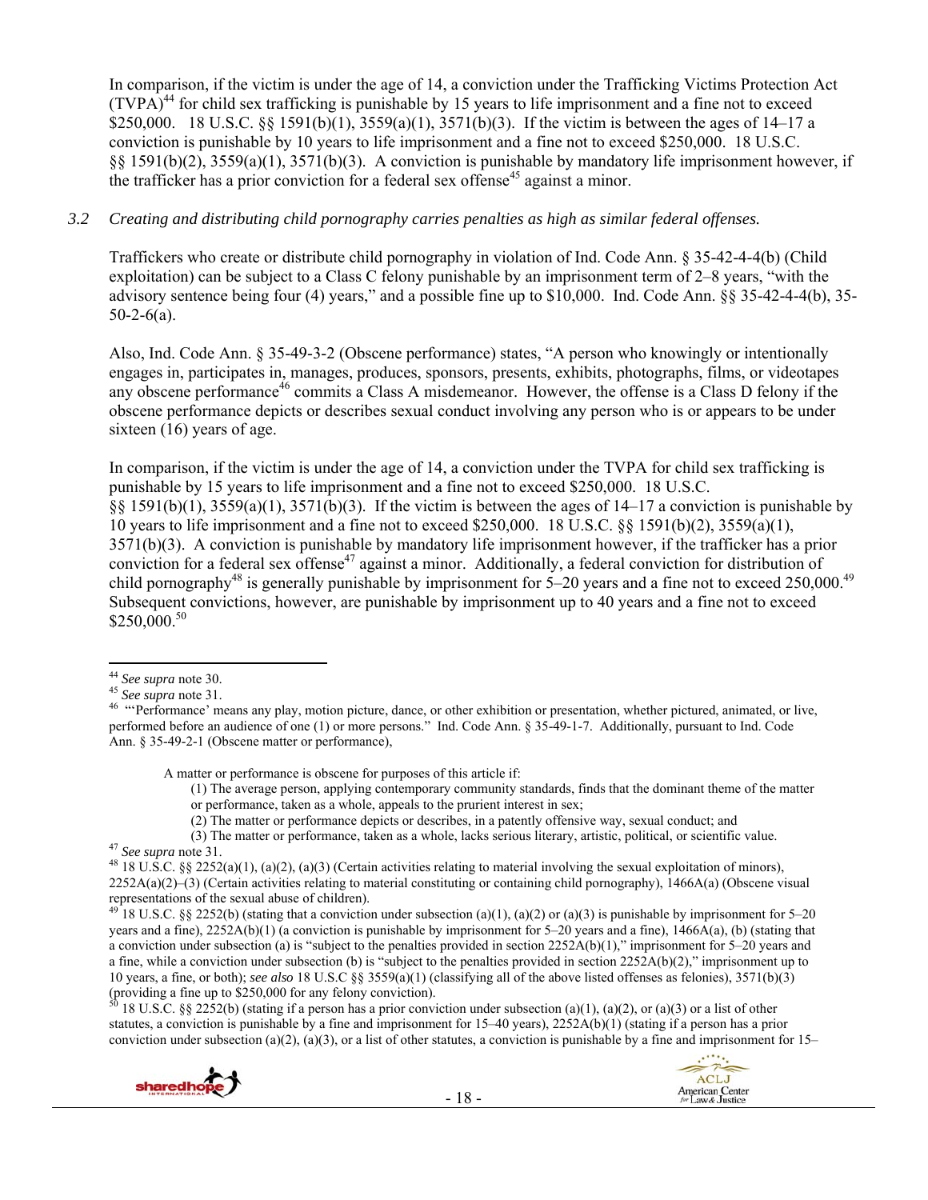In comparison, if the victim is under the age of 14, a conviction under the Trafficking Victims Protection Act (TVPA)[44] for child sex trafficking is punishable by 15 years to life imprisonment and a fine not to exceed $250,000. 18 U.S.C. §§ 1591(b)(1), 3559(a)(1), 3571(b)(3). If the victim is between the ages of 14–17 a conviction is punishable by 10 years to life imprisonment and a fine not to exceed $250,000. 18 U.S.C. §§ 1591(b)(2), 3559(a)(1), 3571(b)(3). A conviction is punishable by mandatory life imprisonment however, if the trafficker has a prior conviction for a federal sex offense[45] against a minor.

*3.2 Creating and distributing child pornography carries penalties as high as similar federal offenses.*

Traffickers who create or distribute child pornography in violation of Ind. Code Ann. § 35-42-4-4(b) (Child exploitation) can be subject to a Class C felony punishable by an imprisonment term of 2–8 years, "with the advisory sentence being four (4) years," and a possible fine up to $10,000. Ind. Code Ann. §§ 35-42-4-4(b), 35-50-2-6(a).

Also, Ind. Code Ann. § 35-49-3-2 (Obscene performance) states, "A person who knowingly or intentionally engages in, participates in, manages, produces, sponsors, presents, exhibits, photographs, films, or videotapes any obscene performance[46] commits a Class A misdemeanor. However, the offense is a Class D felony if the obscene performance depicts or describes sexual conduct involving any person who is or appears to be under sixteen (16) years of age.

In comparison, if the victim is under the age of 14, a conviction under the TVPA for child sex trafficking is punishable by 15 years to life imprisonment and a fine not to exceed $250,000. 18 U.S.C. §§ 1591(b)(1), 3559(a)(1), 3571(b)(3). If the victim is between the ages of 14–17 a conviction is punishable by 10 years to life imprisonment and a fine not to exceed $250,000. 18 U.S.C. §§ 1591(b)(2), 3559(a)(1), 3571(b)(3). A conviction is punishable by mandatory life imprisonment however, if the trafficker has a prior conviction for a federal sex offense[47] against a minor. Additionally, a federal conviction for distribution of child pornography[48] is generally punishable by imprisonment for 5–20 years and a fine not to exceed 250,000.[49] Subsequent convictions, however, are punishable by imprisonment up to 40 years and a fine not to exceed $250,000.[50]

---

[44] *See supra* note 30.

[45] *See supra* note 31.

[46] "'Performance' means any play, motion picture, dance, or other exhibition or presentation, whether pictured, animated, or live, performed before an audience of one (1) or more persons." Ind. Code Ann. § 35-49-1-7. Additionally, pursuant to Ind. Code Ann. § 35-49-2-1 (Obscene matter or performance),

> A matter or performance is obscene for purposes of this article if:
> (1) The average person, applying contemporary community standards, finds that the dominant theme of the matter or performance, taken as a whole, appeals to the prurient interest in sex;
> (2) The matter or performance depicts or describes, in a patently offensive way, sexual conduct; and
> (3) The matter or performance, taken as a whole, lacks serious literary, artistic, political, or scientific value.

[47] *See supra* note 31.

[48] 18 U.S.C. §§ 2252(a)(1), (a)(2), (a)(3) (Certain activities relating to material involving the sexual exploitation of minors), 2252A(a)(2)–(3) (Certain activities relating to material constituting or containing child pornography), 1466A(a) (Obscene visual representations of the sexual abuse of children).

[49] 18 U.S.C. §§ 2252(b) (stating that a conviction under subsection (a)(1), (a)(2) or (a)(3) is punishable by imprisonment for 5–20 years and a fine), 2252A(b)(1) (a conviction is punishable by imprisonment for 5–20 years and a fine), 1466A(a), (b) (stating that a conviction under subsection (a) is "subject to the penalties provided in section 2252A(b)(1)," imprisonment for 5–20 years and a fine, while a conviction under subsection (b) is "subject to the penalties provided in section 2252A(b)(2)," imprisonment up to 10 years, a fine, or both); *see also* 18 U.S.C §§ 3559(a)(1) (classifying all of the above listed offenses as felonies), 3571(b)(3) (providing a fine up to $250,000 for any felony conviction).

[50] 18 U.S.C. §§ 2252(b) (stating if a person has a prior conviction under subsection (a)(1), (a)(2), or (a)(3) or a list of other statutes, a conviction is punishable by a fine and imprisonment for 15–40 years), 2252A(b)(1) (stating if a person has a prior conviction under subsection (a)(2), (a)(3), or a list of other statutes, a conviction is punishable by a fine and imprisonment for 15–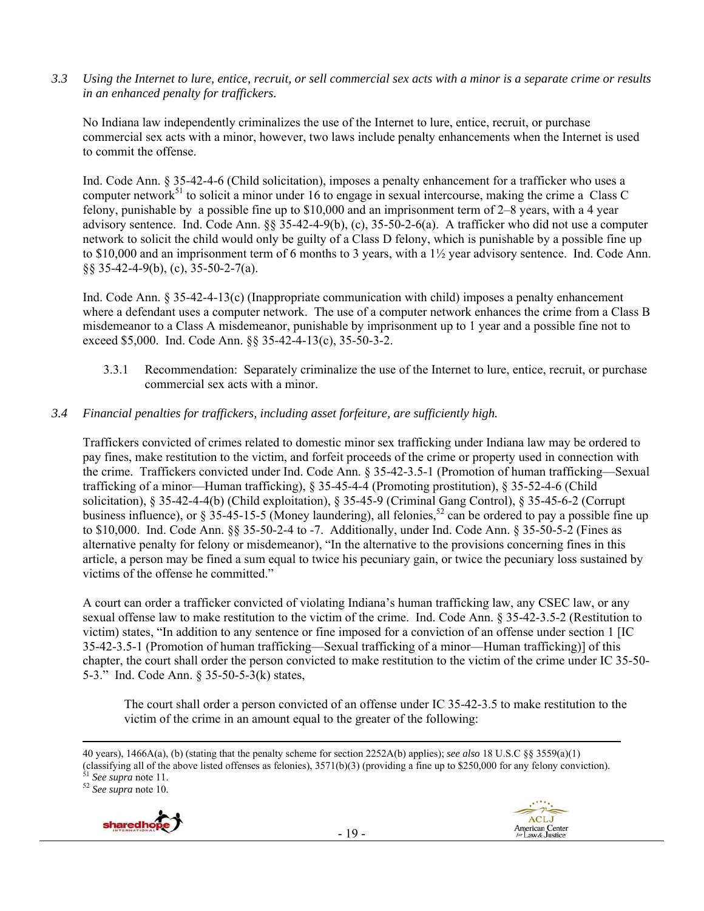*3.3 Using the Internet to lure, entice, recruit, or sell commercial sex acts with a minor is a separate crime or results in an enhanced penalty for traffickers.*

No Indiana law independently criminalizes the use of the Internet to lure, entice, recruit, or purchase commercial sex acts with a minor, however, two laws include penalty enhancements when the Internet is used to commit the offense.

Ind. Code Ann. § 35-42-4-6 (Child solicitation), imposes a penalty enhancement for a trafficker who uses a computer network[51] to solicit a minor under 16 to engage in sexual intercourse, making the crime a Class C felony, punishable by a possible fine up to $10,000 and an imprisonment term of 2–8 years, with a 4 year advisory sentence. Ind. Code Ann. §§ 35-42-4-9(b), (c), 35-50-2-6(a). A trafficker who did not use a computer network to solicit the child would only be guilty of a Class D felony, which is punishable by a possible fine up to $10,000 and an imprisonment term of 6 months to 3 years, with a 1½ year advisory sentence. Ind. Code Ann. §§ 35-42-4-9(b), (c), 35-50-2-7(a).

Ind. Code Ann. § 35-42-4-13(c) (Inappropriate communication with child) imposes a penalty enhancement where a defendant uses a computer network. The use of a computer network enhances the crime from a Class B misdemeanor to a Class A misdemeanor, punishable by imprisonment up to 1 year and a possible fine not to exceed $5,000. Ind. Code Ann. §§ 35-42-4-13(c), 35-50-3-2.

3.3.1 Recommendation: Separately criminalize the use of the Internet to lure, entice, recruit, or purchase commercial sex acts with a minor.

*3.4 Financial penalties for traffickers, including asset forfeiture, are sufficiently high.*

Traffickers convicted of crimes related to domestic minor sex trafficking under Indiana law may be ordered to pay fines, make restitution to the victim, and forfeit proceeds of the crime or property used in connection with the crime. Traffickers convicted under Ind. Code Ann. § 35-42-3.5-1 (Promotion of human trafficking—Sexual trafficking of a minor—Human trafficking), § 35-45-4-4 (Promoting prostitution), § 35-52-4-6 (Child solicitation), § 35-42-4-4(b) (Child exploitation), § 35-45-9 (Criminal Gang Control), § 35-45-6-2 (Corrupt business influence), or § 35-45-15-5 (Money laundering), all felonies,[52] can be ordered to pay a possible fine up to $10,000. Ind. Code Ann. §§ 35-50-2-4 to -7. Additionally, under Ind. Code Ann. § 35-50-5-2 (Fines as alternative penalty for felony or misdemeanor), "In the alternative to the provisions concerning fines in this article, a person may be fined a sum equal to twice his pecuniary gain, or twice the pecuniary loss sustained by victims of the offense he committed."

A court can order a trafficker convicted of violating Indiana's human trafficking law, any CSEC law, or any sexual offense law to make restitution to the victim of the crime. Ind. Code Ann. § 35-42-3.5-2 (Restitution to victim) states, "In addition to any sentence or fine imposed for a conviction of an offense under section 1 [IC 35-42-3.5-1 (Promotion of human trafficking—Sexual trafficking of a minor—Human trafficking)] of this chapter, the court shall order the person convicted to make restitution to the victim of the crime under IC 35-50-5-3." Ind. Code Ann. § 35-50-5-3(k) states,

> The court shall order a person convicted of an offense under IC 35-42-3.5 to make restitution to the victim of the crime in an amount equal to the greater of the following:

---

40 years), 1466A(a), (b) (stating that the penalty scheme for section 2252A(b) applies); *see also* 18 U.S.C §§ 3559(a)(1) (classifying all of the above listed offenses as felonies), 3571(b)(3) (providing a fine up to $250,000 for any felony conviction).

[51] *See supra* note 11.

[52] *See supra* note 10.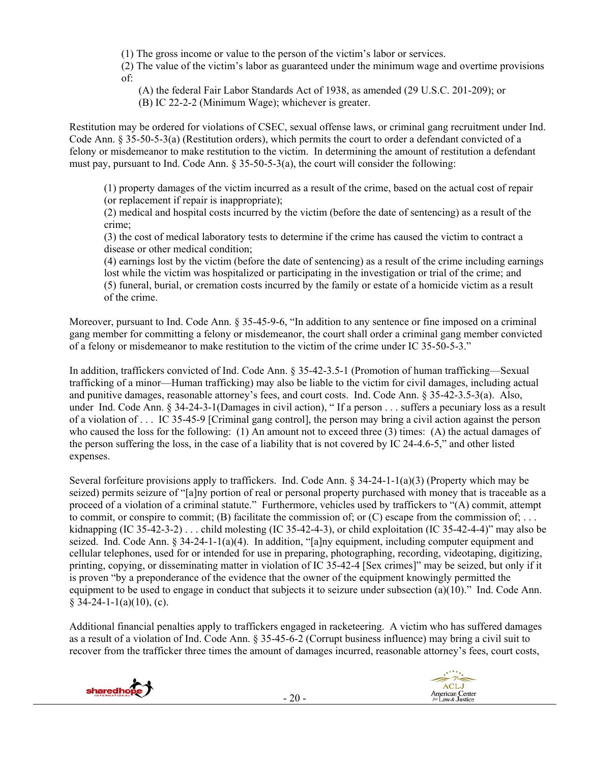(1) The gross income or value to the person of the victim's labor or services.

(2) The value of the victim's labor as guaranteed under the minimum wage and overtime provisions of:

(A) the federal Fair Labor Standards Act of 1938, as amended (29 U.S.C. 201-209); or

(B) IC 22-2-2 (Minimum Wage); whichever is greater.

Restitution may be ordered for violations of CSEC, sexual offense laws, or criminal gang recruitment under Ind. Code Ann. § 35-50-5-3(a) (Restitution orders), which permits the court to order a defendant convicted of a felony or misdemeanor to make restitution to the victim. In determining the amount of restitution a defendant must pay, pursuant to Ind. Code Ann. § 35-50-5-3(a), the court will consider the following:

(1) property damages of the victim incurred as a result of the crime, based on the actual cost of repair (or replacement if repair is inappropriate);

(2) medical and hospital costs incurred by the victim (before the date of sentencing) as a result of the crime;

(3) the cost of medical laboratory tests to determine if the crime has caused the victim to contract a disease or other medical condition;

(4) earnings lost by the victim (before the date of sentencing) as a result of the crime including earnings lost while the victim was hospitalized or participating in the investigation or trial of the crime; and

(5) funeral, burial, or cremation costs incurred by the family or estate of a homicide victim as a result of the crime.

Moreover, pursuant to Ind. Code Ann. § 35-45-9-6, "In addition to any sentence or fine imposed on a criminal gang member for committing a felony or misdemeanor, the court shall order a criminal gang member convicted of a felony or misdemeanor to make restitution to the victim of the crime under IC 35-50-5-3."

In addition, traffickers convicted of Ind. Code Ann. § 35-42-3.5-1 (Promotion of human trafficking—Sexual trafficking of a minor—Human trafficking) may also be liable to the victim for civil damages, including actual and punitive damages, reasonable attorney's fees, and court costs. Ind. Code Ann. § 35-42-3.5-3(a). Also, under Ind. Code Ann. § 34-24-3-1(Damages in civil action), " If a person . . . suffers a pecuniary loss as a result of a violation of . . . IC 35-45-9 [Criminal gang control], the person may bring a civil action against the person who caused the loss for the following: (1) An amount not to exceed three (3) times: (A) the actual damages of the person suffering the loss, in the case of a liability that is not covered by IC 24-4.6-5," and other listed expenses.

Several forfeiture provisions apply to traffickers. Ind. Code Ann. § 34-24-1-1(a)(3) (Property which may be seized) permits seizure of "[a]ny portion of real or personal property purchased with money that is traceable as a proceed of a violation of a criminal statute." Furthermore, vehicles used by traffickers to "(A) commit, attempt to commit, or conspire to commit; (B) facilitate the commission of; or (C) escape from the commission of; . . . kidnapping (IC 35-42-3-2) . . . child molesting (IC 35-42-4-3), or child exploitation (IC 35-42-4-4)" may also be seized. Ind. Code Ann. § 34-24-1-1(a)(4). In addition, "[a]ny equipment, including computer equipment and cellular telephones, used for or intended for use in preparing, photographing, recording, videotaping, digitizing, printing, copying, or disseminating matter in violation of IC 35-42-4 [Sex crimes]" may be seized, but only if it is proven "by a preponderance of the evidence that the owner of the equipment knowingly permitted the equipment to be used to engage in conduct that subjects it to seizure under subsection (a)(10)." Ind. Code Ann. § 34-24-1-1(a)(10), (c).

Additional financial penalties apply to traffickers engaged in racketeering. A victim who has suffered damages as a result of a violation of Ind. Code Ann. § 35-45-6-2 (Corrupt business influence) may bring a civil suit to recover from the trafficker three times the amount of damages incurred, reasonable attorney's fees, court costs,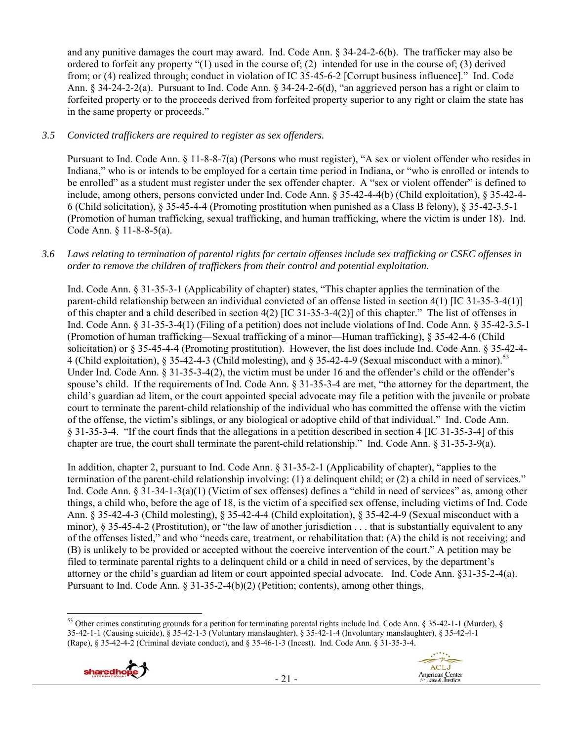and any punitive damages the court may award. Ind. Code Ann. § 34-24-2-6(b). The trafficker may also be ordered to forfeit any property "(1) used in the course of; (2) intended for use in the course of; (3) derived from; or (4) realized through; conduct in violation of IC 35-45-6-2 [Corrupt business influence]." Ind. Code Ann. § 34-24-2-2(a). Pursuant to Ind. Code Ann. § 34-24-2-6(d), "an aggrieved person has a right or claim to forfeited property or to the proceeds derived from forfeited property superior to any right or claim the state has in the same property or proceeds."

*3.5 Convicted traffickers are required to register as sex offenders.*

Pursuant to Ind. Code Ann. § 11-8-8-7(a) (Persons who must register), "A sex or violent offender who resides in Indiana," who is or intends to be employed for a certain time period in Indiana, or "who is enrolled or intends to be enrolled" as a student must register under the sex offender chapter. A "sex or violent offender" is defined to include, among others, persons convicted under Ind. Code Ann. § 35-42-4-4(b) (Child exploitation), § 35-42-4-6 (Child solicitation), § 35-45-4-4 (Promoting prostitution when punished as a Class B felony), § 35-42-3.5-1 (Promotion of human trafficking, sexual trafficking, and human trafficking, where the victim is under 18). Ind. Code Ann. § 11-8-8-5(a).

*3.6 Laws relating to termination of parental rights for certain offenses include sex trafficking or CSEC offenses in order to remove the children of traffickers from their control and potential exploitation.*

Ind. Code Ann. § 31-35-3-1 (Applicability of chapter) states, "This chapter applies the termination of the parent-child relationship between an individual convicted of an offense listed in section 4(1) [IC 31-35-3-4(1)] of this chapter and a child described in section 4(2) [IC 31-35-3-4(2)] of this chapter." The list of offenses in Ind. Code Ann. § 31-35-3-4(1) (Filing of a petition) does not include violations of Ind. Code Ann. § 35-42-3.5-1 (Promotion of human trafficking—Sexual trafficking of a minor—Human trafficking), § 35-42-4-6 (Child solicitation) or § 35-45-4-4 (Promoting prostitution). However, the list does include Ind. Code Ann. § 35-42-4-4 (Child exploitation), § 35-42-4-3 (Child molesting), and § 35-42-4-9 (Sexual misconduct with a minor).[53] Under Ind. Code Ann. § 31-35-3-4(2), the victim must be under 16 and the offender's child or the offender's spouse's child. If the requirements of Ind. Code Ann. § 31-35-3-4 are met, "the attorney for the department, the child's guardian ad litem, or the court appointed special advocate may file a petition with the juvenile or probate court to terminate the parent-child relationship of the individual who has committed the offense with the victim of the offense, the victim's siblings, or any biological or adoptive child of that individual." Ind. Code Ann. § 31-35-3-4. "If the court finds that the allegations in a petition described in section 4 [IC 31-35-3-4] of this chapter are true, the court shall terminate the parent-child relationship." Ind. Code Ann. § 31-35-3-9(a).

In addition, chapter 2, pursuant to Ind. Code Ann. § 31-35-2-1 (Applicability of chapter), "applies to the termination of the parent-child relationship involving: (1) a delinquent child; or (2) a child in need of services." Ind. Code Ann. § 31-34-1-3(a)(1) (Victim of sex offenses) defines a "child in need of services" as, among other things, a child who, before the age of 18, is the victim of a specified sex offense, including victims of Ind. Code Ann. § 35-42-4-3 (Child molesting), § 35-42-4-4 (Child exploitation), § 35-42-4-9 (Sexual misconduct with a minor), § 35-45-4-2 (Prostitution), or "the law of another jurisdiction . . . that is substantially equivalent to any of the offenses listed," and who "needs care, treatment, or rehabilitation that: (A) the child is not receiving; and (B) is unlikely to be provided or accepted without the coercive intervention of the court." A petition may be filed to terminate parental rights to a delinquent child or a child in need of services, by the department's attorney or the child's guardian ad litem or court appointed special advocate. Ind. Code Ann. §31-35-2-4(a). Pursuant to Ind. Code Ann. § 31-35-2-4(b)(2) (Petition; contents), among other things,

---

[53] Other crimes constituting grounds for a petition for terminating parental rights include Ind. Code Ann. § 35-42-1-1 (Murder), § 35-42-1-1 (Causing suicide), § 35-42-1-3 (Voluntary manslaughter), § 35-42-1-4 (Involuntary manslaughter), § 35-42-4-1 (Rape), § 35-42-4-2 (Criminal deviate conduct), and § 35-46-1-3 (Incest). Ind. Code Ann. § 31-35-3-4.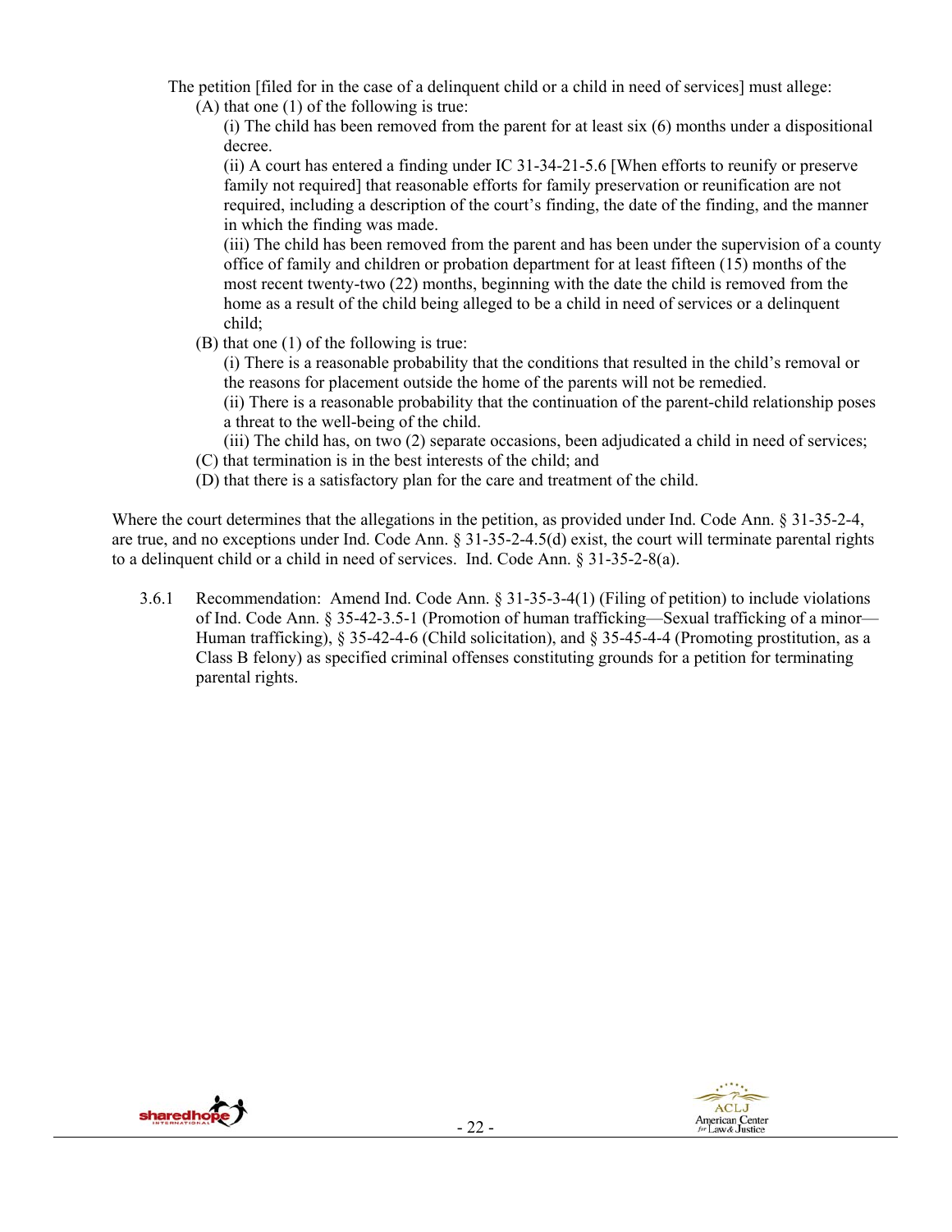The petition [filed for in the case of a delinquent child or a child in need of services] must allege:

(A) that one (1) of the following is true:

(i) The child has been removed from the parent for at least six (6) months under a dispositional decree.

(ii) A court has entered a finding under IC 31-34-21-5.6 [When efforts to reunify or preserve family not required] that reasonable efforts for family preservation or reunification are not required, including a description of the court's finding, the date of the finding, and the manner in which the finding was made.

(iii) The child has been removed from the parent and has been under the supervision of a county office of family and children or probation department for at least fifteen (15) months of the most recent twenty-two (22) months, beginning with the date the child is removed from the home as a result of the child being alleged to be a child in need of services or a delinquent child;

(B) that one (1) of the following is true:

(i) There is a reasonable probability that the conditions that resulted in the child's removal or the reasons for placement outside the home of the parents will not be remedied.

(ii) There is a reasonable probability that the continuation of the parent-child relationship poses a threat to the well-being of the child.

(iii) The child has, on two (2) separate occasions, been adjudicated a child in need of services;

(C) that termination is in the best interests of the child; and

(D) that there is a satisfactory plan for the care and treatment of the child.

Where the court determines that the allegations in the petition, as provided under Ind. Code Ann. § 31-35-2-4, are true, and no exceptions under Ind. Code Ann. § 31-35-2-4.5(d) exist, the court will terminate parental rights to a delinquent child or a child in need of services. Ind. Code Ann. § 31-35-2-8(a).

3.6.1 Recommendation: Amend Ind. Code Ann. § 31-35-3-4(1) (Filing of petition) to include violations of Ind. Code Ann. § 35-42-3.5-1 (Promotion of human trafficking—Sexual trafficking of a minor—Human trafficking), § 35-42-4-6 (Child solicitation), and § 35-45-4-4 (Promoting prostitution, as a Class B felony) as specified criminal offenses constituting grounds for a petition for terminating parental rights.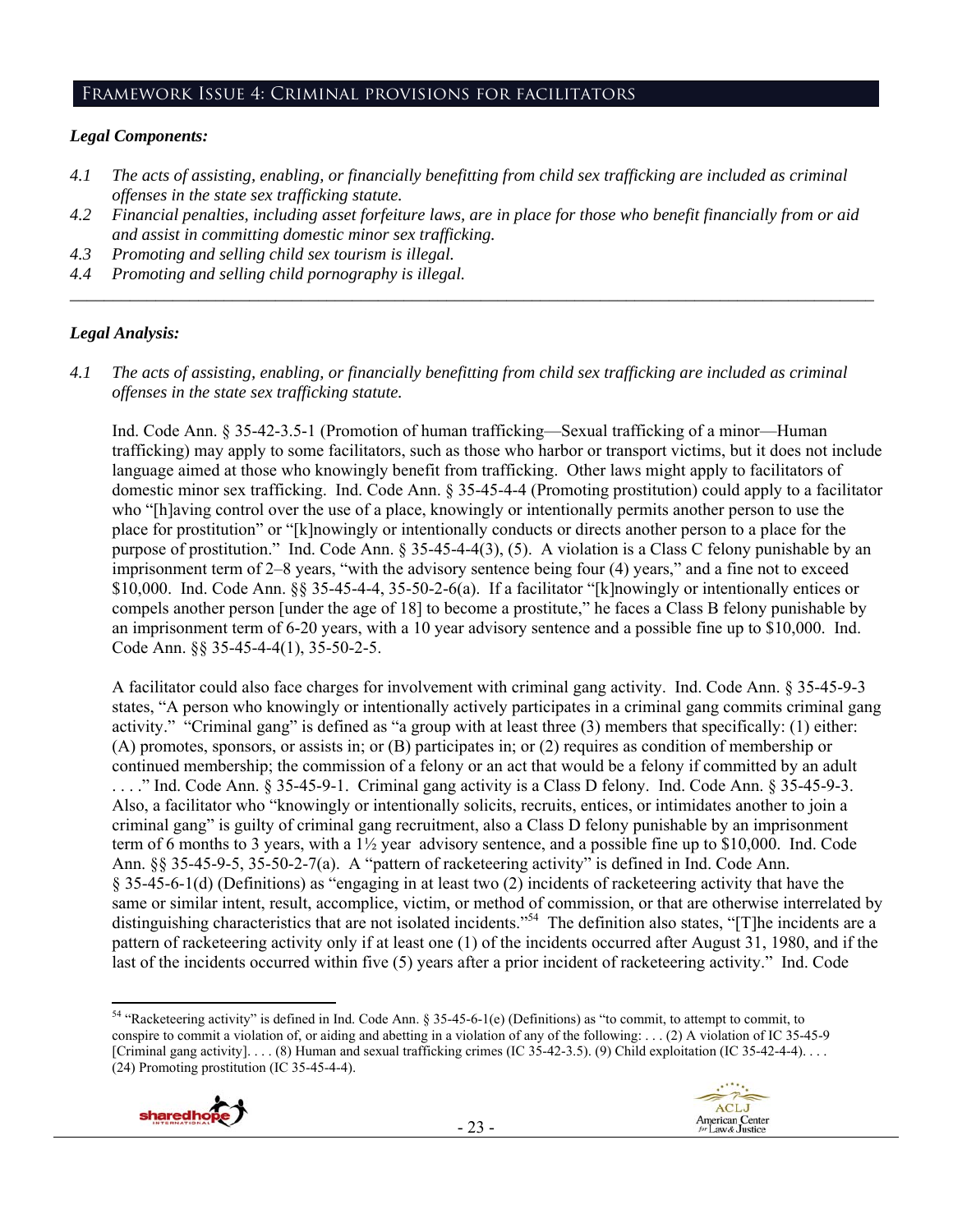## Framework Issue 4: Criminal provisions for facilitators

### *Legal Components:*

*4.1 The acts of assisting, enabling, or financially benefitting from child sex trafficking are included as criminal offenses in the state sex trafficking statute.*

*4.2 Financial penalties, including asset forfeiture laws, are in place for those who benefit financially from or aid and assist in committing domestic minor sex trafficking.*

*4.3 Promoting and selling child sex tourism is illegal.*

*4.4 Promoting and selling child pornography is illegal.*

---

### *Legal Analysis:*

*4.1 The acts of assisting, enabling, or financially benefitting from child sex trafficking are included as criminal offenses in the state sex trafficking statute.*

Ind. Code Ann. § 35-42-3.5-1 (Promotion of human trafficking—Sexual trafficking of a minor—Human trafficking) may apply to some facilitators, such as those who harbor or transport victims, but it does not include language aimed at those who knowingly benefit from trafficking. Other laws might apply to facilitators of domestic minor sex trafficking. Ind. Code Ann. § 35-45-4-4 (Promoting prostitution) could apply to a facilitator who "[h]aving control over the use of a place, knowingly or intentionally permits another person to use the place for prostitution" or "[k]nowingly or intentionally conducts or directs another person to a place for the purpose of prostitution." Ind. Code Ann. § 35-45-4-4(3), (5). A violation is a Class C felony punishable by an imprisonment term of 2–8 years, "with the advisory sentence being four (4) years," and a fine not to exceed $10,000. Ind. Code Ann. §§ 35-45-4-4, 35-50-2-6(a). If a facilitator "[k]nowingly or intentionally entices or compels another person [under the age of 18] to become a prostitute," he faces a Class B felony punishable by an imprisonment term of 6-20 years, with a 10 year advisory sentence and a possible fine up to $10,000. Ind. Code Ann. §§ 35-45-4-4(1), 35-50-2-5.

A facilitator could also face charges for involvement with criminal gang activity. Ind. Code Ann. § 35-45-9-3 states, "A person who knowingly or intentionally actively participates in a criminal gang commits criminal gang activity." "Criminal gang" is defined as "a group with at least three (3) members that specifically: (1) either: (A) promotes, sponsors, or assists in; or (B) participates in; or (2) requires as condition of membership or continued membership; the commission of a felony or an act that would be a felony if committed by an adult . . . ." Ind. Code Ann. § 35-45-9-1. Criminal gang activity is a Class D felony. Ind. Code Ann. § 35-45-9-3. Also, a facilitator who "knowingly or intentionally solicits, recruits, entices, or intimidates another to join a criminal gang" is guilty of criminal gang recruitment, also a Class D felony punishable by an imprisonment term of 6 months to 3 years, with a 1½ year advisory sentence, and a possible fine up to $10,000. Ind. Code Ann. §§ 35-45-9-5, 35-50-2-7(a). A "pattern of racketeering activity" is defined in Ind. Code Ann. § 35-45-6-1(d) (Definitions) as "engaging in at least two (2) incidents of racketeering activity that have the same or similar intent, result, accomplice, victim, or method of commission, or that are otherwise interrelated by distinguishing characteristics that are not isolated incidents."[54] The definition also states, "[T]he incidents are a pattern of racketeering activity only if at least one (1) of the incidents occurred after August 31, 1980, and if the last of the incidents occurred within five (5) years after a prior incident of racketeering activity." Ind. Code

---

[54] "Racketeering activity" is defined in Ind. Code Ann. § 35-45-6-1(e) (Definitions) as "to commit, to attempt to commit, to conspire to commit a violation of, or aiding and abetting in a violation of any of the following: . . . (2) A violation of IC 35-45-9 [Criminal gang activity]. . . . (8) Human and sexual trafficking crimes (IC 35-42-3.5). (9) Child exploitation (IC 35-42-4-4). . . . (24) Promoting prostitution (IC 35-45-4-4).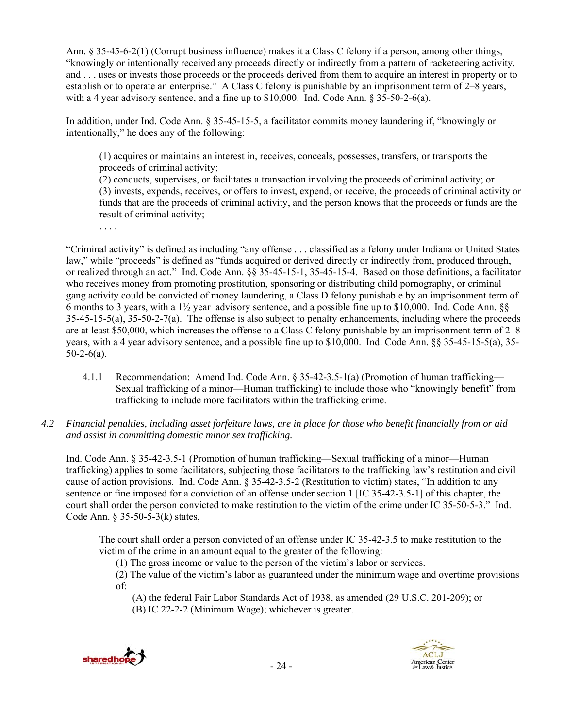Ann. § 35-45-6-2(1) (Corrupt business influence) makes it a Class C felony if a person, among other things, "knowingly or intentionally received any proceeds directly or indirectly from a pattern of racketeering activity, and . . . uses or invests those proceeds or the proceeds derived from them to acquire an interest in property or to establish or to operate an enterprise." A Class C felony is punishable by an imprisonment term of 2–8 years, with a 4 year advisory sentence, and a fine up to $10,000. Ind. Code Ann. § 35-50-2-6(a).

In addition, under Ind. Code Ann. § 35-45-15-5, a facilitator commits money laundering if, "knowingly or intentionally," he does any of the following:

> (1) acquires or maintains an interest in, receives, conceals, possesses, transfers, or transports the proceeds of criminal activity;
> (2) conducts, supervises, or facilitates a transaction involving the proceeds of criminal activity; or
> (3) invests, expends, receives, or offers to invest, expend, or receive, the proceeds of criminal activity or funds that are the proceeds of criminal activity, and the person knows that the proceeds or funds are the result of criminal activity;
> . . . .

"Criminal activity" is defined as including "any offense . . . classified as a felony under Indiana or United States law," while "proceeds" is defined as "funds acquired or derived directly or indirectly from, produced through, or realized through an act." Ind. Code Ann. §§ 35-45-15-1, 35-45-15-4. Based on those definitions, a facilitator who receives money from promoting prostitution, sponsoring or distributing child pornography, or criminal gang activity could be convicted of money laundering, a Class D felony punishable by an imprisonment term of 6 months to 3 years, with a 1½ year advisory sentence, and a possible fine up to $10,000. Ind. Code Ann. §§ 35-45-15-5(a), 35-50-2-7(a). The offense is also subject to penalty enhancements, including where the proceeds are at least $50,000, which increases the offense to a Class C felony punishable by an imprisonment term of 2–8 years, with a 4 year advisory sentence, and a possible fine up to $10,000. Ind. Code Ann. §§ 35-45-15-5(a), 35-50-2-6(a).

4.1.1 Recommendation: Amend Ind. Code Ann. § 35-42-3.5-1(a) (Promotion of human trafficking—Sexual trafficking of a minor—Human trafficking) to include those who "knowingly benefit" from trafficking to include more facilitators within the trafficking crime.

*4.2 Financial penalties, including asset forfeiture laws, are in place for those who benefit financially from or aid and assist in committing domestic minor sex trafficking.*

Ind. Code Ann. § 35-42-3.5-1 (Promotion of human trafficking—Sexual trafficking of a minor—Human trafficking) applies to some facilitators, subjecting those facilitators to the trafficking law's restitution and civil cause of action provisions. Ind. Code Ann. § 35-42-3.5-2 (Restitution to victim) states, "In addition to any sentence or fine imposed for a conviction of an offense under section 1 [IC 35-42-3.5-1] of this chapter, the court shall order the person convicted to make restitution to the victim of the crime under IC 35-50-5-3." Ind. Code Ann. § 35-50-5-3(k) states,

> The court shall order a person convicted of an offense under IC 35-42-3.5 to make restitution to the victim of the crime in an amount equal to the greater of the following:
> (1) The gross income or value to the person of the victim's labor or services.
> (2) The value of the victim's labor as guaranteed under the minimum wage and overtime provisions of:
> (A) the federal Fair Labor Standards Act of 1938, as amended (29 U.S.C. 201-209); or
> (B) IC 22-2-2 (Minimum Wage); whichever is greater.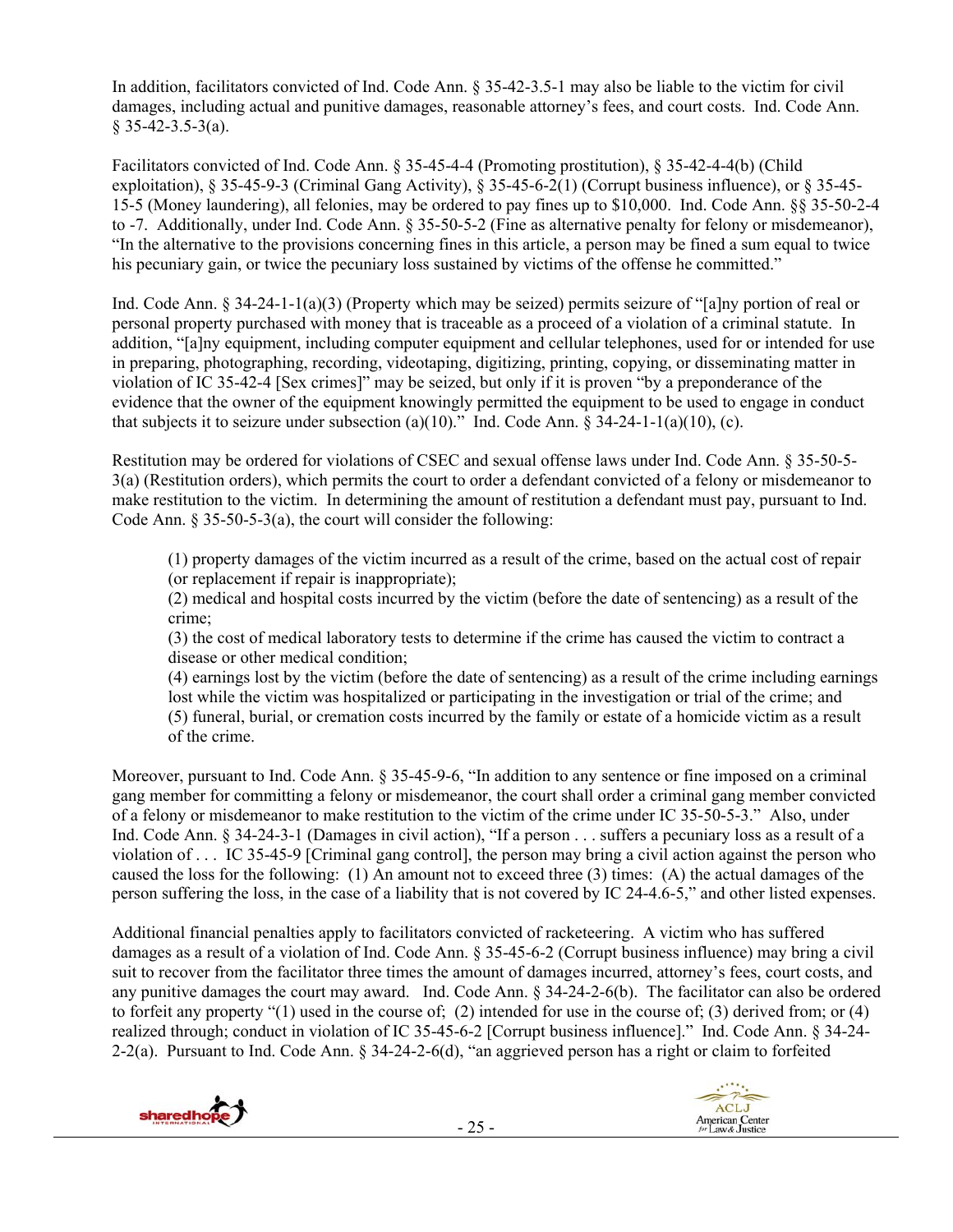In addition, facilitators convicted of Ind. Code Ann. § 35-42-3.5-1 may also be liable to the victim for civil damages, including actual and punitive damages, reasonable attorney's fees, and court costs. Ind. Code Ann. § 35-42-3.5-3(a).

Facilitators convicted of Ind. Code Ann. § 35-45-4-4 (Promoting prostitution), § 35-42-4-4(b) (Child exploitation), § 35-45-9-3 (Criminal Gang Activity), § 35-45-6-2(1) (Corrupt business influence), or § 35-45-15-5 (Money laundering), all felonies, may be ordered to pay fines up to $10,000. Ind. Code Ann. §§ 35-50-2-4 to -7. Additionally, under Ind. Code Ann. § 35-50-5-2 (Fine as alternative penalty for felony or misdemeanor), "In the alternative to the provisions concerning fines in this article, a person may be fined a sum equal to twice his pecuniary gain, or twice the pecuniary loss sustained by victims of the offense he committed."

Ind. Code Ann. § 34-24-1-1(a)(3) (Property which may be seized) permits seizure of "[a]ny portion of real or personal property purchased with money that is traceable as a proceed of a violation of a criminal statute. In addition, "[a]ny equipment, including computer equipment and cellular telephones, used for or intended for use in preparing, photographing, recording, videotaping, digitizing, printing, copying, or disseminating matter in violation of IC 35-42-4 [Sex crimes]" may be seized, but only if it is proven "by a preponderance of the evidence that the owner of the equipment knowingly permitted the equipment to be used to engage in conduct that subjects it to seizure under subsection (a)(10)." Ind. Code Ann. § 34-24-1-1(a)(10), (c).

Restitution may be ordered for violations of CSEC and sexual offense laws under Ind. Code Ann. § 35-50-5-3(a) (Restitution orders), which permits the court to order a defendant convicted of a felony or misdemeanor to make restitution to the victim. In determining the amount of restitution a defendant must pay, pursuant to Ind. Code Ann. § 35-50-5-3(a), the court will consider the following:

> (1) property damages of the victim incurred as a result of the crime, based on the actual cost of repair (or replacement if repair is inappropriate);
> (2) medical and hospital costs incurred by the victim (before the date of sentencing) as a result of the crime;
> (3) the cost of medical laboratory tests to determine if the crime has caused the victim to contract a disease or other medical condition;
> (4) earnings lost by the victim (before the date of sentencing) as a result of the crime including earnings lost while the victim was hospitalized or participating in the investigation or trial of the crime; and
> (5) funeral, burial, or cremation costs incurred by the family or estate of a homicide victim as a result of the crime.

Moreover, pursuant to Ind. Code Ann. § 35-45-9-6, "In addition to any sentence or fine imposed on a criminal gang member for committing a felony or misdemeanor, the court shall order a criminal gang member convicted of a felony or misdemeanor to make restitution to the victim of the crime under IC 35-50-5-3." Also, under Ind. Code Ann. § 34-24-3-1 (Damages in civil action), "If a person . . . suffers a pecuniary loss as a result of a violation of . . . IC 35-45-9 [Criminal gang control], the person may bring a civil action against the person who caused the loss for the following: (1) An amount not to exceed three (3) times: (A) the actual damages of the person suffering the loss, in the case of a liability that is not covered by IC 24-4.6-5," and other listed expenses.

Additional financial penalties apply to facilitators convicted of racketeering. A victim who has suffered damages as a result of a violation of Ind. Code Ann. § 35-45-6-2 (Corrupt business influence) may bring a civil suit to recover from the facilitator three times the amount of damages incurred, attorney's fees, court costs, and any punitive damages the court may award. Ind. Code Ann. § 34-24-2-6(b). The facilitator can also be ordered to forfeit any property "(1) used in the course of; (2) intended for use in the course of; (3) derived from; or (4) realized through; conduct in violation of IC 35-45-6-2 [Corrupt business influence]." Ind. Code Ann. § 34-24-2-2(a). Pursuant to Ind. Code Ann. § 34-24-2-6(d), "an aggrieved person has a right or claim to forfeited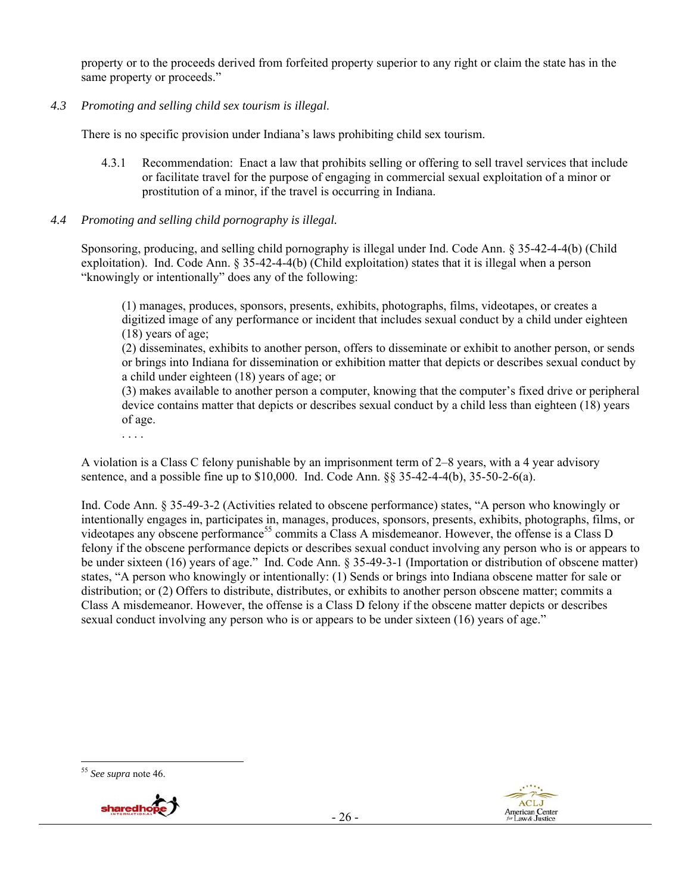property or to the proceeds derived from forfeited property superior to any right or claim the state has in the same property or proceeds."

*4.3 Promoting and selling child sex tourism is illegal.*

There is no specific provision under Indiana's laws prohibiting child sex tourism.

4.3.1 Recommendation: Enact a law that prohibits selling or offering to sell travel services that include or facilitate travel for the purpose of engaging in commercial sexual exploitation of a minor or prostitution of a minor, if the travel is occurring in Indiana.

*4.4 Promoting and selling child pornography is illegal.*

Sponsoring, producing, and selling child pornography is illegal under Ind. Code Ann. § 35-42-4-4(b) (Child exploitation). Ind. Code Ann. § 35-42-4-4(b) (Child exploitation) states that it is illegal when a person "knowingly or intentionally" does any of the following:

> (1) manages, produces, sponsors, presents, exhibits, photographs, films, videotapes, or creates a digitized image of any performance or incident that includes sexual conduct by a child under eighteen (18) years of age;
> (2) disseminates, exhibits to another person, offers to disseminate or exhibit to another person, or sends or brings into Indiana for dissemination or exhibition matter that depicts or describes sexual conduct by a child under eighteen (18) years of age; or
> (3) makes available to another person a computer, knowing that the computer's fixed drive or peripheral device contains matter that depicts or describes sexual conduct by a child less than eighteen (18) years of age.
> . . . .

A violation is a Class C felony punishable by an imprisonment term of 2–8 years, with a 4 year advisory sentence, and a possible fine up to $10,000. Ind. Code Ann. §§ 35-42-4-4(b), 35-50-2-6(a).

Ind. Code Ann. § 35-49-3-2 (Activities related to obscene performance) states, "A person who knowingly or intentionally engages in, participates in, manages, produces, sponsors, presents, exhibits, photographs, films, or videotapes any obscene performance[55] commits a Class A misdemeanor. However, the offense is a Class D felony if the obscene performance depicts or describes sexual conduct involving any person who is or appears to be under sixteen (16) years of age." Ind. Code Ann. § 35-49-3-1 (Importation or distribution of obscene matter) states, "A person who knowingly or intentionally: (1) Sends or brings into Indiana obscene matter for sale or distribution; or (2) Offers to distribute, distributes, or exhibits to another person obscene matter; commits a Class A misdemeanor. However, the offense is a Class D felony if the obscene matter depicts or describes sexual conduct involving any person who is or appears to be under sixteen (16) years of age."

---

[55] *See supra* note 46.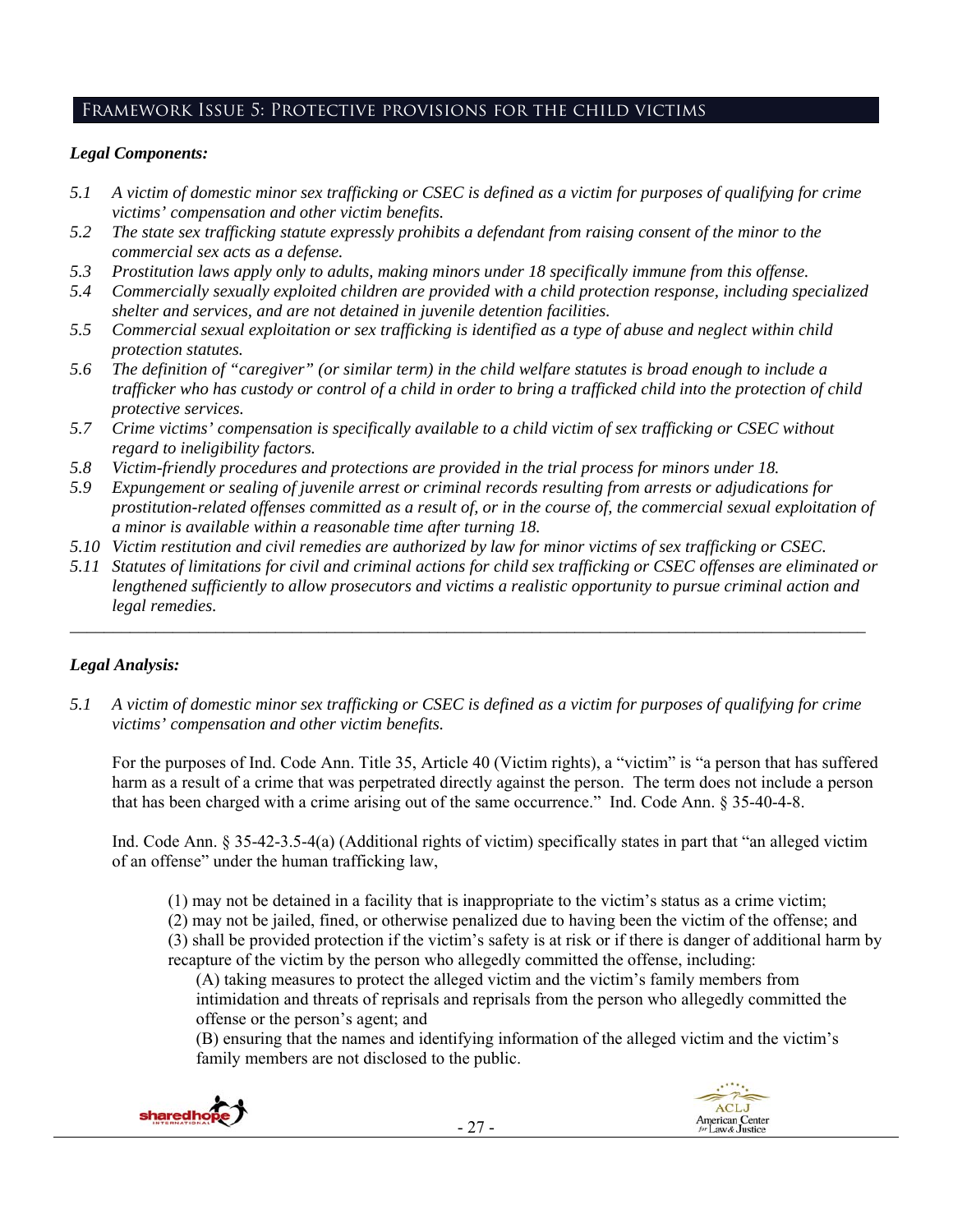## Framework Issue 5: Protective provisions for the child victims

***Legal Components:***

*5.1 A victim of domestic minor sex trafficking or CSEC is defined as a victim for purposes of qualifying for crime victims' compensation and other victim benefits.*

*5.2 The state sex trafficking statute expressly prohibits a defendant from raising consent of the minor to the commercial sex acts as a defense.*

*5.3 Prostitution laws apply only to adults, making minors under 18 specifically immune from this offense.*

*5.4 Commercially sexually exploited children are provided with a child protection response, including specialized shelter and services, and are not detained in juvenile detention facilities.*

*5.5 Commercial sexual exploitation or sex trafficking is identified as a type of abuse and neglect within child protection statutes.*

*5.6 The definition of "caregiver" (or similar term) in the child welfare statutes is broad enough to include a trafficker who has custody or control of a child in order to bring a trafficked child into the protection of child protective services.*

*5.7 Crime victims' compensation is specifically available to a child victim of sex trafficking or CSEC without regard to ineligibility factors.*

*5.8 Victim-friendly procedures and protections are provided in the trial process for minors under 18.*

*5.9 Expungement or sealing of juvenile arrest or criminal records resulting from arrests or adjudications for prostitution-related offenses committed as a result of, or in the course of, the commercial sexual exploitation of a minor is available within a reasonable time after turning 18.*

*5.10 Victim restitution and civil remedies are authorized by law for minor victims of sex trafficking or CSEC.*

*5.11 Statutes of limitations for civil and criminal actions for child sex trafficking or CSEC offenses are eliminated or lengthened sufficiently to allow prosecutors and victims a realistic opportunity to pursue criminal action and legal remedies.*

---

***Legal Analysis:***

*5.1 A victim of domestic minor sex trafficking or CSEC is defined as a victim for purposes of qualifying for crime victims' compensation and other victim benefits.*

For the purposes of Ind. Code Ann. Title 35, Article 40 (Victim rights), a "victim" is "a person that has suffered harm as a result of a crime that was perpetrated directly against the person. The term does not include a person that has been charged with a crime arising out of the same occurrence." Ind. Code Ann. § 35-40-4-8.

Ind. Code Ann. § 35-42-3.5-4(a) (Additional rights of victim) specifically states in part that "an alleged victim of an offense" under the human trafficking law,

> (1) may not be detained in a facility that is inappropriate to the victim's status as a crime victim;
> (2) may not be jailed, fined, or otherwise penalized due to having been the victim of the offense; and
> (3) shall be provided protection if the victim's safety is at risk or if there is danger of additional harm by recapture of the victim by the person who allegedly committed the offense, including:
>
> > (A) taking measures to protect the alleged victim and the victim's family members from intimidation and threats of reprisals and reprisals from the person who allegedly committed the offense or the person's agent; and
> > (B) ensuring that the names and identifying information of the alleged victim and the victim's family members are not disclosed to the public.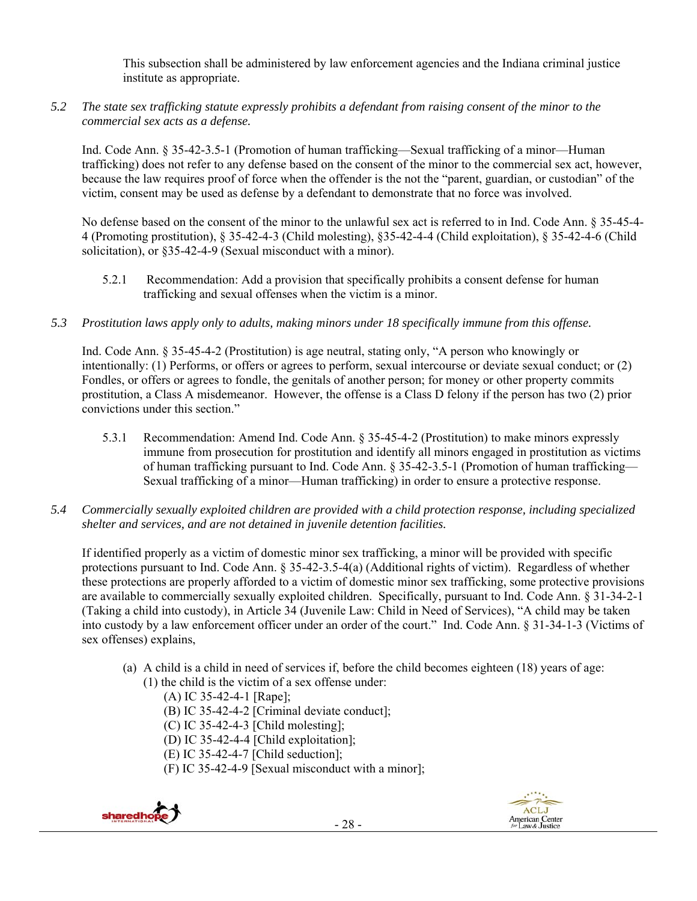This subsection shall be administered by law enforcement agencies and the Indiana criminal justice institute as appropriate.

*5.2 The state sex trafficking statute expressly prohibits a defendant from raising consent of the minor to the commercial sex acts as a defense.*

Ind. Code Ann. § 35-42-3.5-1 (Promotion of human trafficking—Sexual trafficking of a minor—Human trafficking) does not refer to any defense based on the consent of the minor to the commercial sex act, however, because the law requires proof of force when the offender is the not the "parent, guardian, or custodian" of the victim, consent may be used as defense by a defendant to demonstrate that no force was involved.

No defense based on the consent of the minor to the unlawful sex act is referred to in Ind. Code Ann. § 35-45-4-4 (Promoting prostitution), § 35-42-4-3 (Child molesting), §35-42-4-4 (Child exploitation), § 35-42-4-6 (Child solicitation), or §35-42-4-9 (Sexual misconduct with a minor).

5.2.1 Recommendation: Add a provision that specifically prohibits a consent defense for human trafficking and sexual offenses when the victim is a minor.

*5.3 Prostitution laws apply only to adults, making minors under 18 specifically immune from this offense.*

Ind. Code Ann. § 35-45-4-2 (Prostitution) is age neutral, stating only, "A person who knowingly or intentionally: (1) Performs, or offers or agrees to perform, sexual intercourse or deviate sexual conduct; or (2) Fondles, or offers or agrees to fondle, the genitals of another person; for money or other property commits prostitution, a Class A misdemeanor. However, the offense is a Class D felony if the person has two (2) prior convictions under this section."

5.3.1 Recommendation: Amend Ind. Code Ann. § 35-45-4-2 (Prostitution) to make minors expressly immune from prosecution for prostitution and identify all minors engaged in prostitution as victims of human trafficking pursuant to Ind. Code Ann. § 35-42-3.5-1 (Promotion of human trafficking—Sexual trafficking of a minor—Human trafficking) in order to ensure a protective response.

*5.4 Commercially sexually exploited children are provided with a child protection response, including specialized shelter and services, and are not detained in juvenile detention facilities.*

If identified properly as a victim of domestic minor sex trafficking, a minor will be provided with specific protections pursuant to Ind. Code Ann. § 35-42-3.5-4(a) (Additional rights of victim). Regardless of whether these protections are properly afforded to a victim of domestic minor sex trafficking, some protective provisions are available to commercially sexually exploited children. Specifically, pursuant to Ind. Code Ann. § 31-34-2-1 (Taking a child into custody), in Article 34 (Juvenile Law: Child in Need of Services), "A child may be taken into custody by a law enforcement officer under an order of the court." Ind. Code Ann. § 31-34-1-3 (Victims of sex offenses) explains,

(a) A child is a child in need of services if, before the child becomes eighteen (18) years of age:
  (1) the child is the victim of a sex offense under:
    (A) IC 35-42-4-1 [Rape];
    (B) IC 35-42-4-2 [Criminal deviate conduct];
    (C) IC 35-42-4-3 [Child molesting];
    (D) IC 35-42-4-4 [Child exploitation];
    (E) IC 35-42-4-7 [Child seduction];
    (F) IC 35-42-4-9 [Sexual misconduct with a minor];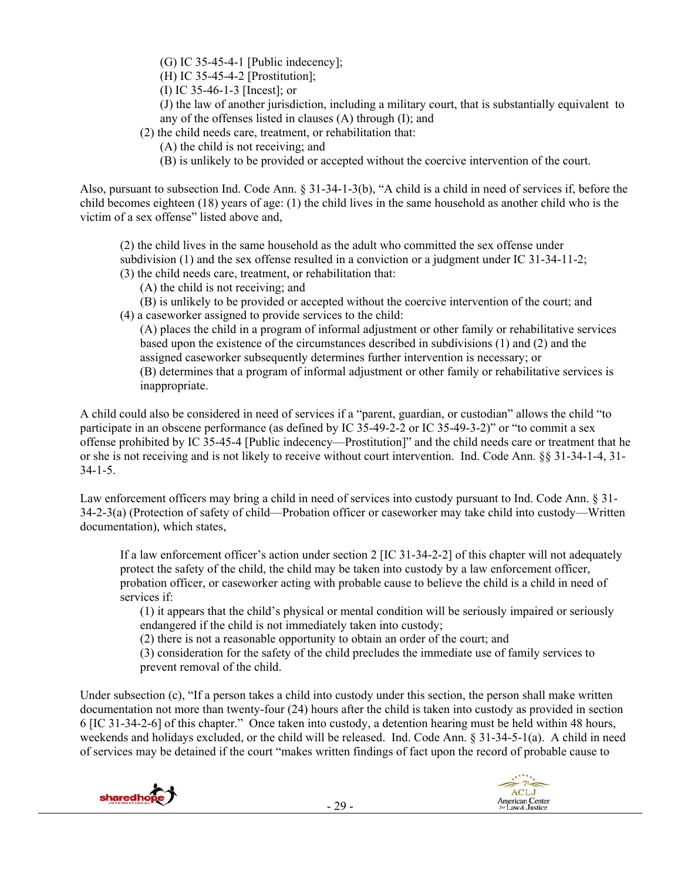(G) IC 35-45-4-1 [Public indecency];
(H) IC 35-45-4-2 [Prostitution];
(I) IC 35-46-1-3 [Incest]; or
(J) the law of another jurisdiction, including a military court, that is substantially equivalent to any of the offenses listed in clauses (A) through (I); and

(2) the child needs care, treatment, or rehabilitation that:
(A) the child is not receiving; and
(B) is unlikely to be provided or accepted without the coercive intervention of the court.

Also, pursuant to subsection Ind. Code Ann. § 31-34-1-3(b), "A child is a child in need of services if, before the child becomes eighteen (18) years of age: (1) the child lives in the same household as another child who is the victim of a sex offense" listed above and,

> (2) the child lives in the same household as the adult who committed the sex offense under subdivision (1) and the sex offense resulted in a conviction or a judgment under IC 31-34-11-2;
> (3) the child needs care, treatment, or rehabilitation that:
> (A) the child is not receiving; and
> (B) is unlikely to be provided or accepted without the coercive intervention of the court; and
> (4) a caseworker assigned to provide services to the child:
> (A) places the child in a program of informal adjustment or other family or rehabilitative services based upon the existence of the circumstances described in subdivisions (1) and (2) and the assigned caseworker subsequently determines further intervention is necessary; or
> (B) determines that a program of informal adjustment or other family or rehabilitative services is inappropriate.

A child could also be considered in need of services if a "parent, guardian, or custodian" allows the child "to participate in an obscene performance (as defined by IC 35-49-2-2 or IC 35-49-3-2)" or "to commit a sex offense prohibited by IC 35-45-4 [Public indecency—Prostitution]" and the child needs care or treatment that he or she is not receiving and is not likely to receive without court intervention. Ind. Code Ann. §§ 31-34-1-4, 31-34-1-5.

Law enforcement officers may bring a child in need of services into custody pursuant to Ind. Code Ann. § 31-34-2-3(a) (Protection of safety of child—Probation officer or caseworker may take child into custody—Written documentation), which states,

> If a law enforcement officer's action under section 2 [IC 31-34-2-2] of this chapter will not adequately protect the safety of the child, the child may be taken into custody by a law enforcement officer, probation officer, or caseworker acting with probable cause to believe the child is a child in need of services if:
> (1) it appears that the child's physical or mental condition will be seriously impaired or seriously endangered if the child is not immediately taken into custody;
> (2) there is not a reasonable opportunity to obtain an order of the court; and
> (3) consideration for the safety of the child precludes the immediate use of family services to prevent removal of the child.

Under subsection (c), "If a person takes a child into custody under this section, the person shall make written documentation not more than twenty-four (24) hours after the child is taken into custody as provided in section 6 [IC 31-34-2-6] of this chapter." Once taken into custody, a detention hearing must be held within 48 hours, weekends and holidays excluded, or the child will be released. Ind. Code Ann. § 31-34-5-1(a). A child in need of services may be detained if the court "makes written findings of fact upon the record of probable cause to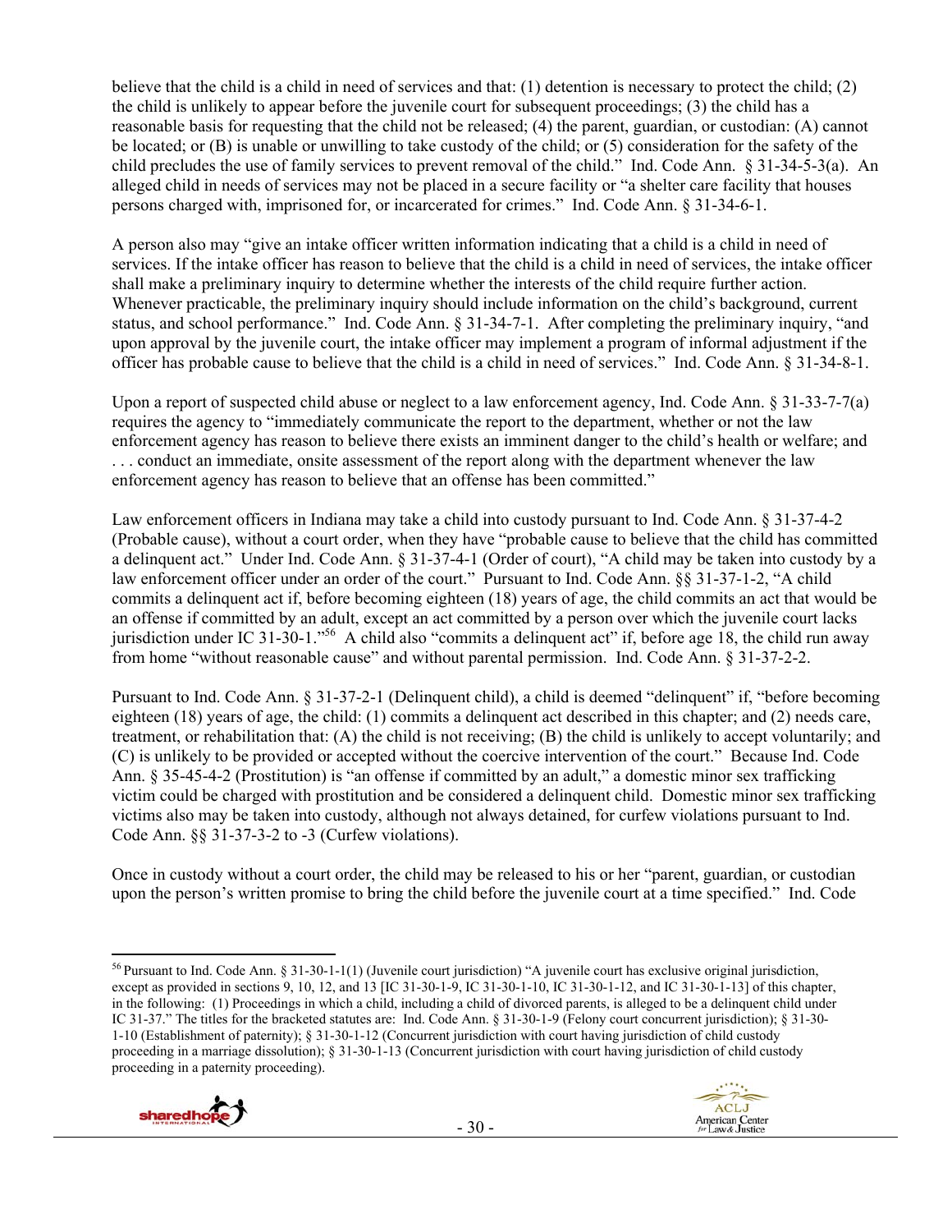believe that the child is a child in need of services and that: (1) detention is necessary to protect the child; (2) the child is unlikely to appear before the juvenile court for subsequent proceedings; (3) the child has a reasonable basis for requesting that the child not be released; (4) the parent, guardian, or custodian: (A) cannot be located; or (B) is unable or unwilling to take custody of the child; or (5) consideration for the safety of the child precludes the use of family services to prevent removal of the child." Ind. Code Ann. § 31-34-5-3(a). An alleged child in needs of services may not be placed in a secure facility or "a shelter care facility that houses persons charged with, imprisoned for, or incarcerated for crimes." Ind. Code Ann. § 31-34-6-1.

A person also may "give an intake officer written information indicating that a child is a child in need of services. If the intake officer has reason to believe that the child is a child in need of services, the intake officer shall make a preliminary inquiry to determine whether the interests of the child require further action. Whenever practicable, the preliminary inquiry should include information on the child's background, current status, and school performance." Ind. Code Ann. § 31-34-7-1. After completing the preliminary inquiry, "and upon approval by the juvenile court, the intake officer may implement a program of informal adjustment if the officer has probable cause to believe that the child is a child in need of services." Ind. Code Ann. § 31-34-8-1.

Upon a report of suspected child abuse or neglect to a law enforcement agency, Ind. Code Ann. § 31-33-7-7(a) requires the agency to "immediately communicate the report to the department, whether or not the law enforcement agency has reason to believe there exists an imminent danger to the child's health or welfare; and . . . conduct an immediate, onsite assessment of the report along with the department whenever the law enforcement agency has reason to believe that an offense has been committed."

Law enforcement officers in Indiana may take a child into custody pursuant to Ind. Code Ann. § 31-37-4-2 (Probable cause), without a court order, when they have "probable cause to believe that the child has committed a delinquent act." Under Ind. Code Ann. § 31-37-4-1 (Order of court), "A child may be taken into custody by a law enforcement officer under an order of the court." Pursuant to Ind. Code Ann. §§ 31-37-1-2, "A child commits a delinquent act if, before becoming eighteen (18) years of age, the child commits an act that would be an offense if committed by an adult, except an act committed by a person over which the juvenile court lacks jurisdiction under IC 31-30-1."[56] A child also "commits a delinquent act" if, before age 18, the child run away from home "without reasonable cause" and without parental permission. Ind. Code Ann. § 31-37-2-2.

Pursuant to Ind. Code Ann. § 31-37-2-1 (Delinquent child), a child is deemed "delinquent" if, "before becoming eighteen (18) years of age, the child: (1) commits a delinquent act described in this chapter; and (2) needs care, treatment, or rehabilitation that: (A) the child is not receiving; (B) the child is unlikely to accept voluntarily; and (C) is unlikely to be provided or accepted without the coercive intervention of the court." Because Ind. Code Ann. § 35-45-4-2 (Prostitution) is "an offense if committed by an adult," a domestic minor sex trafficking victim could be charged with prostitution and be considered a delinquent child. Domestic minor sex trafficking victims also may be taken into custody, although not always detained, for curfew violations pursuant to Ind. Code Ann. §§ 31-37-3-2 to -3 (Curfew violations).

Once in custody without a court order, the child may be released to his or her "parent, guardian, or custodian upon the person's written promise to bring the child before the juvenile court at a time specified." Ind. Code

---

[56] Pursuant to Ind. Code Ann. § 31-30-1-1(1) (Juvenile court jurisdiction) "A juvenile court has exclusive original jurisdiction, except as provided in sections 9, 10, 12, and 13 [IC 31-30-1-9, IC 31-30-1-10, IC 31-30-1-12, and IC 31-30-1-13] of this chapter, in the following: (1) Proceedings in which a child, including a child of divorced parents, is alleged to be a delinquent child under IC 31-37." The titles for the bracketed statutes are: Ind. Code Ann. § 31-30-1-9 (Felony court concurrent jurisdiction); § 31-30-1-10 (Establishment of paternity); § 31-30-1-12 (Concurrent jurisdiction with court having jurisdiction of child custody proceeding in a marriage dissolution); § 31-30-1-13 (Concurrent jurisdiction with court having jurisdiction of child custody proceeding in a paternity proceeding).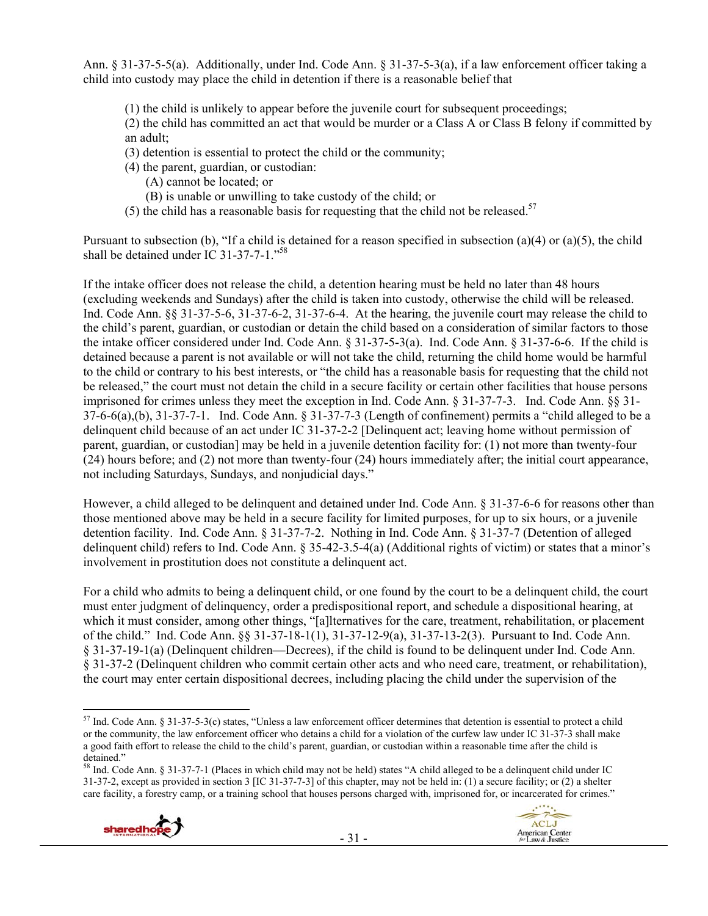Ann. § 31-37-5-5(a). Additionally, under Ind. Code Ann. § 31-37-5-3(a), if a law enforcement officer taking a child into custody may place the child in detention if there is a reasonable belief that

(1) the child is unlikely to appear before the juvenile court for subsequent proceedings;
(2) the child has committed an act that would be murder or a Class A or Class B felony if committed by an adult;
(3) detention is essential to protect the child or the community;
(4) the parent, guardian, or custodian:
  (A) cannot be located; or
  (B) is unable or unwilling to take custody of the child; or
(5) the child has a reasonable basis for requesting that the child not be released.[57]

Pursuant to subsection (b), "If a child is detained for a reason specified in subsection (a)(4) or (a)(5), the child shall be detained under IC 31-37-7-1."[58]

If the intake officer does not release the child, a detention hearing must be held no later than 48 hours (excluding weekends and Sundays) after the child is taken into custody, otherwise the child will be released. Ind. Code Ann. §§ 31-37-5-6, 31-37-6-2, 31-37-6-4. At the hearing, the juvenile court may release the child to the child's parent, guardian, or custodian or detain the child based on a consideration of similar factors to those the intake officer considered under Ind. Code Ann. § 31-37-5-3(a). Ind. Code Ann. § 31-37-6-6. If the child is detained because a parent is not available or will not take the child, returning the child home would be harmful to the child or contrary to his best interests, or "the child has a reasonable basis for requesting that the child not be released," the court must not detain the child in a secure facility or certain other facilities that house persons imprisoned for crimes unless they meet the exception in Ind. Code Ann. § 31-37-7-3. Ind. Code Ann. §§ 31-37-6-6(a),(b), 31-37-7-1. Ind. Code Ann. § 31-37-7-3 (Length of confinement) permits a "child alleged to be a delinquent child because of an act under IC 31-37-2-2 [Delinquent act; leaving home without permission of parent, guardian, or custodian] may be held in a juvenile detention facility for: (1) not more than twenty-four (24) hours before; and (2) not more than twenty-four (24) hours immediately after; the initial court appearance, not including Saturdays, Sundays, and nonjudicial days."

However, a child alleged to be delinquent and detained under Ind. Code Ann. § 31-37-6-6 for reasons other than those mentioned above may be held in a secure facility for limited purposes, for up to six hours, or a juvenile detention facility. Ind. Code Ann. § 31-37-7-2. Nothing in Ind. Code Ann. § 31-37-7 (Detention of alleged delinquent child) refers to Ind. Code Ann. § 35-42-3.5-4(a) (Additional rights of victim) or states that a minor's involvement in prostitution does not constitute a delinquent act.

For a child who admits to being a delinquent child, or one found by the court to be a delinquent child, the court must enter judgment of delinquency, order a predispositional report, and schedule a dispositional hearing, at which it must consider, among other things, "[a]lternatives for the care, treatment, rehabilitation, or placement of the child." Ind. Code Ann. §§ 31-37-18-1(1), 31-37-12-9(a), 31-37-13-2(3). Pursuant to Ind. Code Ann. § 31-37-19-1(a) (Delinquent children—Decrees), if the child is found to be delinquent under Ind. Code Ann. § 31-37-2 (Delinquent children who commit certain other acts and who need care, treatment, or rehabilitation), the court may enter certain dispositional decrees, including placing the child under the supervision of the

---

[57] Ind. Code Ann. § 31-37-5-3(c) states, "Unless a law enforcement officer determines that detention is essential to protect a child or the community, the law enforcement officer who detains a child for a violation of the curfew law under IC 31-37-3 shall make a good faith effort to release the child to the child's parent, guardian, or custodian within a reasonable time after the child is detained."

[58] Ind. Code Ann. § 31-37-7-1 (Places in which child may not be held) states "A child alleged to be a delinquent child under IC 31-37-2, except as provided in section 3 [IC 31-37-7-3] of this chapter, may not be held in: (1) a secure facility; or (2) a shelter care facility, a forestry camp, or a training school that houses persons charged with, imprisoned for, or incarcerated for crimes."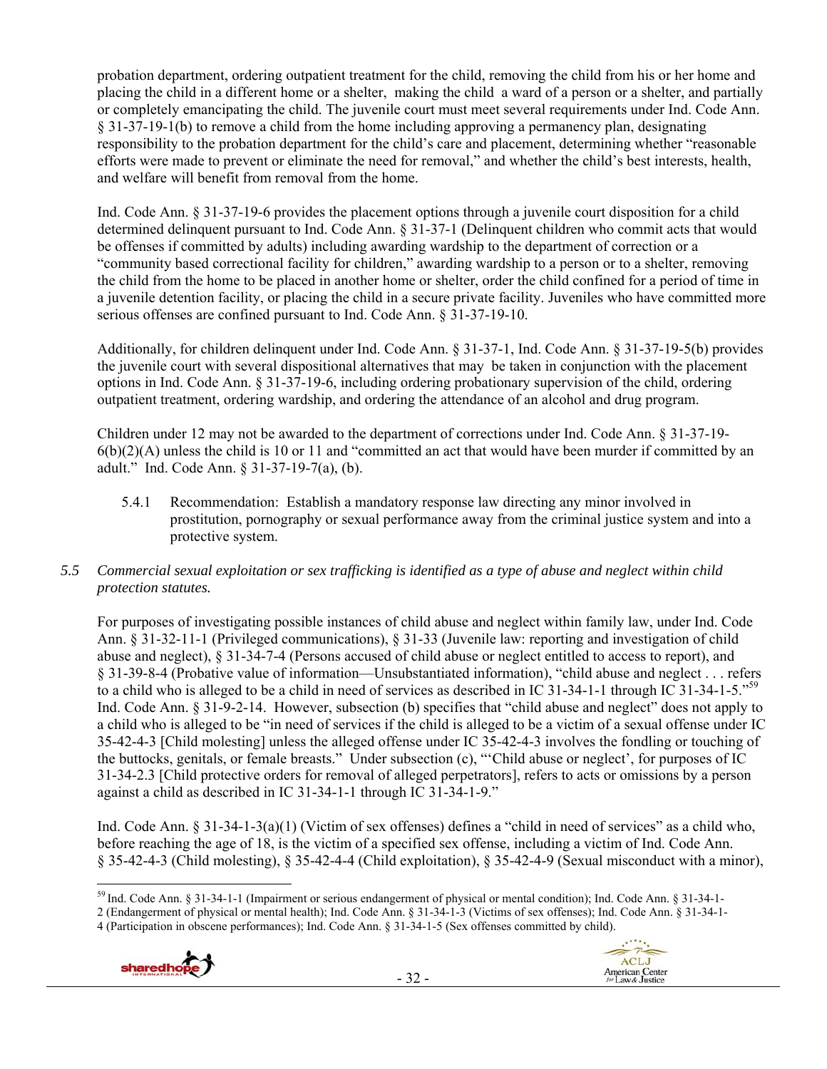probation department, ordering outpatient treatment for the child, removing the child from his or her home and placing the child in a different home or a shelter, making the child a ward of a person or a shelter, and partially or completely emancipating the child. The juvenile court must meet several requirements under Ind. Code Ann. § 31-37-19-1(b) to remove a child from the home including approving a permanency plan, designating responsibility to the probation department for the child's care and placement, determining whether "reasonable efforts were made to prevent or eliminate the need for removal," and whether the child's best interests, health, and welfare will benefit from removal from the home.

Ind. Code Ann. § 31-37-19-6 provides the placement options through a juvenile court disposition for a child determined delinquent pursuant to Ind. Code Ann. § 31-37-1 (Delinquent children who commit acts that would be offenses if committed by adults) including awarding wardship to the department of correction or a "community based correctional facility for children," awarding wardship to a person or to a shelter, removing the child from the home to be placed in another home or shelter, order the child confined for a period of time in a juvenile detention facility, or placing the child in a secure private facility. Juveniles who have committed more serious offenses are confined pursuant to Ind. Code Ann. § 31-37-19-10.

Additionally, for children delinquent under Ind. Code Ann. § 31-37-1, Ind. Code Ann. § 31-37-19-5(b) provides the juvenile court with several dispositional alternatives that may be taken in conjunction with the placement options in Ind. Code Ann. § 31-37-19-6, including ordering probationary supervision of the child, ordering outpatient treatment, ordering wardship, and ordering the attendance of an alcohol and drug program.

Children under 12 may not be awarded to the department of corrections under Ind. Code Ann. § 31-37-19-6(b)(2)(A) unless the child is 10 or 11 and "committed an act that would have been murder if committed by an adult." Ind. Code Ann. § 31-37-19-7(a), (b).

5.4.1 Recommendation: Establish a mandatory response law directing any minor involved in prostitution, pornography or sexual performance away from the criminal justice system and into a protective system.

*5.5 Commercial sexual exploitation or sex trafficking is identified as a type of abuse and neglect within child protection statutes.*

For purposes of investigating possible instances of child abuse and neglect within family law, under Ind. Code Ann. § 31-32-11-1 (Privileged communications), § 31-33 (Juvenile law: reporting and investigation of child abuse and neglect), § 31-34-7-4 (Persons accused of child abuse or neglect entitled to access to report), and § 31-39-8-4 (Probative value of information—Unsubstantiated information), "child abuse and neglect . . . refers to a child who is alleged to be a child in need of services as described in IC 31-34-1-1 through IC 31-34-1-5."[59] Ind. Code Ann. § 31-9-2-14. However, subsection (b) specifies that "child abuse and neglect" does not apply to a child who is alleged to be "in need of services if the child is alleged to be a victim of a sexual offense under IC 35-42-4-3 [Child molesting] unless the alleged offense under IC 35-42-4-3 involves the fondling or touching of the buttocks, genitals, or female breasts." Under subsection (c), "'Child abuse or neglect', for purposes of IC 31-34-2.3 [Child protective orders for removal of alleged perpetrators], refers to acts or omissions by a person against a child as described in IC 31-34-1-1 through IC 31-34-1-9."

Ind. Code Ann. § 31-34-1-3(a)(1) (Victim of sex offenses) defines a "child in need of services" as a child who, before reaching the age of 18, is the victim of a specified sex offense, including a victim of Ind. Code Ann. § 35-42-4-3 (Child molesting), § 35-42-4-4 (Child exploitation), § 35-42-4-9 (Sexual misconduct with a minor),

---

[59] Ind. Code Ann. § 31-34-1-1 (Impairment or serious endangerment of physical or mental condition); Ind. Code Ann. § 31-34-1-2 (Endangerment of physical or mental health); Ind. Code Ann. § 31-34-1-3 (Victims of sex offenses); Ind. Code Ann. § 31-34-1-4 (Participation in obscene performances); Ind. Code Ann. § 31-34-1-5 (Sex offenses committed by child).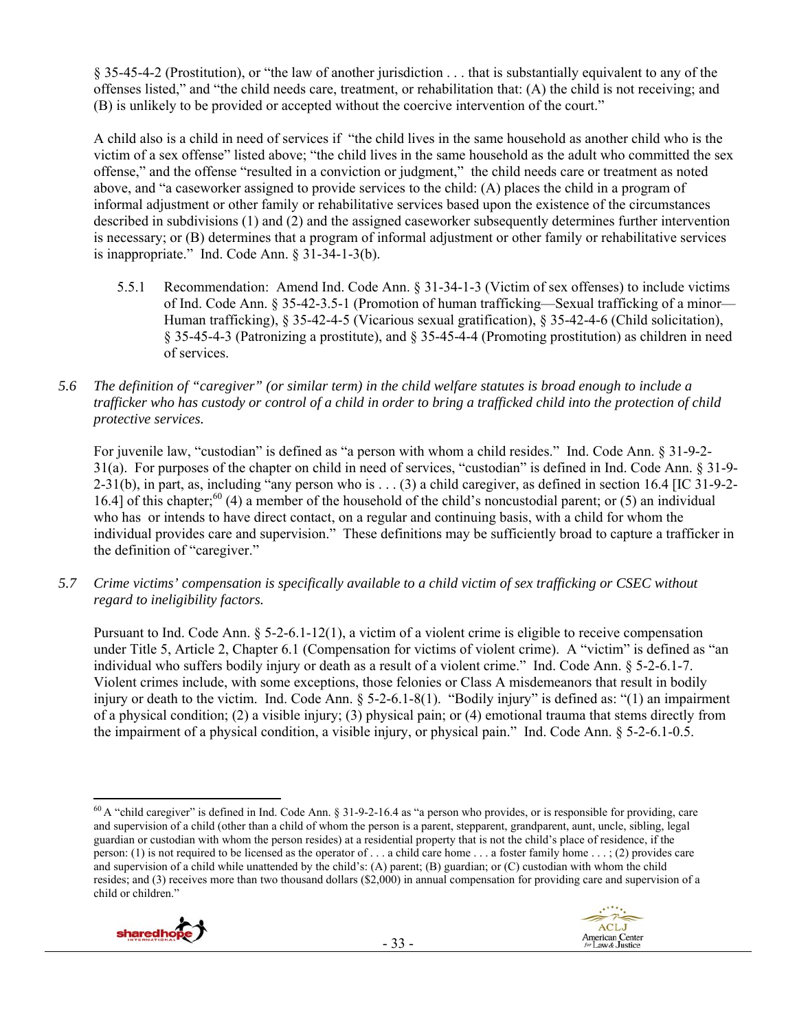§ 35-45-4-2 (Prostitution), or "the law of another jurisdiction . . . that is substantially equivalent to any of the offenses listed," and "the child needs care, treatment, or rehabilitation that: (A) the child is not receiving; and (B) is unlikely to be provided or accepted without the coercive intervention of the court."

A child also is a child in need of services if "the child lives in the same household as another child who is the victim of a sex offense" listed above; "the child lives in the same household as the adult who committed the sex offense," and the offense "resulted in a conviction or judgment," the child needs care or treatment as noted above, and "a caseworker assigned to provide services to the child: (A) places the child in a program of informal adjustment or other family or rehabilitative services based upon the existence of the circumstances described in subdivisions (1) and (2) and the assigned caseworker subsequently determines further intervention is necessary; or (B) determines that a program of informal adjustment or other family or rehabilitative services is inappropriate." Ind. Code Ann. § 31-34-1-3(b).

5.5.1 Recommendation: Amend Ind. Code Ann. § 31-34-1-3 (Victim of sex offenses) to include victims of Ind. Code Ann. § 35-42-3.5-1 (Promotion of human trafficking—Sexual trafficking of a minor—Human trafficking), § 35-42-4-5 (Vicarious sexual gratification), § 35-42-4-6 (Child solicitation), § 35-45-4-3 (Patronizing a prostitute), and § 35-45-4-4 (Promoting prostitution) as children in need of services.

*5.6 The definition of "caregiver" (or similar term) in the child welfare statutes is broad enough to include a trafficker who has custody or control of a child in order to bring a trafficked child into the protection of child protective services.*

For juvenile law, "custodian" is defined as "a person with whom a child resides." Ind. Code Ann. § 31-9-2-31(a). For purposes of the chapter on child in need of services, "custodian" is defined in Ind. Code Ann. § 31-9-2-31(b), in part, as, including "any person who is . . . (3) a child caregiver, as defined in section 16.4 [IC 31-9-2-16.4] of this chapter;[60] (4) a member of the household of the child's noncustodial parent; or (5) an individual who has or intends to have direct contact, on a regular and continuing basis, with a child for whom the individual provides care and supervision." These definitions may be sufficiently broad to capture a trafficker in the definition of "caregiver."

*5.7 Crime victims' compensation is specifically available to a child victim of sex trafficking or CSEC without regard to ineligibility factors.*

Pursuant to Ind. Code Ann. § 5-2-6.1-12(1), a victim of a violent crime is eligible to receive compensation under Title 5, Article 2, Chapter 6.1 (Compensation for victims of violent crime). A "victim" is defined as "an individual who suffers bodily injury or death as a result of a violent crime." Ind. Code Ann. § 5-2-6.1-7. Violent crimes include, with some exceptions, those felonies or Class A misdemeanors that result in bodily injury or death to the victim. Ind. Code Ann. § 5-2-6.1-8(1). "Bodily injury" is defined as: "(1) an impairment of a physical condition; (2) a visible injury; (3) physical pain; or (4) emotional trauma that stems directly from the impairment of a physical condition, a visible injury, or physical pain." Ind. Code Ann. § 5-2-6.1-0.5.

---

[60] A "child caregiver" is defined in Ind. Code Ann. § 31-9-2-16.4 as "a person who provides, or is responsible for providing, care and supervision of a child (other than a child of whom the person is a parent, stepparent, grandparent, aunt, uncle, sibling, legal guardian or custodian with whom the person resides) at a residential property that is not the child's place of residence, if the person: (1) is not required to be licensed as the operator of . . . a child care home . . . a foster family home . . . ; (2) provides care and supervision of a child while unattended by the child's: (A) parent; (B) guardian; or (C) custodian with whom the child resides; and (3) receives more than two thousand dollars ($2,000) in annual compensation for providing care and supervision of a child or children."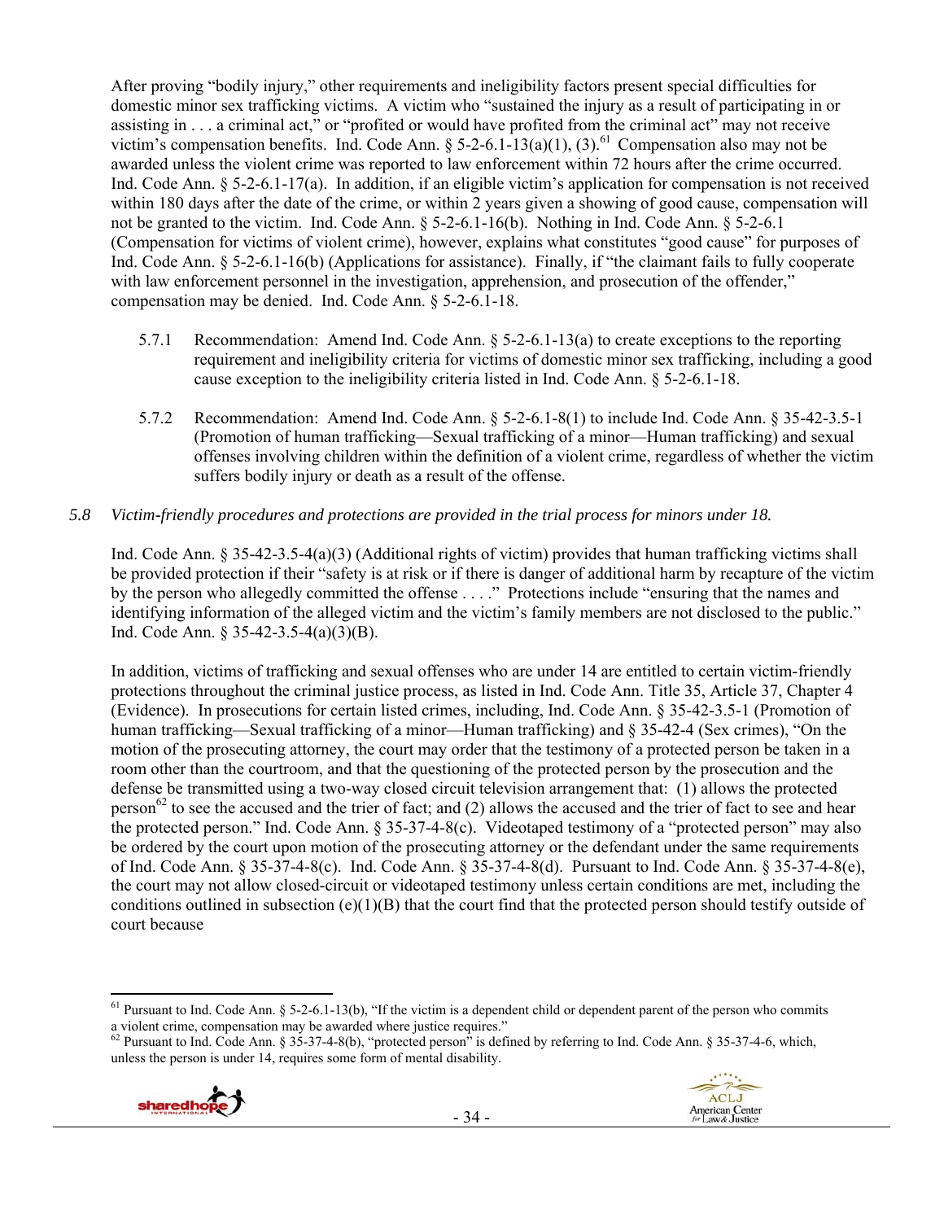After proving "bodily injury," other requirements and ineligibility factors present special difficulties for domestic minor sex trafficking victims. A victim who "sustained the injury as a result of participating in or assisting in . . . a criminal act," or "profited or would have profited from the criminal act" may not receive victim's compensation benefits. Ind. Code Ann. § 5-2-6.1-13(a)(1), (3).[61] Compensation also may not be awarded unless the violent crime was reported to law enforcement within 72 hours after the crime occurred. Ind. Code Ann. § 5-2-6.1-17(a). In addition, if an eligible victim's application for compensation is not received within 180 days after the date of the crime, or within 2 years given a showing of good cause, compensation will not be granted to the victim. Ind. Code Ann. § 5-2-6.1-16(b). Nothing in Ind. Code Ann. § 5-2-6.1 (Compensation for victims of violent crime), however, explains what constitutes "good cause" for purposes of Ind. Code Ann. § 5-2-6.1-16(b) (Applications for assistance). Finally, if "the claimant fails to fully cooperate with law enforcement personnel in the investigation, apprehension, and prosecution of the offender," compensation may be denied. Ind. Code Ann. § 5-2-6.1-18.

5.7.1 Recommendation: Amend Ind. Code Ann. § 5-2-6.1-13(a) to create exceptions to the reporting requirement and ineligibility criteria for victims of domestic minor sex trafficking, including a good cause exception to the ineligibility criteria listed in Ind. Code Ann. § 5-2-6.1-18.

5.7.2 Recommendation: Amend Ind. Code Ann. § 5-2-6.1-8(1) to include Ind. Code Ann. § 35-42-3.5-1 (Promotion of human trafficking—Sexual trafficking of a minor—Human trafficking) and sexual offenses involving children within the definition of a violent crime, regardless of whether the victim suffers bodily injury or death as a result of the offense.

*5.8 Victim-friendly procedures and protections are provided in the trial process for minors under 18.*

Ind. Code Ann. § 35-42-3.5-4(a)(3) (Additional rights of victim) provides that human trafficking victims shall be provided protection if their "safety is at risk or if there is danger of additional harm by recapture of the victim by the person who allegedly committed the offense . . . ." Protections include "ensuring that the names and identifying information of the alleged victim and the victim's family members are not disclosed to the public." Ind. Code Ann. § 35-42-3.5-4(a)(3)(B).

In addition, victims of trafficking and sexual offenses who are under 14 are entitled to certain victim-friendly protections throughout the criminal justice process, as listed in Ind. Code Ann. Title 35, Article 37, Chapter 4 (Evidence). In prosecutions for certain listed crimes, including, Ind. Code Ann. § 35-42-3.5-1 (Promotion of human trafficking—Sexual trafficking of a minor—Human trafficking) and § 35-42-4 (Sex crimes), "On the motion of the prosecuting attorney, the court may order that the testimony of a protected person be taken in a room other than the courtroom, and that the questioning of the protected person by the prosecution and the defense be transmitted using a two-way closed circuit television arrangement that: (1) allows the protected person[62] to see the accused and the trier of fact; and (2) allows the accused and the trier of fact to see and hear the protected person." Ind. Code Ann. § 35-37-4-8(c). Videotaped testimony of a "protected person" may also be ordered by the court upon motion of the prosecuting attorney or the defendant under the same requirements of Ind. Code Ann. § 35-37-4-8(c). Ind. Code Ann. § 35-37-4-8(d). Pursuant to Ind. Code Ann. § 35-37-4-8(e), the court may not allow closed-circuit or videotaped testimony unless certain conditions are met, including the conditions outlined in subsection (e)(1)(B) that the court find that the protected person should testify outside of court because

[61] Pursuant to Ind. Code Ann. § 5-2-6.1-13(b), "If the victim is a dependent child or dependent parent of the person who commits a violent crime, compensation may be awarded where justice requires."

[62] Pursuant to Ind. Code Ann. § 35-37-4-8(b), "protected person" is defined by referring to Ind. Code Ann. § 35-37-4-6, which, unless the person is under 14, requires some form of mental disability.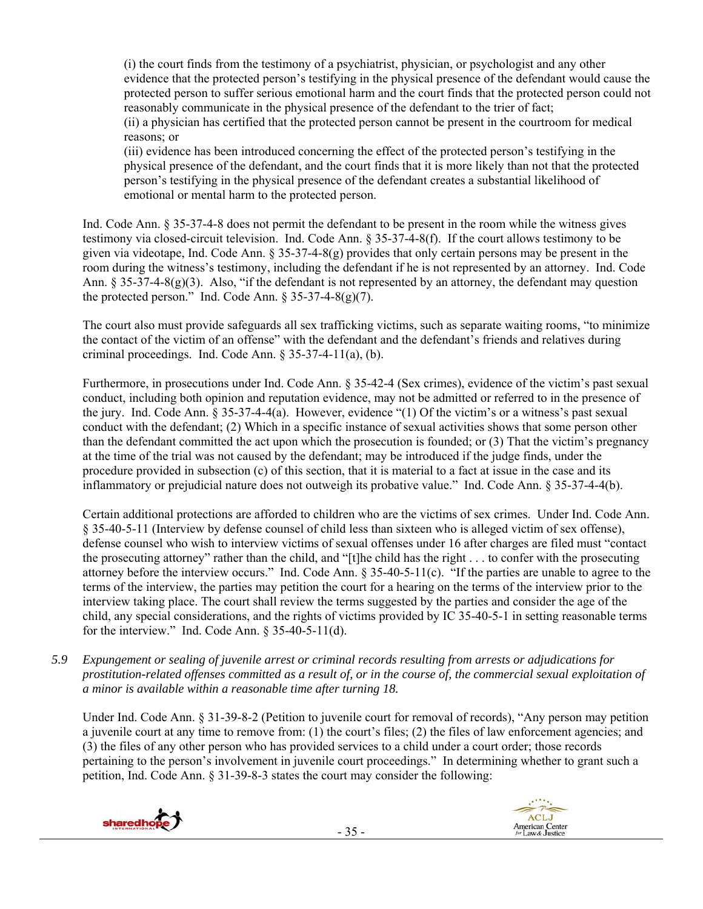(i) the court finds from the testimony of a psychiatrist, physician, or psychologist and any other evidence that the protected person's testifying in the physical presence of the defendant would cause the protected person to suffer serious emotional harm and the court finds that the protected person could not reasonably communicate in the physical presence of the defendant to the trier of fact;
(ii) a physician has certified that the protected person cannot be present in the courtroom for medical reasons; or
(iii) evidence has been introduced concerning the effect of the protected person's testifying in the physical presence of the defendant, and the court finds that it is more likely than not that the protected person's testifying in the physical presence of the defendant creates a substantial likelihood of emotional or mental harm to the protected person.

Ind. Code Ann. § 35-37-4-8 does not permit the defendant to be present in the room while the witness gives testimony via closed-circuit television. Ind. Code Ann. § 35-37-4-8(f). If the court allows testimony to be given via videotape, Ind. Code Ann. § 35-37-4-8(g) provides that only certain persons may be present in the room during the witness's testimony, including the defendant if he is not represented by an attorney. Ind. Code Ann. § 35-37-4-8(g)(3). Also, "if the defendant is not represented by an attorney, the defendant may question the protected person." Ind. Code Ann. § 35-37-4-8(g)(7).

The court also must provide safeguards all sex trafficking victims, such as separate waiting rooms, "to minimize the contact of the victim of an offense" with the defendant and the defendant's friends and relatives during criminal proceedings. Ind. Code Ann. § 35-37-4-11(a), (b).

Furthermore, in prosecutions under Ind. Code Ann. § 35-42-4 (Sex crimes), evidence of the victim's past sexual conduct, including both opinion and reputation evidence, may not be admitted or referred to in the presence of the jury. Ind. Code Ann. § 35-37-4-4(a). However, evidence "(1) Of the victim's or a witness's past sexual conduct with the defendant; (2) Which in a specific instance of sexual activities shows that some person other than the defendant committed the act upon which the prosecution is founded; or (3) That the victim's pregnancy at the time of the trial was not caused by the defendant; may be introduced if the judge finds, under the procedure provided in subsection (c) of this section, that it is material to a fact at issue in the case and its inflammatory or prejudicial nature does not outweigh its probative value." Ind. Code Ann. § 35-37-4-4(b).

Certain additional protections are afforded to children who are the victims of sex crimes. Under Ind. Code Ann. § 35-40-5-11 (Interview by defense counsel of child less than sixteen who is alleged victim of sex offense), defense counsel who wish to interview victims of sexual offenses under 16 after charges are filed must "contact the prosecuting attorney" rather than the child, and "[t]he child has the right . . . to confer with the prosecuting attorney before the interview occurs." Ind. Code Ann. § 35-40-5-11(c). "If the parties are unable to agree to the terms of the interview, the parties may petition the court for a hearing on the terms of the interview prior to the interview taking place. The court shall review the terms suggested by the parties and consider the age of the child, any special considerations, and the rights of victims provided by IC 35-40-5-1 in setting reasonable terms for the interview." Ind. Code Ann. § 35-40-5-11(d).

*5.9 Expungement or sealing of juvenile arrest or criminal records resulting from arrests or adjudications for prostitution-related offenses committed as a result of, or in the course of, the commercial sexual exploitation of a minor is available within a reasonable time after turning 18.*

Under Ind. Code Ann. § 31-39-8-2 (Petition to juvenile court for removal of records), "Any person may petition a juvenile court at any time to remove from: (1) the court's files; (2) the files of law enforcement agencies; and (3) the files of any other person who has provided services to a child under a court order; those records pertaining to the person's involvement in juvenile court proceedings." In determining whether to grant such a petition, Ind. Code Ann. § 31-39-8-3 states the court may consider the following: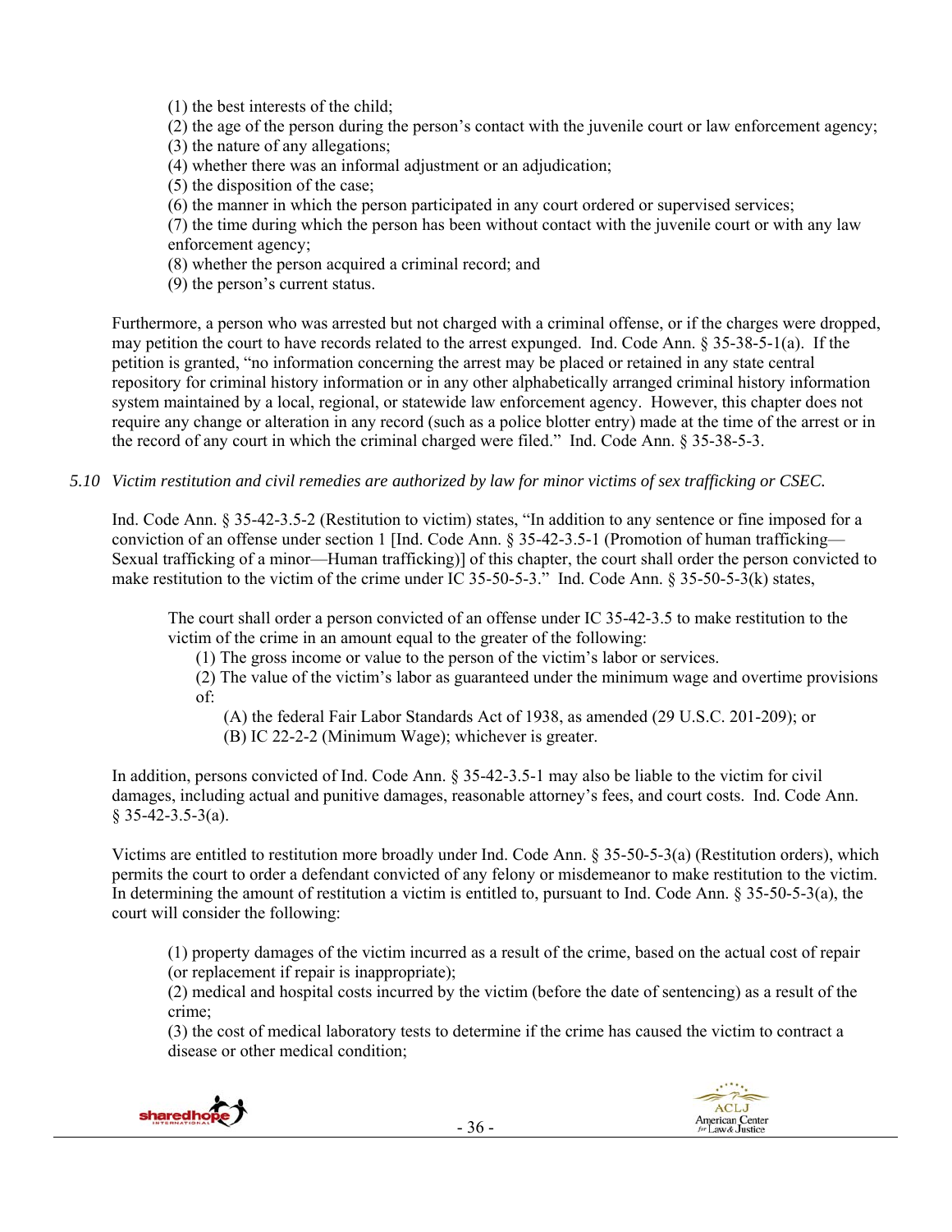(1) the best interests of the child;
(2) the age of the person during the person's contact with the juvenile court or law enforcement agency;
(3) the nature of any allegations;
(4) whether there was an informal adjustment or an adjudication;
(5) the disposition of the case;
(6) the manner in which the person participated in any court ordered or supervised services;
(7) the time during which the person has been without contact with the juvenile court or with any law enforcement agency;
(8) whether the person acquired a criminal record; and
(9) the person's current status.

Furthermore, a person who was arrested but not charged with a criminal offense, or if the charges were dropped, may petition the court to have records related to the arrest expunged. Ind. Code Ann. § 35-38-5-1(a). If the petition is granted, "no information concerning the arrest may be placed or retained in any state central repository for criminal history information or in any other alphabetically arranged criminal history information system maintained by a local, regional, or statewide law enforcement agency. However, this chapter does not require any change or alteration in any record (such as a police blotter entry) made at the time of the arrest or in the record of any court in which the criminal charged were filed." Ind. Code Ann. § 35-38-5-3.

*5.10 Victim restitution and civil remedies are authorized by law for minor victims of sex trafficking or CSEC.*

Ind. Code Ann. § 35-42-3.5-2 (Restitution to victim) states, "In addition to any sentence or fine imposed for a conviction of an offense under section 1 [Ind. Code Ann. § 35-42-3.5-1 (Promotion of human trafficking—Sexual trafficking of a minor—Human trafficking)] of this chapter, the court shall order the person convicted to make restitution to the victim of the crime under IC 35-50-5-3." Ind. Code Ann. § 35-50-5-3(k) states,

> The court shall order a person convicted of an offense under IC 35-42-3.5 to make restitution to the victim of the crime in an amount equal to the greater of the following:
> (1) The gross income or value to the person of the victim's labor or services.
> (2) The value of the victim's labor as guaranteed under the minimum wage and overtime provisions of:
> (A) the federal Fair Labor Standards Act of 1938, as amended (29 U.S.C. 201-209); or
> (B) IC 22-2-2 (Minimum Wage); whichever is greater.

In addition, persons convicted of Ind. Code Ann. § 35-42-3.5-1 may also be liable to the victim for civil damages, including actual and punitive damages, reasonable attorney's fees, and court costs. Ind. Code Ann. § 35-42-3.5-3(a).

Victims are entitled to restitution more broadly under Ind. Code Ann. § 35-50-5-3(a) (Restitution orders), which permits the court to order a defendant convicted of any felony or misdemeanor to make restitution to the victim. In determining the amount of restitution a victim is entitled to, pursuant to Ind. Code Ann. § 35-50-5-3(a), the court will consider the following:

> (1) property damages of the victim incurred as a result of the crime, based on the actual cost of repair (or replacement if repair is inappropriate);
> (2) medical and hospital costs incurred by the victim (before the date of sentencing) as a result of the crime;
> (3) the cost of medical laboratory tests to determine if the crime has caused the victim to contract a disease or other medical condition;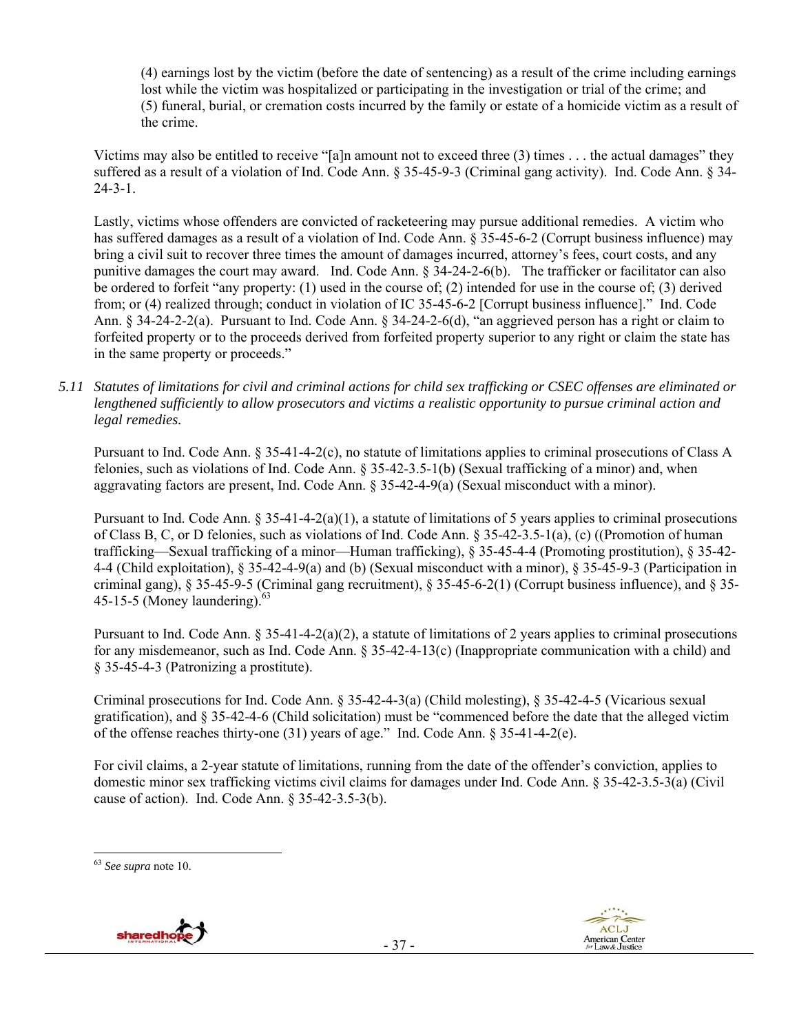(4) earnings lost by the victim (before the date of sentencing) as a result of the crime including earnings lost while the victim was hospitalized or participating in the investigation or trial of the crime; and
(5) funeral, burial, or cremation costs incurred by the family or estate of a homicide victim as a result of the crime.

Victims may also be entitled to receive "[a]n amount not to exceed three (3) times . . . the actual damages" they suffered as a result of a violation of Ind. Code Ann. § 35-45-9-3 (Criminal gang activity). Ind. Code Ann. § 34-24-3-1.

Lastly, victims whose offenders are convicted of racketeering may pursue additional remedies. A victim who has suffered damages as a result of a violation of Ind. Code Ann. § 35-45-6-2 (Corrupt business influence) may bring a civil suit to recover three times the amount of damages incurred, attorney's fees, court costs, and any punitive damages the court may award. Ind. Code Ann. § 34-24-2-6(b). The trafficker or facilitator can also be ordered to forfeit "any property: (1) used in the course of; (2) intended for use in the course of; (3) derived from; or (4) realized through; conduct in violation of IC 35-45-6-2 [Corrupt business influence]." Ind. Code Ann. § 34-24-2-2(a). Pursuant to Ind. Code Ann. § 34-24-2-6(d), "an aggrieved person has a right or claim to forfeited property or to the proceeds derived from forfeited property superior to any right or claim the state has in the same property or proceeds."

*5.11 Statutes of limitations for civil and criminal actions for child sex trafficking or CSEC offenses are eliminated or lengthened sufficiently to allow prosecutors and victims a realistic opportunity to pursue criminal action and legal remedies.*

Pursuant to Ind. Code Ann. § 35-41-4-2(c), no statute of limitations applies to criminal prosecutions of Class A felonies, such as violations of Ind. Code Ann. § 35-42-3.5-1(b) (Sexual trafficking of a minor) and, when aggravating factors are present, Ind. Code Ann. § 35-42-4-9(a) (Sexual misconduct with a minor).

Pursuant to Ind. Code Ann. § 35-41-4-2(a)(1), a statute of limitations of 5 years applies to criminal prosecutions of Class B, C, or D felonies, such as violations of Ind. Code Ann. § 35-42-3.5-1(a), (c) ((Promotion of human trafficking—Sexual trafficking of a minor—Human trafficking), § 35-45-4-4 (Promoting prostitution), § 35-42-4-4 (Child exploitation), § 35-42-4-9(a) and (b) (Sexual misconduct with a minor), § 35-45-9-3 (Participation in criminal gang), § 35-45-9-5 (Criminal gang recruitment), § 35-45-6-2(1) (Corrupt business influence), and § 35-45-15-5 (Money laundering).[63]

Pursuant to Ind. Code Ann. § 35-41-4-2(a)(2), a statute of limitations of 2 years applies to criminal prosecutions for any misdemeanor, such as Ind. Code Ann. § 35-42-4-13(c) (Inappropriate communication with a child) and § 35-45-4-3 (Patronizing a prostitute).

Criminal prosecutions for Ind. Code Ann. § 35-42-4-3(a) (Child molesting), § 35-42-4-5 (Vicarious sexual gratification), and § 35-42-4-6 (Child solicitation) must be "commenced before the date that the alleged victim of the offense reaches thirty-one (31) years of age." Ind. Code Ann. § 35-41-4-2(e).

For civil claims, a 2-year statute of limitations, running from the date of the offender's conviction, applies to domestic minor sex trafficking victims civil claims for damages under Ind. Code Ann. § 35-42-3.5-3(a) (Civil cause of action). Ind. Code Ann. § 35-42-3.5-3(b).

---

[63] *See supra* note 10.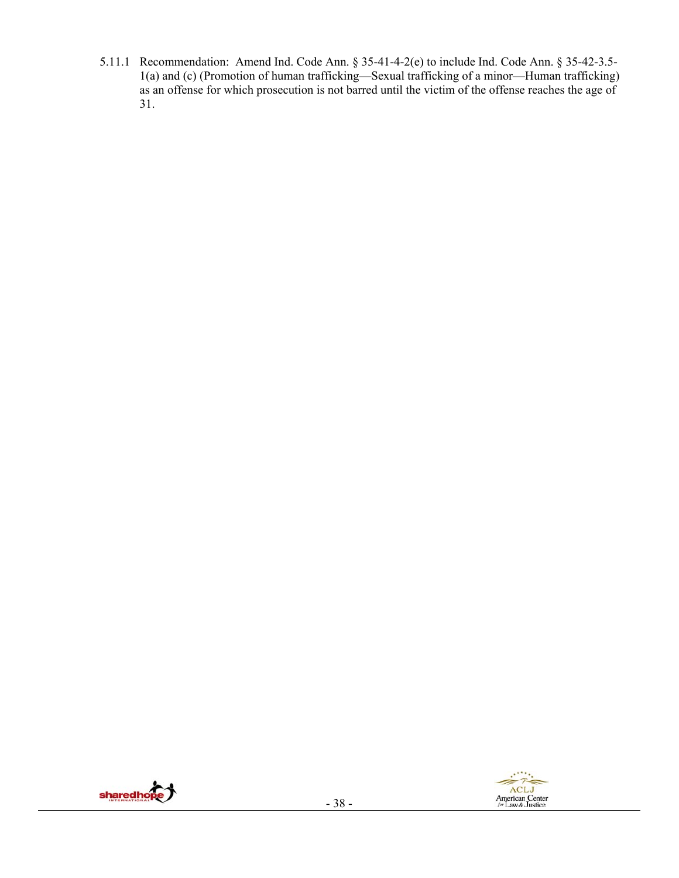5.11.1 Recommendation: Amend Ind. Code Ann. § 35-41-4-2(e) to include Ind. Code Ann. § 35-42-3.5-1(a) and (c) (Promotion of human trafficking—Sexual trafficking of a minor—Human trafficking) as an offense for which prosecution is not barred until the victim of the offense reaches the age of 31.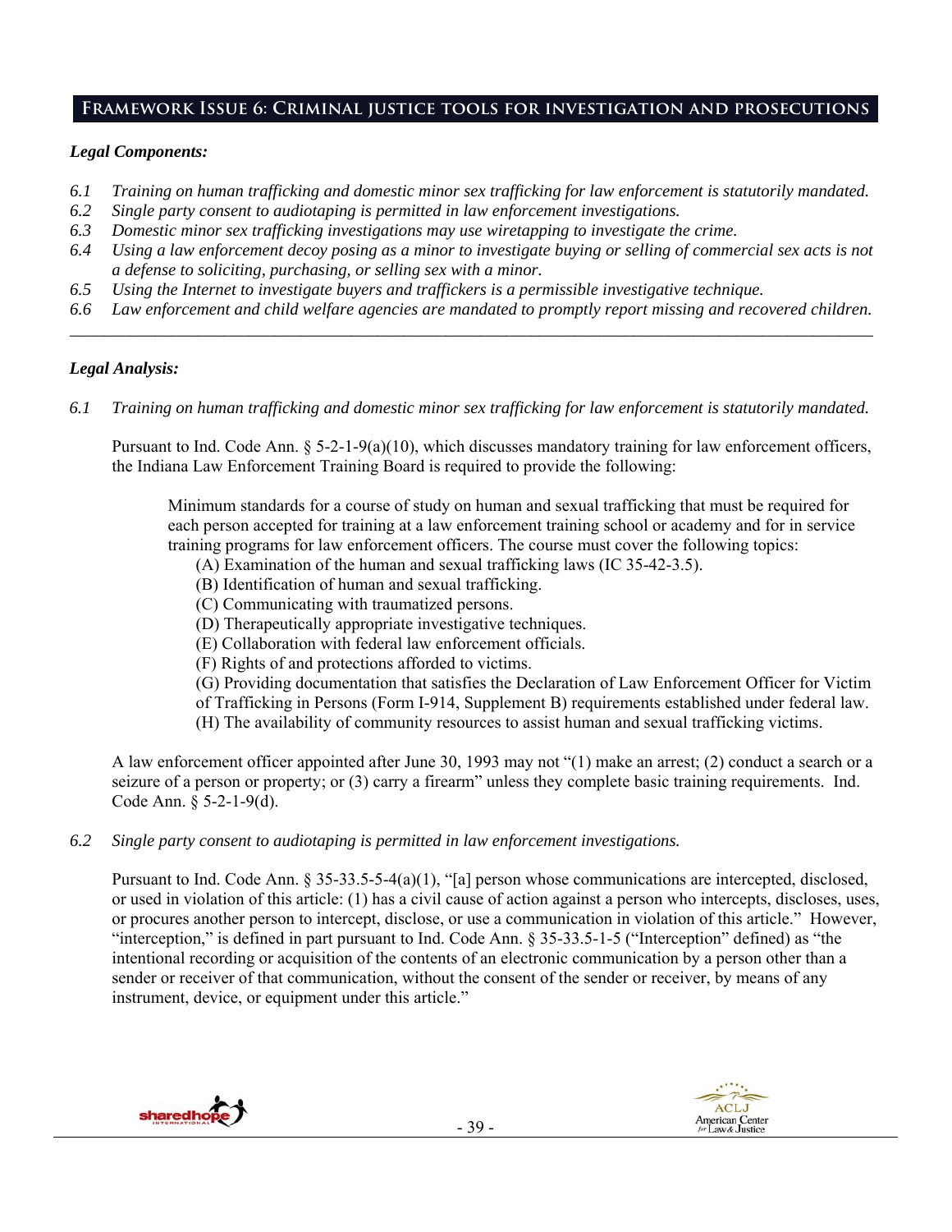## Framework Issue 6: Criminal justice tools for investigation and prosecutions

***Legal Components:***

*6.1 Training on human trafficking and domestic minor sex trafficking for law enforcement is statutorily mandated.*
*6.2 Single party consent to audiotaping is permitted in law enforcement investigations.*
*6.3 Domestic minor sex trafficking investigations may use wiretapping to investigate the crime.*
*6.4 Using a law enforcement decoy posing as a minor to investigate buying or selling of commercial sex acts is not a defense to soliciting, purchasing, or selling sex with a minor.*
*6.5 Using the Internet to investigate buyers and traffickers is a permissible investigative technique.*
*6.6 Law enforcement and child welfare agencies are mandated to promptly report missing and recovered children.*

---

***Legal Analysis:***

*6.1 Training on human trafficking and domestic minor sex trafficking for law enforcement is statutorily mandated.*

Pursuant to Ind. Code Ann. § 5-2-1-9(a)(10), which discusses mandatory training for law enforcement officers, the Indiana Law Enforcement Training Board is required to provide the following:

> Minimum standards for a course of study on human and sexual trafficking that must be required for each person accepted for training at a law enforcement training school or academy and for in service training programs for law enforcement officers. The course must cover the following topics:
> (A) Examination of the human and sexual trafficking laws (IC 35-42-3.5).
> (B) Identification of human and sexual trafficking.
> (C) Communicating with traumatized persons.
> (D) Therapeutically appropriate investigative techniques.
> (E) Collaboration with federal law enforcement officials.
> (F) Rights of and protections afforded to victims.
> (G) Providing documentation that satisfies the Declaration of Law Enforcement Officer for Victim of Trafficking in Persons (Form I-914, Supplement B) requirements established under federal law.
> (H) The availability of community resources to assist human and sexual trafficking victims.

A law enforcement officer appointed after June 30, 1993 may not "(1) make an arrest; (2) conduct a search or a seizure of a person or property; or (3) carry a firearm" unless they complete basic training requirements. Ind. Code Ann. § 5-2-1-9(d).

*6.2 Single party consent to audiotaping is permitted in law enforcement investigations.*

Pursuant to Ind. Code Ann. § 35-33.5-5-4(a)(1), "[a] person whose communications are intercepted, disclosed, or used in violation of this article: (1) has a civil cause of action against a person who intercepts, discloses, uses, or procures another person to intercept, disclose, or use a communication in violation of this article." However, "interception," is defined in part pursuant to Ind. Code Ann. § 35-33.5-1-5 ("Interception" defined) as "the intentional recording or acquisition of the contents of an electronic communication by a person other than a sender or receiver of that communication, without the consent of the sender or receiver, by means of any instrument, device, or equipment under this article."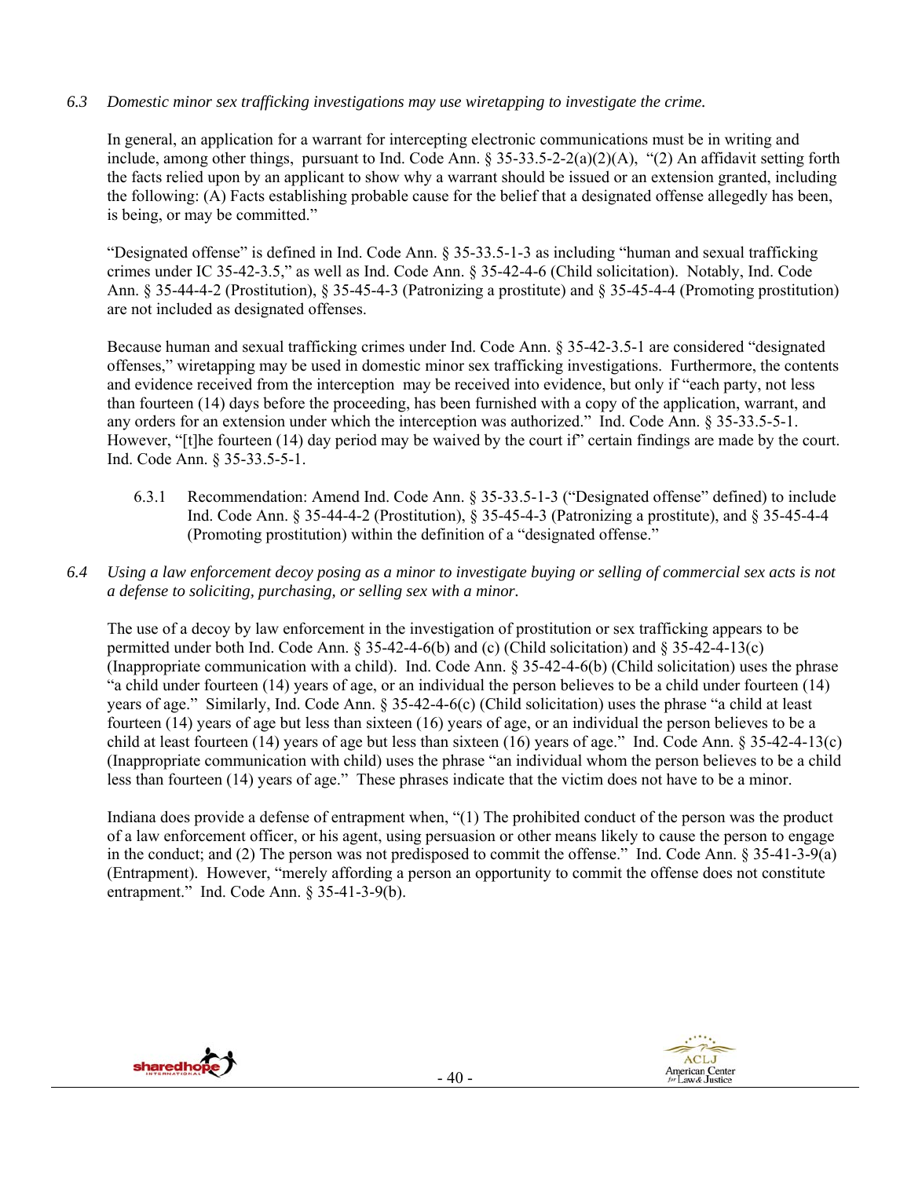*6.3 Domestic minor sex trafficking investigations may use wiretapping to investigate the crime.*

In general, an application for a warrant for intercepting electronic communications must be in writing and include, among other things, pursuant to Ind. Code Ann. § 35-33.5-2-2(a)(2)(A), "(2) An affidavit setting forth the facts relied upon by an applicant to show why a warrant should be issued or an extension granted, including the following: (A) Facts establishing probable cause for the belief that a designated offense allegedly has been, is being, or may be committed."

"Designated offense" is defined in Ind. Code Ann. § 35-33.5-1-3 as including "human and sexual trafficking crimes under IC 35-42-3.5," as well as Ind. Code Ann. § 35-42-4-6 (Child solicitation). Notably, Ind. Code Ann. § 35-44-4-2 (Prostitution), § 35-45-4-3 (Patronizing a prostitute) and § 35-45-4-4 (Promoting prostitution) are not included as designated offenses.

Because human and sexual trafficking crimes under Ind. Code Ann. § 35-42-3.5-1 are considered "designated offenses," wiretapping may be used in domestic minor sex trafficking investigations. Furthermore, the contents and evidence received from the interception may be received into evidence, but only if "each party, not less than fourteen (14) days before the proceeding, has been furnished with a copy of the application, warrant, and any orders for an extension under which the interception was authorized." Ind. Code Ann. § 35-33.5-5-1. However, "[t]he fourteen (14) day period may be waived by the court if" certain findings are made by the court. Ind. Code Ann. § 35-33.5-5-1.

6.3.1 Recommendation: Amend Ind. Code Ann. § 35-33.5-1-3 ("Designated offense" defined) to include Ind. Code Ann. § 35-44-4-2 (Prostitution), § 35-45-4-3 (Patronizing a prostitute), and § 35-45-4-4 (Promoting prostitution) within the definition of a "designated offense."

*6.4 Using a law enforcement decoy posing as a minor to investigate buying or selling of commercial sex acts is not a defense to soliciting, purchasing, or selling sex with a minor.*

The use of a decoy by law enforcement in the investigation of prostitution or sex trafficking appears to be permitted under both Ind. Code Ann. § 35-42-4-6(b) and (c) (Child solicitation) and § 35-42-4-13(c) (Inappropriate communication with a child). Ind. Code Ann. § 35-42-4-6(b) (Child solicitation) uses the phrase "a child under fourteen (14) years of age, or an individual the person believes to be a child under fourteen (14) years of age." Similarly, Ind. Code Ann. § 35-42-4-6(c) (Child solicitation) uses the phrase "a child at least fourteen (14) years of age but less than sixteen (16) years of age, or an individual the person believes to be a child at least fourteen (14) years of age but less than sixteen (16) years of age." Ind. Code Ann. § 35-42-4-13(c) (Inappropriate communication with child) uses the phrase "an individual whom the person believes to be a child less than fourteen (14) years of age." These phrases indicate that the victim does not have to be a minor.

Indiana does provide a defense of entrapment when, "(1) The prohibited conduct of the person was the product of a law enforcement officer, or his agent, using persuasion or other means likely to cause the person to engage in the conduct; and (2) The person was not predisposed to commit the offense." Ind. Code Ann. § 35-41-3-9(a) (Entrapment). However, "merely affording a person an opportunity to commit the offense does not constitute entrapment." Ind. Code Ann. § 35-41-3-9(b).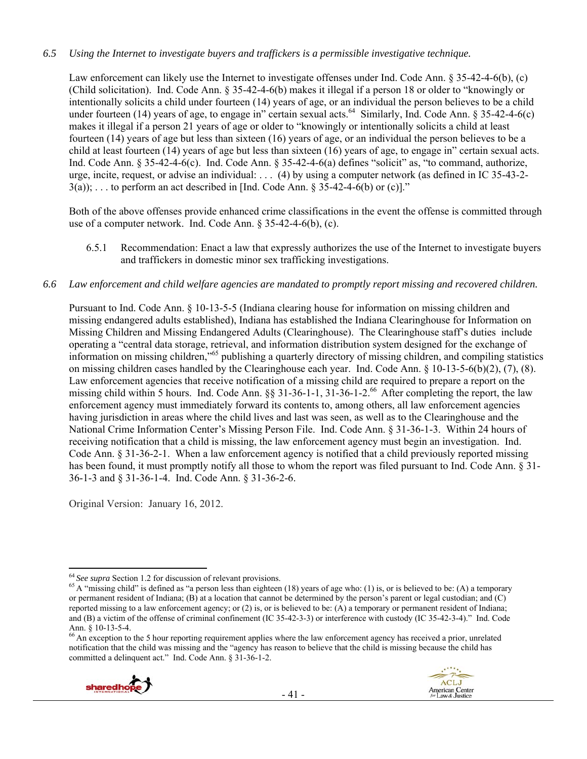*6.5 Using the Internet to investigate buyers and traffickers is a permissible investigative technique.*

Law enforcement can likely use the Internet to investigate offenses under Ind. Code Ann. § 35-42-4-6(b), (c) (Child solicitation). Ind. Code Ann. § 35-42-4-6(b) makes it illegal if a person 18 or older to "knowingly or intentionally solicits a child under fourteen (14) years of age, or an individual the person believes to be a child under fourteen (14) years of age, to engage in" certain sexual acts.[64] Similarly, Ind. Code Ann. § 35-42-4-6(c) makes it illegal if a person 21 years of age or older to "knowingly or intentionally solicits a child at least fourteen (14) years of age but less than sixteen (16) years of age, or an individual the person believes to be a child at least fourteen (14) years of age but less than sixteen (16) years of age, to engage in" certain sexual acts. Ind. Code Ann. § 35-42-4-6(c). Ind. Code Ann. § 35-42-4-6(a) defines "solicit" as, "to command, authorize, urge, incite, request, or advise an individual: . . . (4) by using a computer network (as defined in IC 35-43-2-3(a)); . . . to perform an act described in [Ind. Code Ann. § 35-42-4-6(b) or (c)]."

Both of the above offenses provide enhanced crime classifications in the event the offense is committed through use of a computer network. Ind. Code Ann. § 35-42-4-6(b), (c).

6.5.1 Recommendation: Enact a law that expressly authorizes the use of the Internet to investigate buyers and traffickers in domestic minor sex trafficking investigations.

*6.6 Law enforcement and child welfare agencies are mandated to promptly report missing and recovered children.*

Pursuant to Ind. Code Ann. § 10-13-5-5 (Indiana clearing house for information on missing children and missing endangered adults established), Indiana has established the Indiana Clearinghouse for Information on Missing Children and Missing Endangered Adults (Clearinghouse). The Clearinghouse staff's duties include operating a "central data storage, retrieval, and information distribution system designed for the exchange of information on missing children,"[65] publishing a quarterly directory of missing children, and compiling statistics on missing children cases handled by the Clearinghouse each year. Ind. Code Ann. § 10-13-5-6(b)(2), (7), (8). Law enforcement agencies that receive notification of a missing child are required to prepare a report on the missing child within 5 hours. Ind. Code Ann. §§ 31-36-1-1, 31-36-1-2.[66] After completing the report, the law enforcement agency must immediately forward its contents to, among others, all law enforcement agencies having jurisdiction in areas where the child lives and last was seen, as well as to the Clearinghouse and the National Crime Information Center's Missing Person File. Ind. Code Ann. § 31-36-1-3. Within 24 hours of receiving notification that a child is missing, the law enforcement agency must begin an investigation. Ind. Code Ann. § 31-36-2-1. When a law enforcement agency is notified that a child previously reported missing has been found, it must promptly notify all those to whom the report was filed pursuant to Ind. Code Ann. § 31-36-1-3 and § 31-36-1-4. Ind. Code Ann. § 31-36-2-6.

Original Version: January 16, 2012.

---

[64] *See supra* Section 1.2 for discussion of relevant provisions.

[65] A "missing child" is defined as "a person less than eighteen (18) years of age who: (1) is, or is believed to be: (A) a temporary or permanent resident of Indiana; (B) at a location that cannot be determined by the person's parent or legal custodian; and (C) reported missing to a law enforcement agency; or (2) is, or is believed to be: (A) a temporary or permanent resident of Indiana; and (B) a victim of the offense of criminal confinement (IC 35-42-3-3) or interference with custody (IC 35-42-3-4)." Ind. Code Ann. § 10-13-5-4.

[66] An exception to the 5 hour reporting requirement applies where the law enforcement agency has received a prior, unrelated notification that the child was missing and the "agency has reason to believe that the child is missing because the child has committed a delinquent act." Ind. Code Ann. § 31-36-1-2.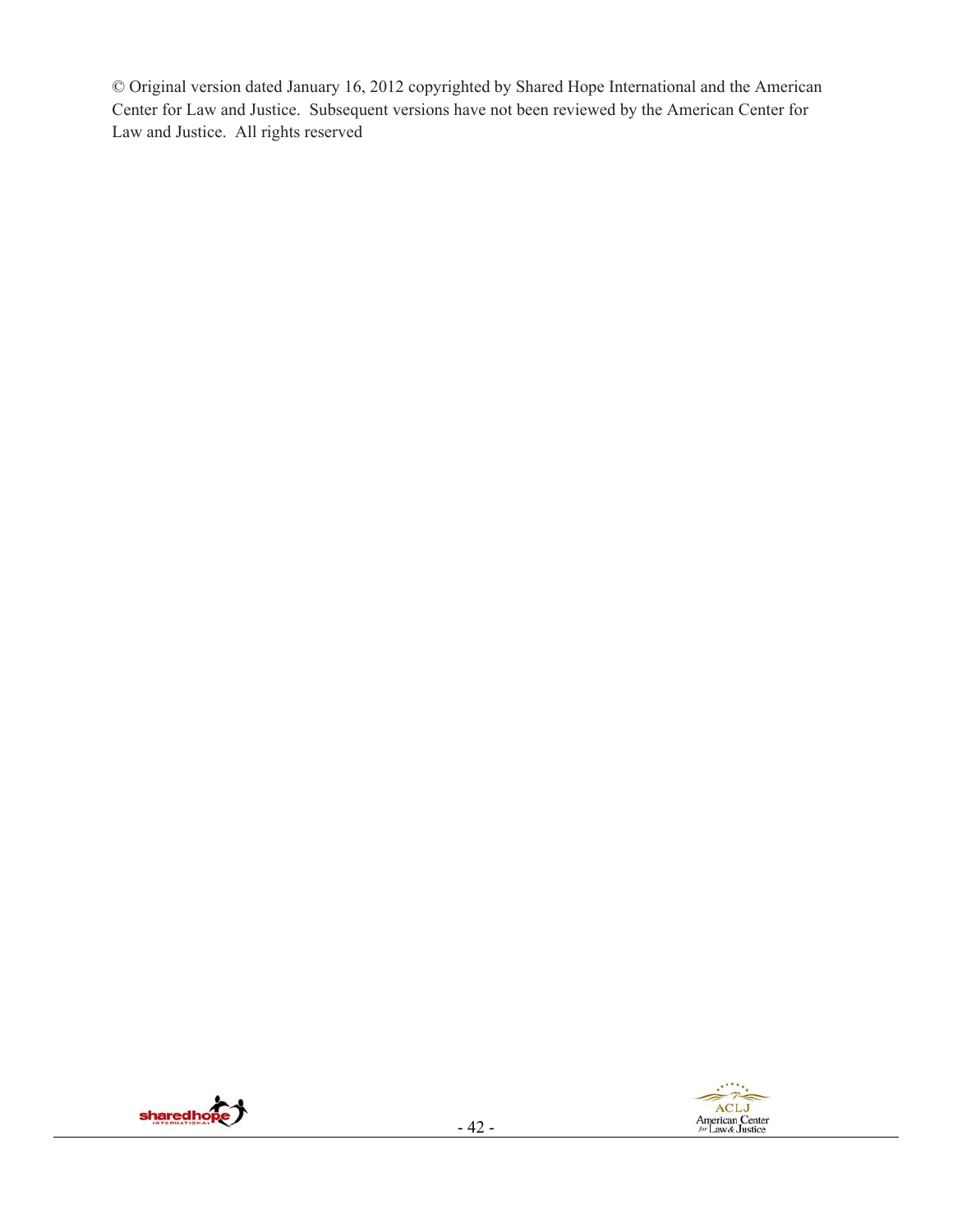© Original version dated January 16, 2012 copyrighted by Shared Hope International and the American Center for Law and Justice. Subsequent versions have not been reviewed by the American Center for Law and Justice. All rights reserved